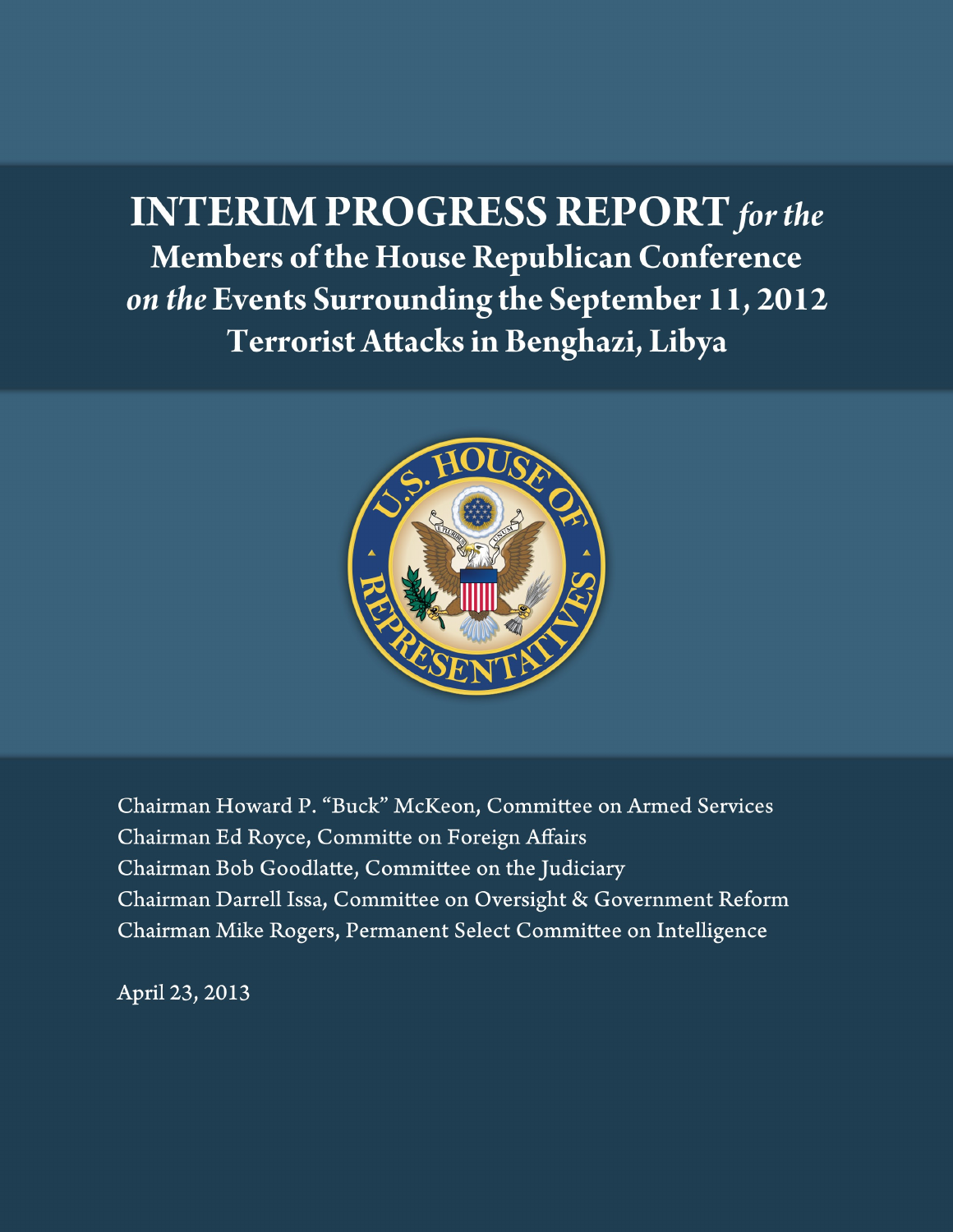# INTERIM PROGRESS REPORT *for the* Members of the House Republican Conference *on the* Events Surrounding the September 11, 2012 Terrorist Attacks in Benghazi, Libya

Chairman Howard P. "Buck" McKeon, Committee on Armed Services
Chairman Ed Royce, Committe on Foreign Affairs
Chairman Bob Goodlatte, Committee on the Judiciary
Chairman Darrell Issa, Committee on Oversight & Government Reform
Chairman Mike Rogers, Permanent Select Committee on Intelligence

April 23, 2013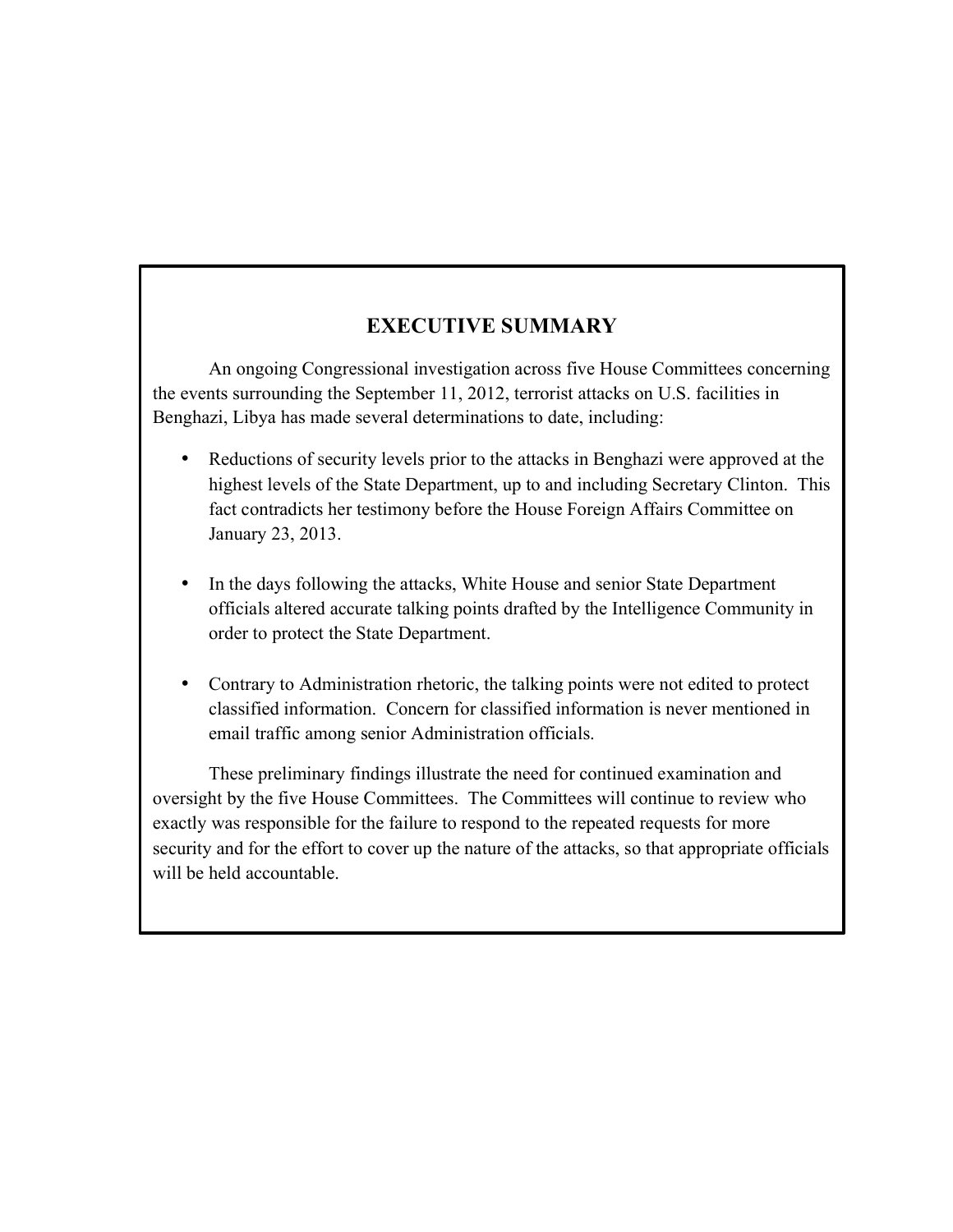## EXECUTIVE SUMMARY

An ongoing Congressional investigation across five House Committees concerning the events surrounding the September 11, 2012, terrorist attacks on U.S. facilities in Benghazi, Libya has made several determinations to date, including:

- Reductions of security levels prior to the attacks in Benghazi were approved at the highest levels of the State Department, up to and including Secretary Clinton. This fact contradicts her testimony before the House Foreign Affairs Committee on January 23, 2013.

- In the days following the attacks, White House and senior State Department officials altered accurate talking points drafted by the Intelligence Community in order to protect the State Department.

- Contrary to Administration rhetoric, the talking points were not edited to protect classified information. Concern for classified information is never mentioned in email traffic among senior Administration officials.

These preliminary findings illustrate the need for continued examination and oversight by the five House Committees. The Committees will continue to review who exactly was responsible for the failure to respond to the repeated requests for more security and for the effort to cover up the nature of the attacks, so that appropriate officials will be held accountable.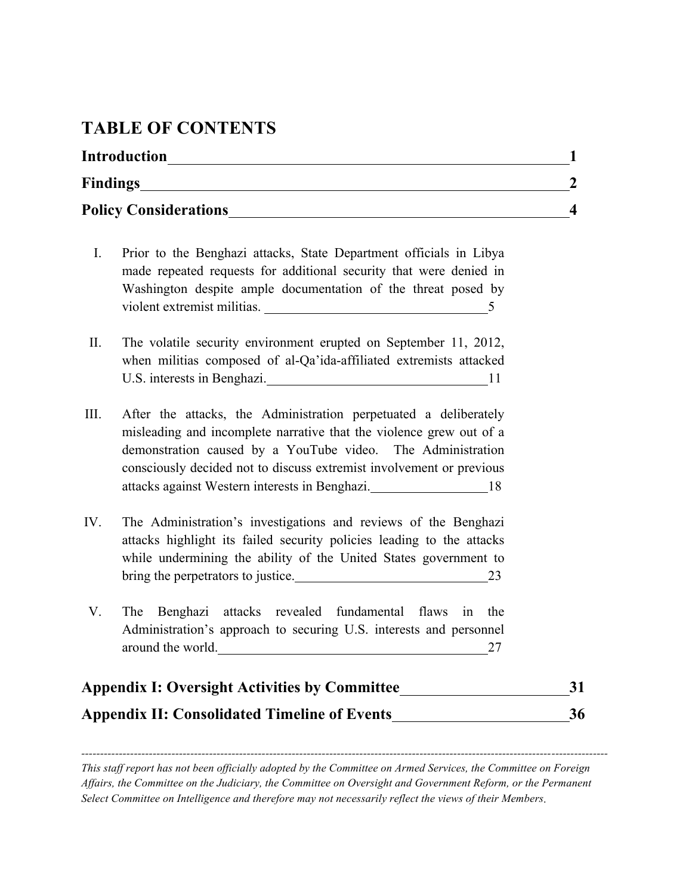# TABLE OF CONTENTS

**Introduction** 1

**Findings** 2

**Policy Considerations** 4

I. Prior to the Benghazi attacks, State Department officials in Libya made repeated requests for additional security that were denied in Washington despite ample documentation of the threat posed by violent extremist militias. 5

II. The volatile security environment erupted on September 11, 2012, when militias composed of al-Qa'ida-affiliated extremists attacked U.S. interests in Benghazi. 11

III. After the attacks, the Administration perpetuated a deliberately misleading and incomplete narrative that the violence grew out of a demonstration caused by a YouTube video. The Administration consciously decided not to discuss extremist involvement or previous attacks against Western interests in Benghazi. 18

IV. The Administration's investigations and reviews of the Benghazi attacks highlight its failed security policies leading to the attacks while undermining the ability of the United States government to bring the perpetrators to justice. 23

V. The Benghazi attacks revealed fundamental flaws in the Administration's approach to securing U.S. interests and personnel around the world. 27

**Appendix I: Oversight Activities by Committee** 31

**Appendix II: Consolidated Timeline of Events** 36

---

*This staff report has not been officially adopted by the Committee on Armed Services, the Committee on Foreign Affairs, the Committee on the Judiciary, the Committee on Oversight and Government Reform, or the Permanent Select Committee on Intelligence and therefore may not necessarily reflect the views of their Members.*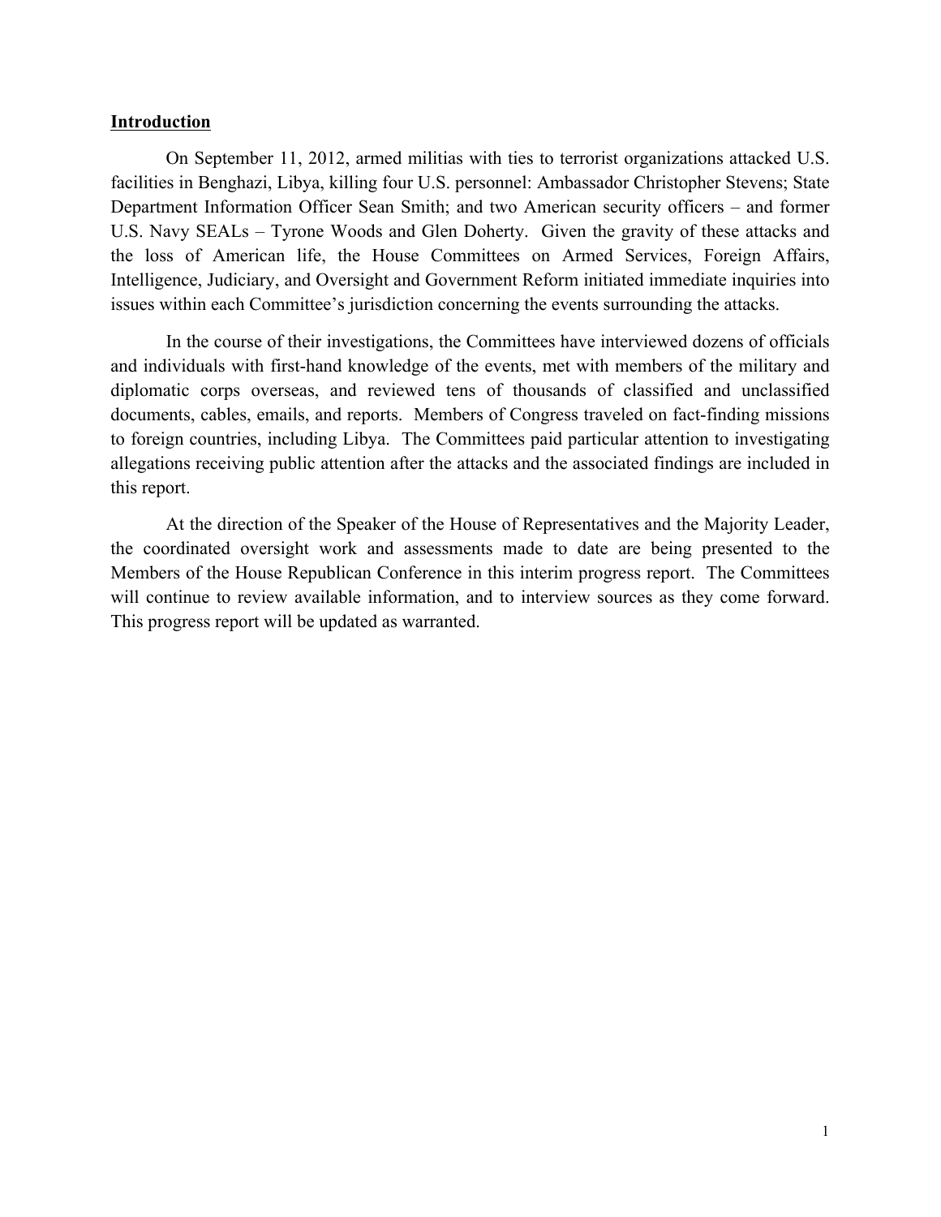## Introduction

On September 11, 2012, armed militias with ties to terrorist organizations attacked U.S. facilities in Benghazi, Libya, killing four U.S. personnel: Ambassador Christopher Stevens; State Department Information Officer Sean Smith; and two American security officers – and former U.S. Navy SEALs – Tyrone Woods and Glen Doherty. Given the gravity of these attacks and the loss of American life, the House Committees on Armed Services, Foreign Affairs, Intelligence, Judiciary, and Oversight and Government Reform initiated immediate inquiries into issues within each Committee's jurisdiction concerning the events surrounding the attacks.

In the course of their investigations, the Committees have interviewed dozens of officials and individuals with first-hand knowledge of the events, met with members of the military and diplomatic corps overseas, and reviewed tens of thousands of classified and unclassified documents, cables, emails, and reports. Members of Congress traveled on fact-finding missions to foreign countries, including Libya. The Committees paid particular attention to investigating allegations receiving public attention after the attacks and the associated findings are included in this report.

At the direction of the Speaker of the House of Representatives and the Majority Leader, the coordinated oversight work and assessments made to date are being presented to the Members of the House Republican Conference in this interim progress report. The Committees will continue to review available information, and to interview sources as they come forward. This progress report will be updated as warranted.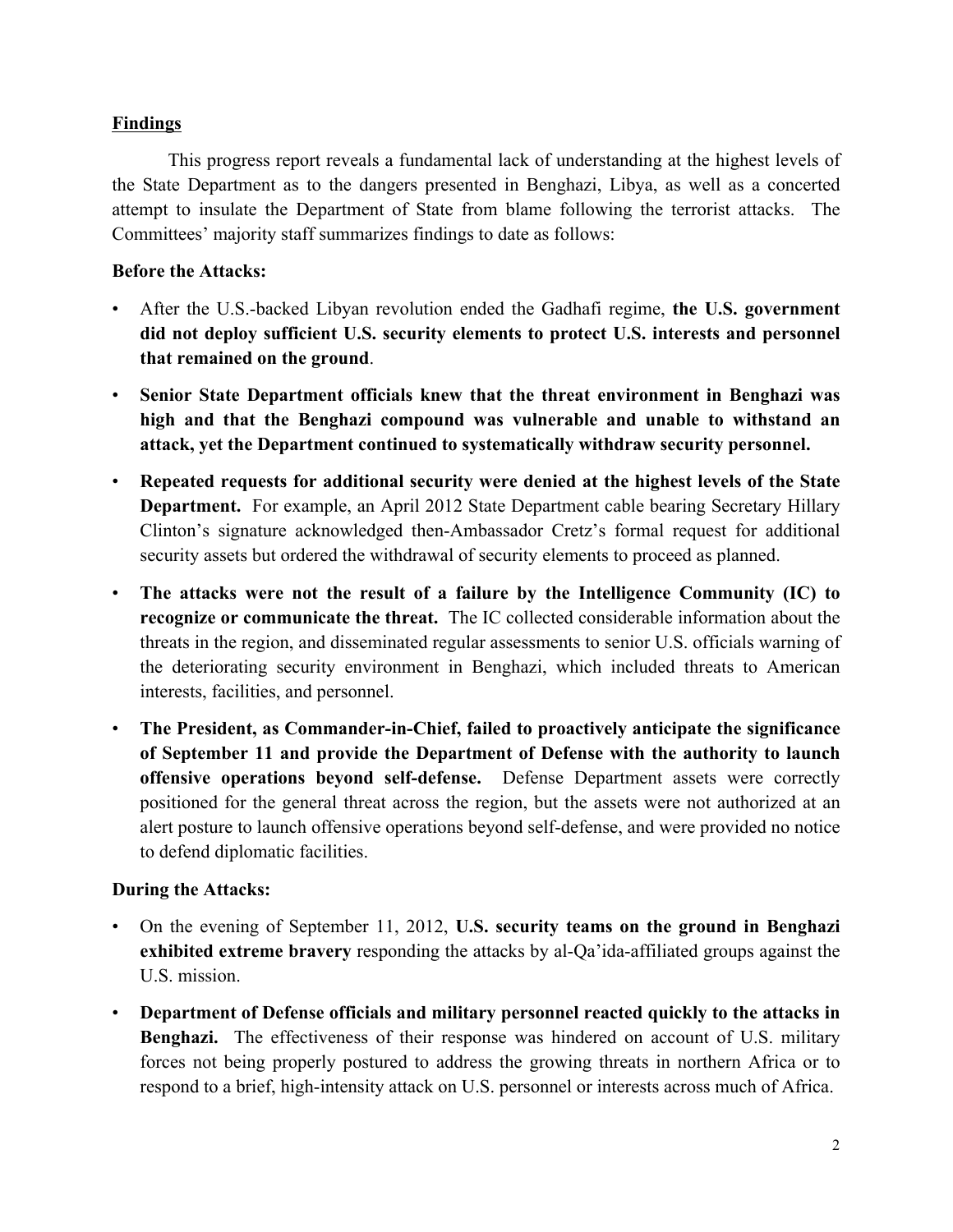## Findings

This progress report reveals a fundamental lack of understanding at the highest levels of the State Department as to the dangers presented in Benghazi, Libya, as well as a concerted attempt to insulate the Department of State from blame following the terrorist attacks. The Committees' majority staff summarizes findings to date as follows:

**Before the Attacks:**

- After the U.S.-backed Libyan revolution ended the Gadhafi regime, **the U.S. government did not deploy sufficient U.S. security elements to protect U.S. interests and personnel that remained on the ground**.
- **Senior State Department officials knew that the threat environment in Benghazi was high and that the Benghazi compound was vulnerable and unable to withstand an attack, yet the Department continued to systematically withdraw security personnel.**
- **Repeated requests for additional security were denied at the highest levels of the State Department.** For example, an April 2012 State Department cable bearing Secretary Hillary Clinton's signature acknowledged then-Ambassador Cretz's formal request for additional security assets but ordered the withdrawal of security elements to proceed as planned.
- **The attacks were not the result of a failure by the Intelligence Community (IC) to recognize or communicate the threat.** The IC collected considerable information about the threats in the region, and disseminated regular assessments to senior U.S. officials warning of the deteriorating security environment in Benghazi, which included threats to American interests, facilities, and personnel.
- **The President, as Commander-in-Chief, failed to proactively anticipate the significance of September 11 and provide the Department of Defense with the authority to launch offensive operations beyond self-defense.** Defense Department assets were correctly positioned for the general threat across the region, but the assets were not authorized at an alert posture to launch offensive operations beyond self-defense, and were provided no notice to defend diplomatic facilities.

**During the Attacks:**

- On the evening of September 11, 2012, **U.S. security teams on the ground in Benghazi exhibited extreme bravery** responding the attacks by al-Qa'ida-affiliated groups against the U.S. mission.
- **Department of Defense officials and military personnel reacted quickly to the attacks in Benghazi.** The effectiveness of their response was hindered on account of U.S. military forces not being properly postured to address the growing threats in northern Africa or to respond to a brief, high-intensity attack on U.S. personnel or interests across much of Africa.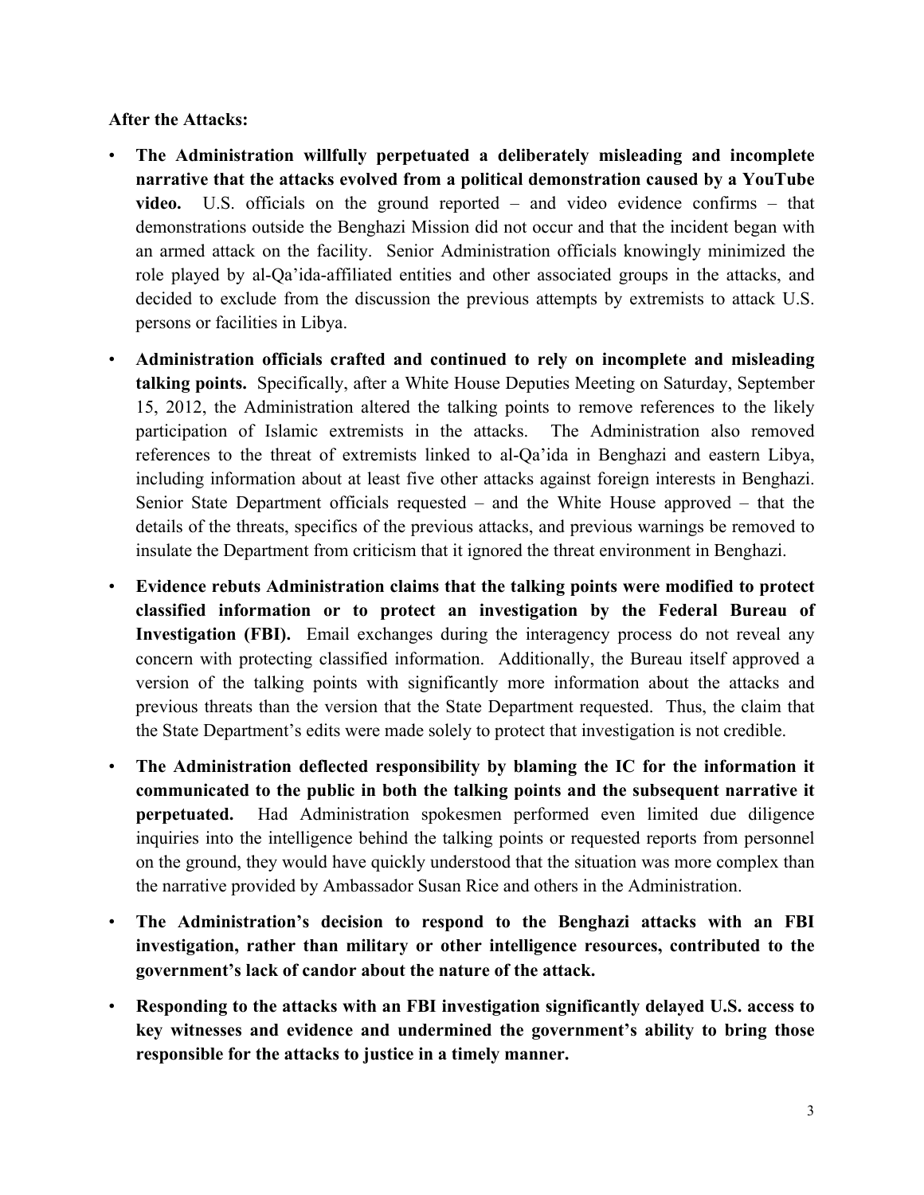**After the Attacks:**

- **The Administration willfully perpetuated a deliberately misleading and incomplete narrative that the attacks evolved from a political demonstration caused by a YouTube video.** U.S. officials on the ground reported – and video evidence confirms – that demonstrations outside the Benghazi Mission did not occur and that the incident began with an armed attack on the facility. Senior Administration officials knowingly minimized the role played by al-Qa'ida-affiliated entities and other associated groups in the attacks, and decided to exclude from the discussion the previous attempts by extremists to attack U.S. persons or facilities in Libya.

- **Administration officials crafted and continued to rely on incomplete and misleading talking points.** Specifically, after a White House Deputies Meeting on Saturday, September 15, 2012, the Administration altered the talking points to remove references to the likely participation of Islamic extremists in the attacks. The Administration also removed references to the threat of extremists linked to al-Qa'ida in Benghazi and eastern Libya, including information about at least five other attacks against foreign interests in Benghazi. Senior State Department officials requested – and the White House approved – that the details of the threats, specifics of the previous attacks, and previous warnings be removed to insulate the Department from criticism that it ignored the threat environment in Benghazi.

- **Evidence rebuts Administration claims that the talking points were modified to protect classified information or to protect an investigation by the Federal Bureau of Investigation (FBI).** Email exchanges during the interagency process do not reveal any concern with protecting classified information. Additionally, the Bureau itself approved a version of the talking points with significantly more information about the attacks and previous threats than the version that the State Department requested. Thus, the claim that the State Department's edits were made solely to protect that investigation is not credible.

- **The Administration deflected responsibility by blaming the IC for the information it communicated to the public in both the talking points and the subsequent narrative it perpetuated.** Had Administration spokesmen performed even limited due diligence inquiries into the intelligence behind the talking points or requested reports from personnel on the ground, they would have quickly understood that the situation was more complex than the narrative provided by Ambassador Susan Rice and others in the Administration.

- **The Administration's decision to respond to the Benghazi attacks with an FBI investigation, rather than military or other intelligence resources, contributed to the government's lack of candor about the nature of the attack.**

- **Responding to the attacks with an FBI investigation significantly delayed U.S. access to key witnesses and evidence and undermined the government's ability to bring those responsible for the attacks to justice in a timely manner.**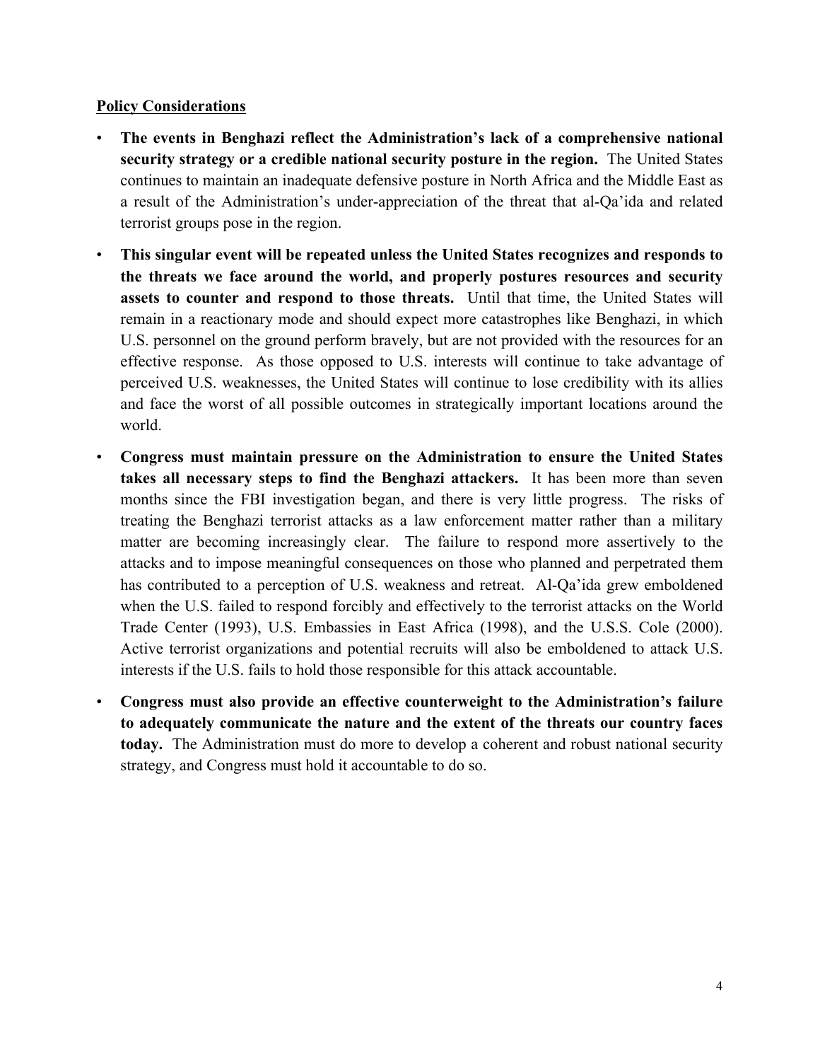**Policy Considerations**

- **The events in Benghazi reflect the Administration's lack of a comprehensive national security strategy or a credible national security posture in the region.** The United States continues to maintain an inadequate defensive posture in North Africa and the Middle East as a result of the Administration's under-appreciation of the threat that al-Qa'ida and related terrorist groups pose in the region.
- **This singular event will be repeated unless the United States recognizes and responds to the threats we face around the world, and properly postures resources and security assets to counter and respond to those threats.** Until that time, the United States will remain in a reactionary mode and should expect more catastrophes like Benghazi, in which U.S. personnel on the ground perform bravely, but are not provided with the resources for an effective response. As those opposed to U.S. interests will continue to take advantage of perceived U.S. weaknesses, the United States will continue to lose credibility with its allies and face the worst of all possible outcomes in strategically important locations around the world.
- **Congress must maintain pressure on the Administration to ensure the United States takes all necessary steps to find the Benghazi attackers.** It has been more than seven months since the FBI investigation began, and there is very little progress. The risks of treating the Benghazi terrorist attacks as a law enforcement matter rather than a military matter are becoming increasingly clear. The failure to respond more assertively to the attacks and to impose meaningful consequences on those who planned and perpetrated them has contributed to a perception of U.S. weakness and retreat. Al-Qa'ida grew emboldened when the U.S. failed to respond forcibly and effectively to the terrorist attacks on the World Trade Center (1993), U.S. Embassies in East Africa (1998), and the U.S.S. Cole (2000). Active terrorist organizations and potential recruits will also be emboldened to attack U.S. interests if the U.S. fails to hold those responsible for this attack accountable.
- **Congress must also provide an effective counterweight to the Administration's failure to adequately communicate the nature and the extent of the threats our country faces today.** The Administration must do more to develop a coherent and robust national security strategy, and Congress must hold it accountable to do so.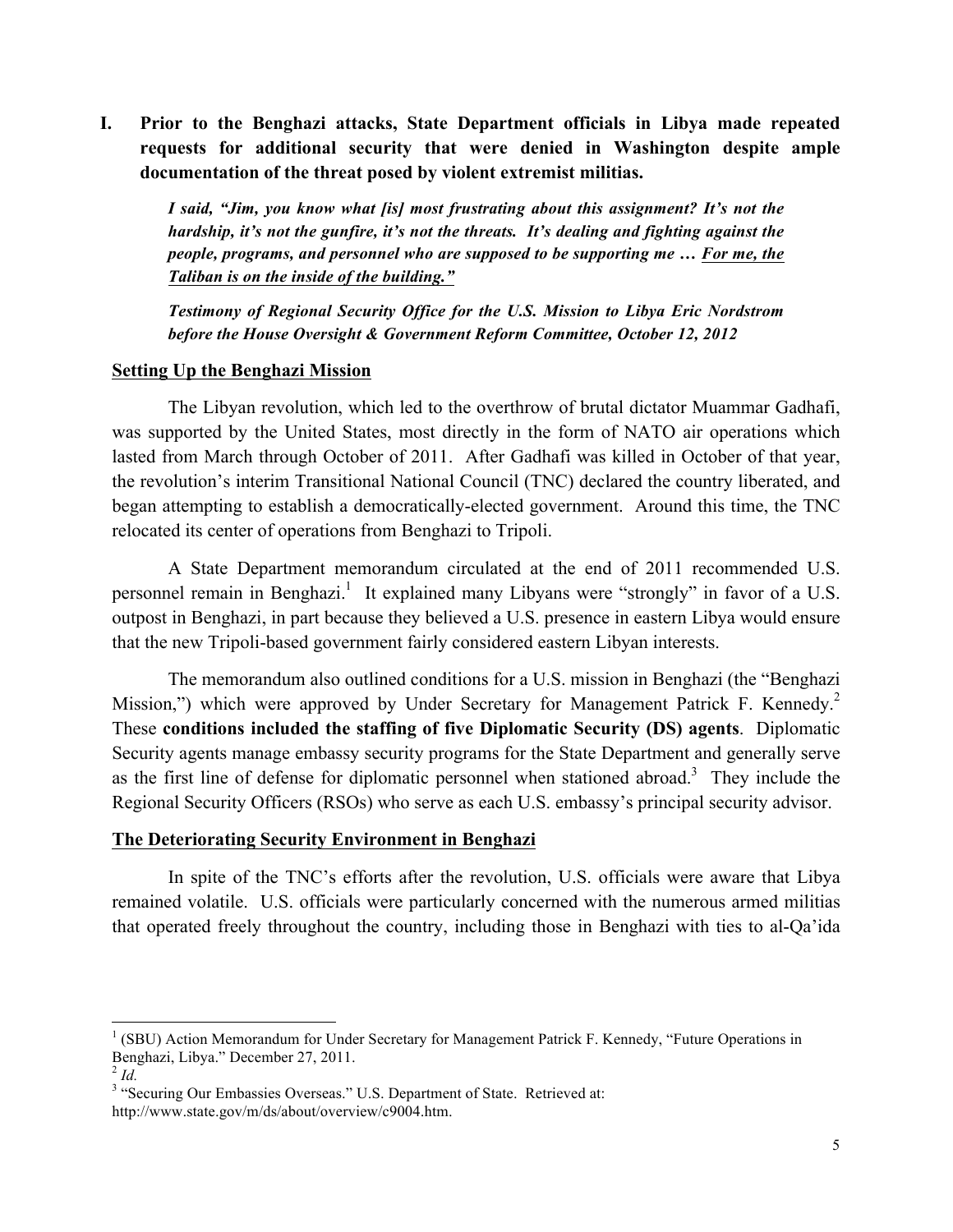## I. Prior to the Benghazi attacks, State Department officials in Libya made repeated requests for additional security that were denied in Washington despite ample documentation of the threat posed by violent extremist militias.

> ***I said, "Jim, you know what [is] most frustrating about this assignment? It's not the hardship, it's not the gunfire, it's not the threats. It's dealing and fighting against the people, programs, and personnel who are supposed to be supporting me … <u>For me, the Taliban is on the inside of the building.</u>"***
>
> ***Testimony of Regional Security Office for the U.S. Mission to Libya Eric Nordstrom before the House Oversight & Government Reform Committee, October 12, 2012***

**<u>Setting Up the Benghazi Mission</u>**

The Libyan revolution, which led to the overthrow of brutal dictator Muammar Gadhafi, was supported by the United States, most directly in the form of NATO air operations which lasted from March through October of 2011. After Gadhafi was killed in October of that year, the revolution's interim Transitional National Council (TNC) declared the country liberated, and began attempting to establish a democratically-elected government. Around this time, the TNC relocated its center of operations from Benghazi to Tripoli.

A State Department memorandum circulated at the end of 2011 recommended U.S. personnel remain in Benghazi.[1] It explained many Libyans were "strongly" in favor of a U.S. outpost in Benghazi, in part because they believed a U.S. presence in eastern Libya would ensure that the new Tripoli-based government fairly considered eastern Libyan interests.

The memorandum also outlined conditions for a U.S. mission in Benghazi (the "Benghazi Mission,") which were approved by Under Secretary for Management Patrick F. Kennedy.[2] These **conditions included the staffing of five Diplomatic Security (DS) agents**. Diplomatic Security agents manage embassy security programs for the State Department and generally serve as the first line of defense for diplomatic personnel when stationed abroad.[3] They include the Regional Security Officers (RSOs) who serve as each U.S. embassy's principal security advisor.

**<u>The Deteriorating Security Environment in Benghazi</u>**

In spite of the TNC's efforts after the revolution, U.S. officials were aware that Libya remained volatile. U.S. officials were particularly concerned with the numerous armed militias that operated freely throughout the country, including those in Benghazi with ties to al-Qa'ida

---

[1] (SBU) Action Memorandum for Under Secretary for Management Patrick F. Kennedy, "Future Operations in Benghazi, Libya." December 27, 2011.

[2] *Id.*

[3] "Securing Our Embassies Overseas." U.S. Department of State. Retrieved at: http://www.state.gov/m/ds/about/overview/c9004.htm.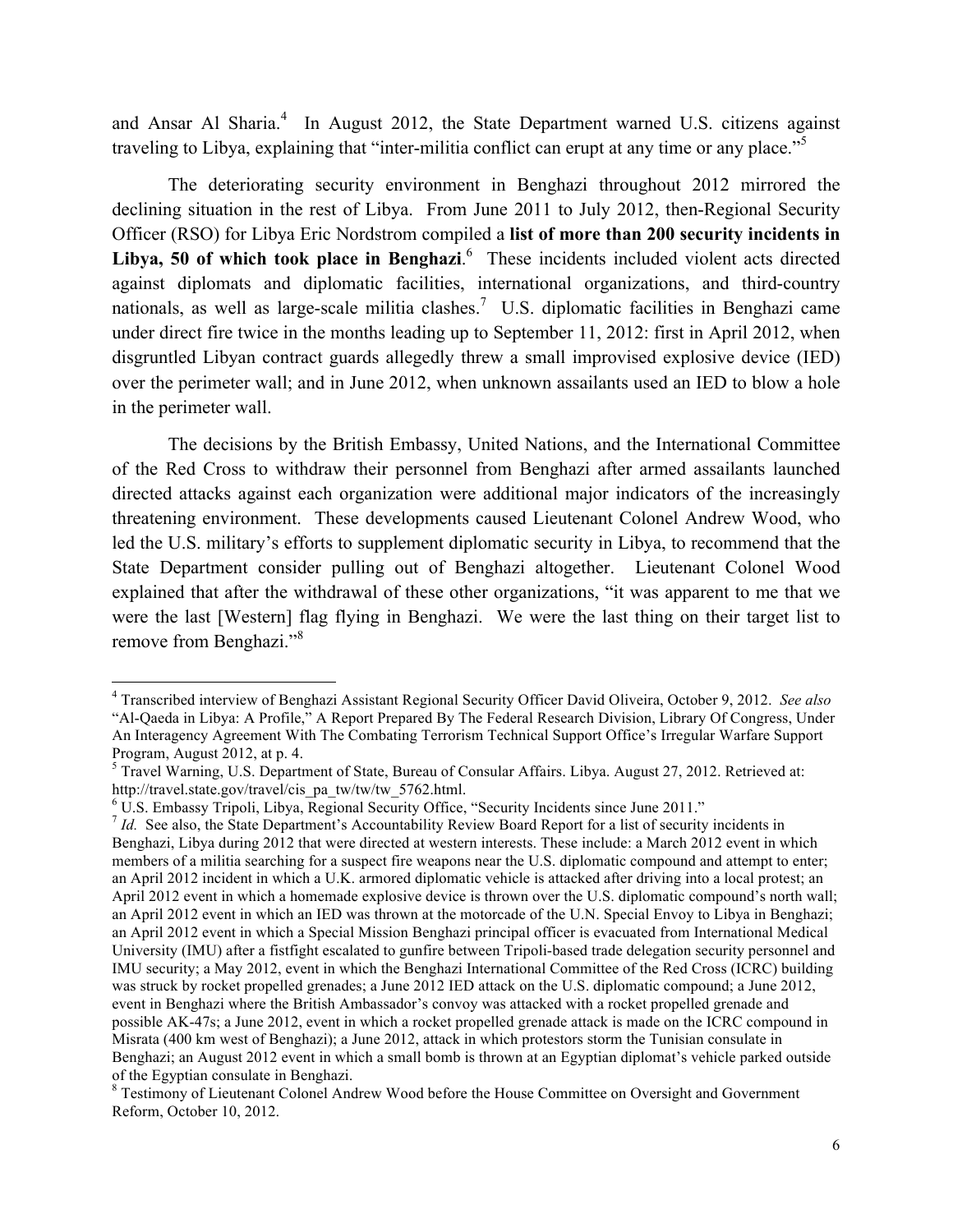and Ansar Al Sharia.[4] In August 2012, the State Department warned U.S. citizens against traveling to Libya, explaining that "inter-militia conflict can erupt at any time or any place."[5]

The deteriorating security environment in Benghazi throughout 2012 mirrored the declining situation in the rest of Libya. From June 2011 to July 2012, then-Regional Security Officer (RSO) for Libya Eric Nordstrom compiled a **list of more than 200 security incidents in Libya, 50 of which took place in Benghazi**.[6] These incidents included violent acts directed against diplomats and diplomatic facilities, international organizations, and third-country nationals, as well as large-scale militia clashes.[7] U.S. diplomatic facilities in Benghazi came under direct fire twice in the months leading up to September 11, 2012: first in April 2012, when disgruntled Libyan contract guards allegedly threw a small improvised explosive device (IED) over the perimeter wall; and in June 2012, when unknown assailants used an IED to blow a hole in the perimeter wall.

The decisions by the British Embassy, United Nations, and the International Committee of the Red Cross to withdraw their personnel from Benghazi after armed assailants launched directed attacks against each organization were additional major indicators of the increasingly threatening environment. These developments caused Lieutenant Colonel Andrew Wood, who led the U.S. military's efforts to supplement diplomatic security in Libya, to recommend that the State Department consider pulling out of Benghazi altogether. Lieutenant Colonel Wood explained that after the withdrawal of these other organizations, "it was apparent to me that we were the last [Western] flag flying in Benghazi. We were the last thing on their target list to remove from Benghazi."[8]

---

[4] Transcribed interview of Benghazi Assistant Regional Security Officer David Oliveira, October 9, 2012. *See also* "Al-Qaeda in Libya: A Profile," A Report Prepared By The Federal Research Division, Library Of Congress, Under An Interagency Agreement With The Combating Terrorism Technical Support Office's Irregular Warfare Support Program, August 2012, at p. 4.

[5] Travel Warning, U.S. Department of State, Bureau of Consular Affairs. Libya. August 27, 2012. Retrieved at: http://travel.state.gov/travel/cis_pa_tw/tw/tw_5762.html.

[6] U.S. Embassy Tripoli, Libya, Regional Security Office, "Security Incidents since June 2011."

[7] *Id.* See also, the State Department's Accountability Review Board Report for a list of security incidents in Benghazi, Libya during 2012 that were directed at western interests. These include: a March 2012 event in which members of a militia searching for a suspect fire weapons near the U.S. diplomatic compound and attempt to enter; an April 2012 incident in which a U.K. armored diplomatic vehicle is attacked after driving into a local protest; an April 2012 event in which a homemade explosive device is thrown over the U.S. diplomatic compound's north wall; an April 2012 event in which an IED was thrown at the motorcade of the U.N. Special Envoy to Libya in Benghazi; an April 2012 event in which a Special Mission Benghazi principal officer is evacuated from International Medical University (IMU) after a fistfight escalated to gunfire between Tripoli-based trade delegation security personnel and IMU security; a May 2012, event in which the Benghazi International Committee of the Red Cross (ICRC) building was struck by rocket propelled grenades; a June 2012 IED attack on the U.S. diplomatic compound; a June 2012, event in Benghazi where the British Ambassador's convoy was attacked with a rocket propelled grenade and possible AK-47s; a June 2012, event in which a rocket propelled grenade attack is made on the ICRC compound in Misrata (400 km west of Benghazi); a June 2012, attack in which protestors storm the Tunisian consulate in Benghazi; an August 2012 event in which a small bomb is thrown at an Egyptian diplomat's vehicle parked outside of the Egyptian consulate in Benghazi.

[8] Testimony of Lieutenant Colonel Andrew Wood before the House Committee on Oversight and Government Reform, October 10, 2012.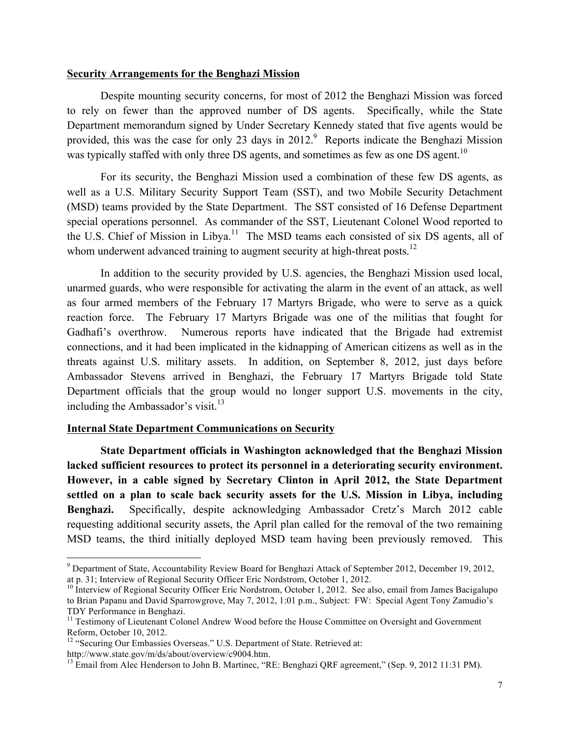**Security Arrangements for the Benghazi Mission**

Despite mounting security concerns, for most of 2012 the Benghazi Mission was forced to rely on fewer than the approved number of DS agents. Specifically, while the State Department memorandum signed by Under Secretary Kennedy stated that five agents would be provided, this was the case for only 23 days in 2012.[9] Reports indicate the Benghazi Mission was typically staffed with only three DS agents, and sometimes as few as one DS agent.[10]

For its security, the Benghazi Mission used a combination of these few DS agents, as well as a U.S. Military Security Support Team (SST), and two Mobile Security Detachment (MSD) teams provided by the State Department. The SST consisted of 16 Defense Department special operations personnel. As commander of the SST, Lieutenant Colonel Wood reported to the U.S. Chief of Mission in Libya.[11] The MSD teams each consisted of six DS agents, all of whom underwent advanced training to augment security at high-threat posts.[12]

In addition to the security provided by U.S. agencies, the Benghazi Mission used local, unarmed guards, who were responsible for activating the alarm in the event of an attack, as well as four armed members of the February 17 Martyrs Brigade, who were to serve as a quick reaction force. The February 17 Martyrs Brigade was one of the militias that fought for Gadhafi's overthrow. Numerous reports have indicated that the Brigade had extremist connections, and it had been implicated in the kidnapping of American citizens as well as in the threats against U.S. military assets. In addition, on September 8, 2012, just days before Ambassador Stevens arrived in Benghazi, the February 17 Martyrs Brigade told State Department officials that the group would no longer support U.S. movements in the city, including the Ambassador's visit.[13]

**Internal State Department Communications on Security**

**State Department officials in Washington acknowledged that the Benghazi Mission lacked sufficient resources to protect its personnel in a deteriorating security environment. However, in a cable signed by Secretary Clinton in April 2012, the State Department settled on a plan to scale back security assets for the U.S. Mission in Libya, including Benghazi.** Specifically, despite acknowledging Ambassador Cretz's March 2012 cable requesting additional security assets, the April plan called for the removal of the two remaining MSD teams, the third initially deployed MSD team having been previously removed. This

---

[9] Department of State, Accountability Review Board for Benghazi Attack of September 2012, December 19, 2012, at p. 31; Interview of Regional Security Officer Eric Nordstrom, October 1, 2012.

[10] Interview of Regional Security Officer Eric Nordstrom, October 1, 2012. See also, email from James Bacigalupo to Brian Papanu and David Sparrowgrove, May 7, 2012, 1:01 p.m., Subject: FW: Special Agent Tony Zamudio's TDY Performance in Benghazi.

[11] Testimony of Lieutenant Colonel Andrew Wood before the House Committee on Oversight and Government Reform, October 10, 2012.

[12] "Securing Our Embassies Overseas." U.S. Department of State. Retrieved at: http://www.state.gov/m/ds/about/overview/c9004.htm.

[13] Email from Alec Henderson to John B. Martinec, "RE: Benghazi QRF agreement," (Sep. 9, 2012 11:31 PM).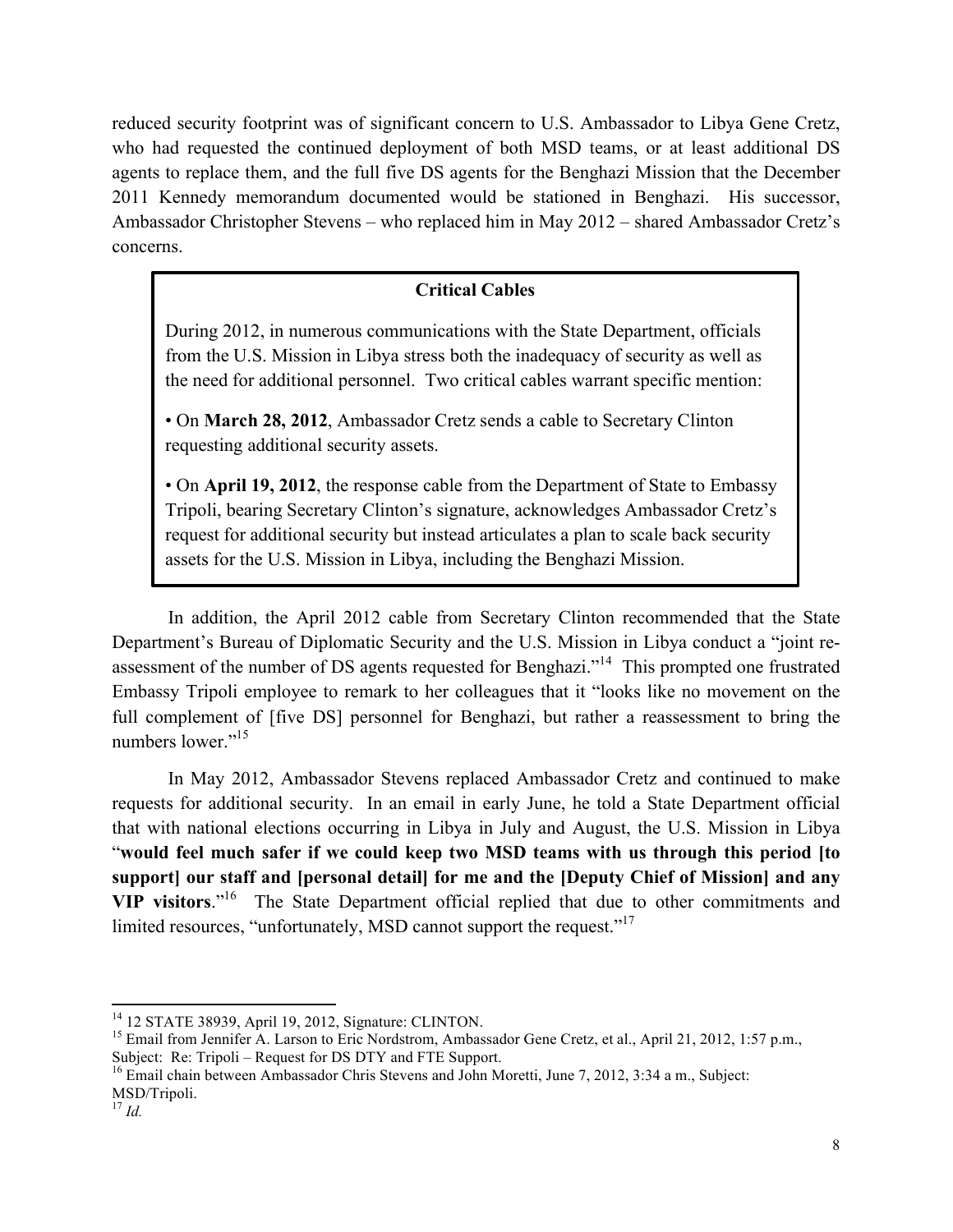reduced security footprint was of significant concern to U.S. Ambassador to Libya Gene Cretz, who had requested the continued deployment of both MSD teams, or at least additional DS agents to replace them, and the full five DS agents for the Benghazi Mission that the December 2011 Kennedy memorandum documented would be stationed in Benghazi. His successor, Ambassador Christopher Stevens – who replaced him in May 2012 – shared Ambassador Cretz's concerns.

> **Critical Cables**
>
> During 2012, in numerous communications with the State Department, officials from the U.S. Mission in Libya stress both the inadequacy of security as well as the need for additional personnel. Two critical cables warrant specific mention:
>
> • On **March 28, 2012**, Ambassador Cretz sends a cable to Secretary Clinton requesting additional security assets.
>
> • On **April 19, 2012**, the response cable from the Department of State to Embassy Tripoli, bearing Secretary Clinton's signature, acknowledges Ambassador Cretz's request for additional security but instead articulates a plan to scale back security assets for the U.S. Mission in Libya, including the Benghazi Mission.

In addition, the April 2012 cable from Secretary Clinton recommended that the State Department's Bureau of Diplomatic Security and the U.S. Mission in Libya conduct a "joint re-assessment of the number of DS agents requested for Benghazi."[14] This prompted one frustrated Embassy Tripoli employee to remark to her colleagues that it "looks like no movement on the full complement of [five DS] personnel for Benghazi, but rather a reassessment to bring the numbers lower."[15]

In May 2012, Ambassador Stevens replaced Ambassador Cretz and continued to make requests for additional security. In an email in early June, he told a State Department official that with national elections occurring in Libya in July and August, the U.S. Mission in Libya "**would feel much safer if we could keep two MSD teams with us through this period [to support] our staff and [personal detail] for me and the [Deputy Chief of Mission] and any VIP visitors**."[16] The State Department official replied that due to other commitments and limited resources, "unfortunately, MSD cannot support the request."[17]

---

[14] 12 STATE 38939, April 19, 2012, Signature: CLINTON.

[15] Email from Jennifer A. Larson to Eric Nordstrom, Ambassador Gene Cretz, et al., April 21, 2012, 1:57 p.m., Subject: Re: Tripoli – Request for DS DTY and FTE Support.

[16] Email chain between Ambassador Chris Stevens and John Moretti, June 7, 2012, 3:34 a m., Subject: MSD/Tripoli.

[17] *Id.*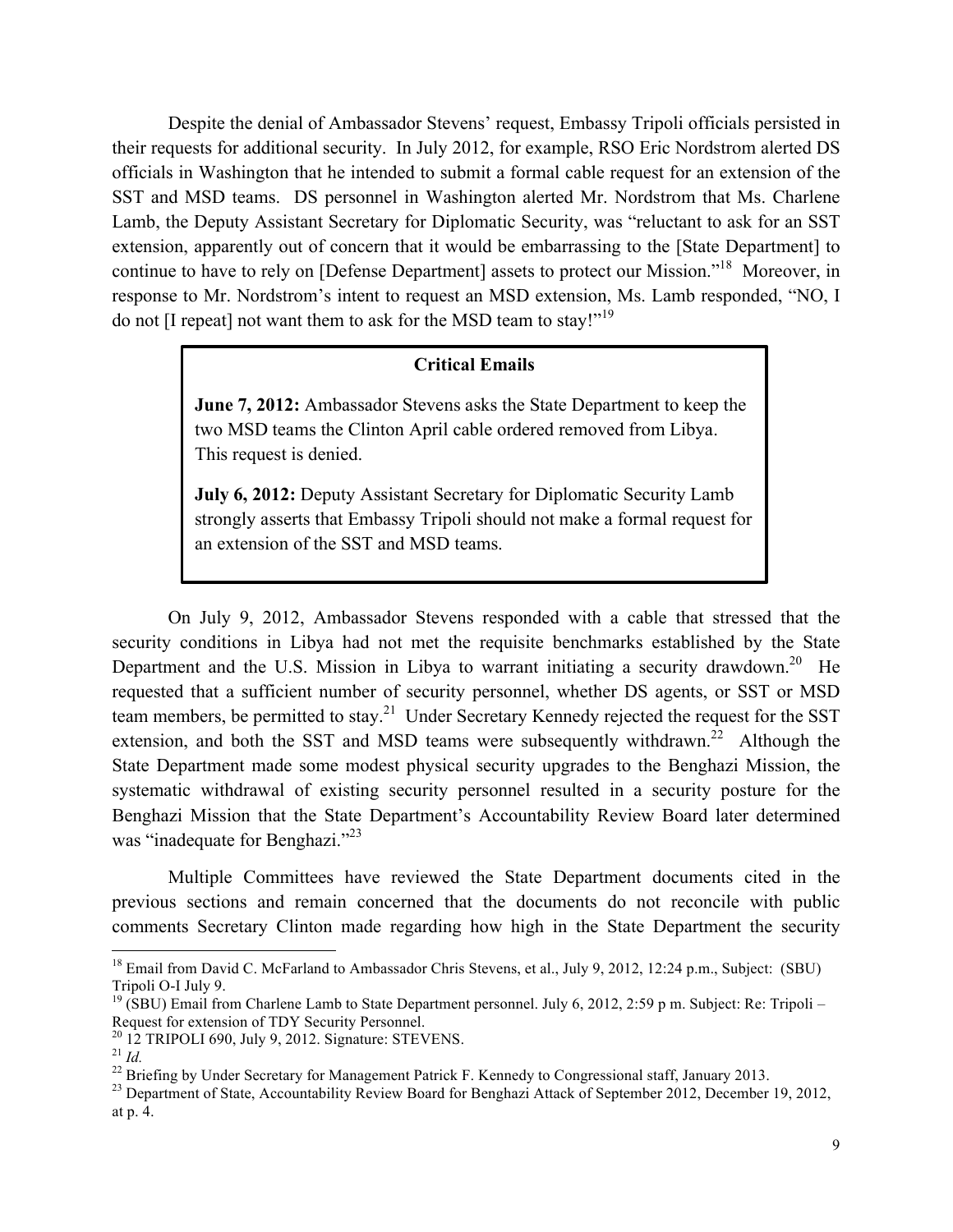Despite the denial of Ambassador Stevens' request, Embassy Tripoli officials persisted in their requests for additional security. In July 2012, for example, RSO Eric Nordstrom alerted DS officials in Washington that he intended to submit a formal cable request for an extension of the SST and MSD teams. DS personnel in Washington alerted Mr. Nordstrom that Ms. Charlene Lamb, the Deputy Assistant Secretary for Diplomatic Security, was "reluctant to ask for an SST extension, apparently out of concern that it would be embarrassing to the [State Department] to continue to have to rely on [Defense Department] assets to protect our Mission."[18] Moreover, in response to Mr. Nordstrom's intent to request an MSD extension, Ms. Lamb responded, "NO, I do not [I repeat] not want them to ask for the MSD team to stay!"[19]

> **Critical Emails**
>
> **June 7, 2012:** Ambassador Stevens asks the State Department to keep the two MSD teams the Clinton April cable ordered removed from Libya. This request is denied.
>
> **July 6, 2012:** Deputy Assistant Secretary for Diplomatic Security Lamb strongly asserts that Embassy Tripoli should not make a formal request for an extension of the SST and MSD teams.

On July 9, 2012, Ambassador Stevens responded with a cable that stressed that the security conditions in Libya had not met the requisite benchmarks established by the State Department and the U.S. Mission in Libya to warrant initiating a security drawdown.[20] He requested that a sufficient number of security personnel, whether DS agents, or SST or MSD team members, be permitted to stay.[21] Under Secretary Kennedy rejected the request for the SST extension, and both the SST and MSD teams were subsequently withdrawn.[22] Although the State Department made some modest physical security upgrades to the Benghazi Mission, the systematic withdrawal of existing security personnel resulted in a security posture for the Benghazi Mission that the State Department's Accountability Review Board later determined was "inadequate for Benghazi."[23]

Multiple Committees have reviewed the State Department documents cited in the previous sections and remain concerned that the documents do not reconcile with public comments Secretary Clinton made regarding how high in the State Department the security

---

[18] Email from David C. McFarland to Ambassador Chris Stevens, et al., July 9, 2012, 12:24 p.m., Subject: (SBU) Tripoli O-I July 9.

[19] (SBU) Email from Charlene Lamb to State Department personnel. July 6, 2012, 2:59 p m. Subject: Re: Tripoli – Request for extension of TDY Security Personnel.

[20] 12 TRIPOLI 690, July 9, 2012. Signature: STEVENS.

[21] *Id.*

[22] Briefing by Under Secretary for Management Patrick F. Kennedy to Congressional staff, January 2013.

[23] Department of State, Accountability Review Board for Benghazi Attack of September 2012, December 19, 2012, at p. 4.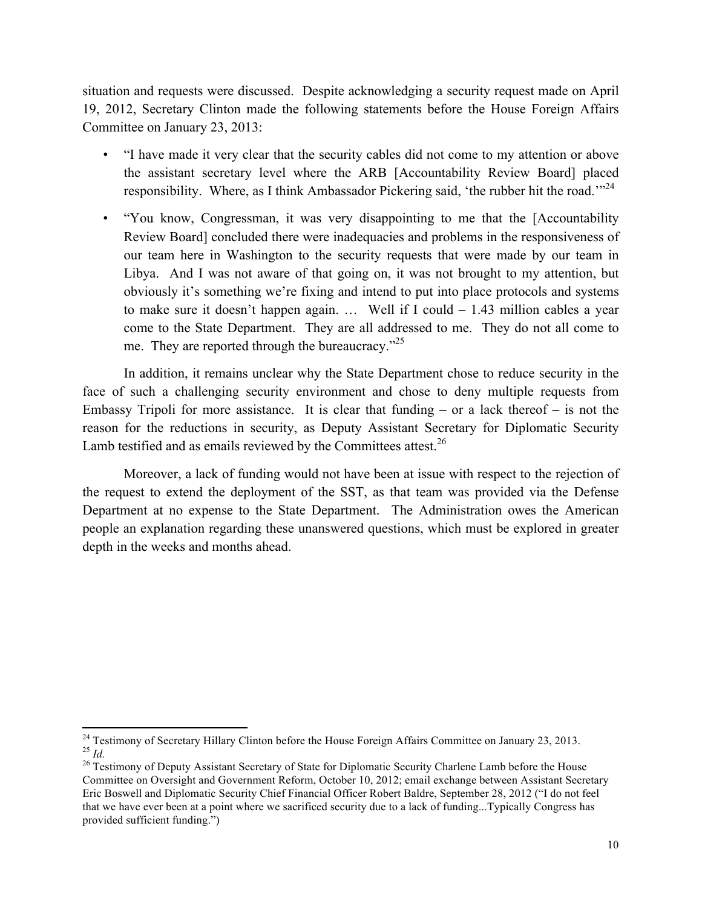situation and requests were discussed. Despite acknowledging a security request made on April 19, 2012, Secretary Clinton made the following statements before the House Foreign Affairs Committee on January 23, 2013:

- "I have made it very clear that the security cables did not come to my attention or above the assistant secretary level where the ARB [Accountability Review Board] placed responsibility. Where, as I think Ambassador Pickering said, 'the rubber hit the road.'"[24]
- "You know, Congressman, it was very disappointing to me that the [Accountability Review Board] concluded there were inadequacies and problems in the responsiveness of our team here in Washington to the security requests that were made by our team in Libya. And I was not aware of that going on, it was not brought to my attention, but obviously it's something we're fixing and intend to put into place protocols and systems to make sure it doesn't happen again. … Well if I could – 1.43 million cables a year come to the State Department. They are all addressed to me. They do not all come to me. They are reported through the bureaucracy."[25]

In addition, it remains unclear why the State Department chose to reduce security in the face of such a challenging security environment and chose to deny multiple requests from Embassy Tripoli for more assistance. It is clear that funding – or a lack thereof – is not the reason for the reductions in security, as Deputy Assistant Secretary for Diplomatic Security Lamb testified and as emails reviewed by the Committees attest.[26]

Moreover, a lack of funding would not have been at issue with respect to the rejection of the request to extend the deployment of the SST, as that team was provided via the Defense Department at no expense to the State Department. The Administration owes the American people an explanation regarding these unanswered questions, which must be explored in greater depth in the weeks and months ahead.

---

[24] Testimony of Secretary Hillary Clinton before the House Foreign Affairs Committee on January 23, 2013.

[25] *Id.*

[26] Testimony of Deputy Assistant Secretary of State for Diplomatic Security Charlene Lamb before the House Committee on Oversight and Government Reform, October 10, 2012; email exchange between Assistant Secretary Eric Boswell and Diplomatic Security Chief Financial Officer Robert Baldre, September 28, 2012 ("I do not feel that we have ever been at a point where we sacrificed security due to a lack of funding...Typically Congress has provided sufficient funding.")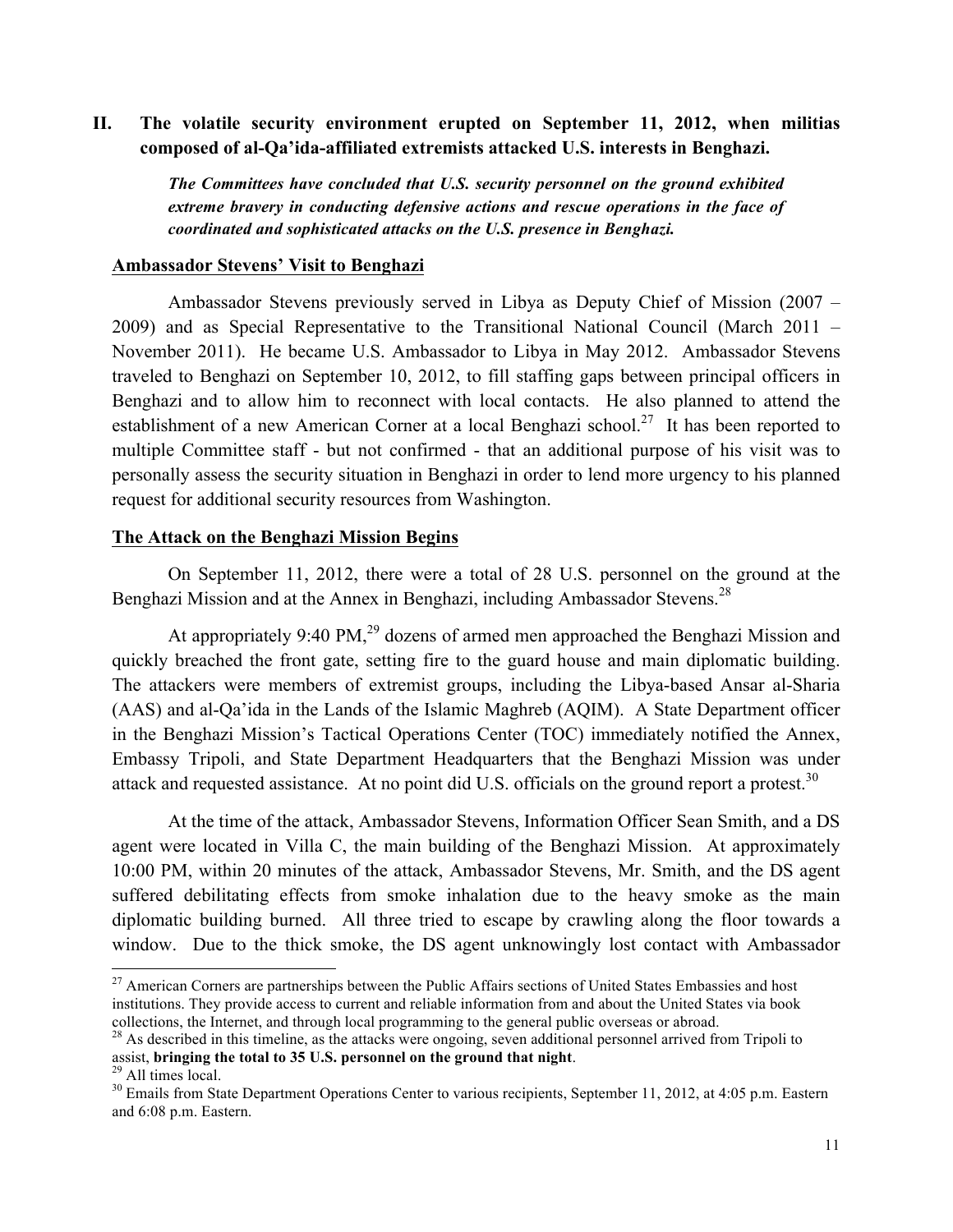## II. The volatile security environment erupted on September 11, 2012, when militias composed of al-Qa'ida-affiliated extremists attacked U.S. interests in Benghazi.

***The Committees have concluded that U.S. security personnel on the ground exhibited extreme bravery in conducting defensive actions and rescue operations in the face of coordinated and sophisticated attacks on the U.S. presence in Benghazi.***

**Ambassador Stevens' Visit to Benghazi**

Ambassador Stevens previously served in Libya as Deputy Chief of Mission (2007 – 2009) and as Special Representative to the Transitional National Council (March 2011 – November 2011). He became U.S. Ambassador to Libya in May 2012. Ambassador Stevens traveled to Benghazi on September 10, 2012, to fill staffing gaps between principal officers in Benghazi and to allow him to reconnect with local contacts. He also planned to attend the establishment of a new American Corner at a local Benghazi school.[27] It has been reported to multiple Committee staff - but not confirmed - that an additional purpose of his visit was to personally assess the security situation in Benghazi in order to lend more urgency to his planned request for additional security resources from Washington.

**The Attack on the Benghazi Mission Begins**

On September 11, 2012, there were a total of 28 U.S. personnel on the ground at the Benghazi Mission and at the Annex in Benghazi, including Ambassador Stevens.[28]

At appropriately 9:40 PM,[29] dozens of armed men approached the Benghazi Mission and quickly breached the front gate, setting fire to the guard house and main diplomatic building. The attackers were members of extremist groups, including the Libya-based Ansar al-Sharia (AAS) and al-Qa'ida in the Lands of the Islamic Maghreb (AQIM). A State Department officer in the Benghazi Mission's Tactical Operations Center (TOC) immediately notified the Annex, Embassy Tripoli, and State Department Headquarters that the Benghazi Mission was under attack and requested assistance. At no point did U.S. officials on the ground report a protest.[30]

At the time of the attack, Ambassador Stevens, Information Officer Sean Smith, and a DS agent were located in Villa C, the main building of the Benghazi Mission. At approximately 10:00 PM, within 20 minutes of the attack, Ambassador Stevens, Mr. Smith, and the DS agent suffered debilitating effects from smoke inhalation due to the heavy smoke as the main diplomatic building burned. All three tried to escape by crawling along the floor towards a window. Due to the thick smoke, the DS agent unknowingly lost contact with Ambassador

---

[27] American Corners are partnerships between the Public Affairs sections of United States Embassies and host institutions. They provide access to current and reliable information from and about the United States via book collections, the Internet, and through local programming to the general public overseas or abroad.

[28] As described in this timeline, as the attacks were ongoing, seven additional personnel arrived from Tripoli to assist, **bringing the total to 35 U.S. personnel on the ground that night**.

[29] All times local.

[30] Emails from State Department Operations Center to various recipients, September 11, 2012, at 4:05 p.m. Eastern and 6:08 p.m. Eastern.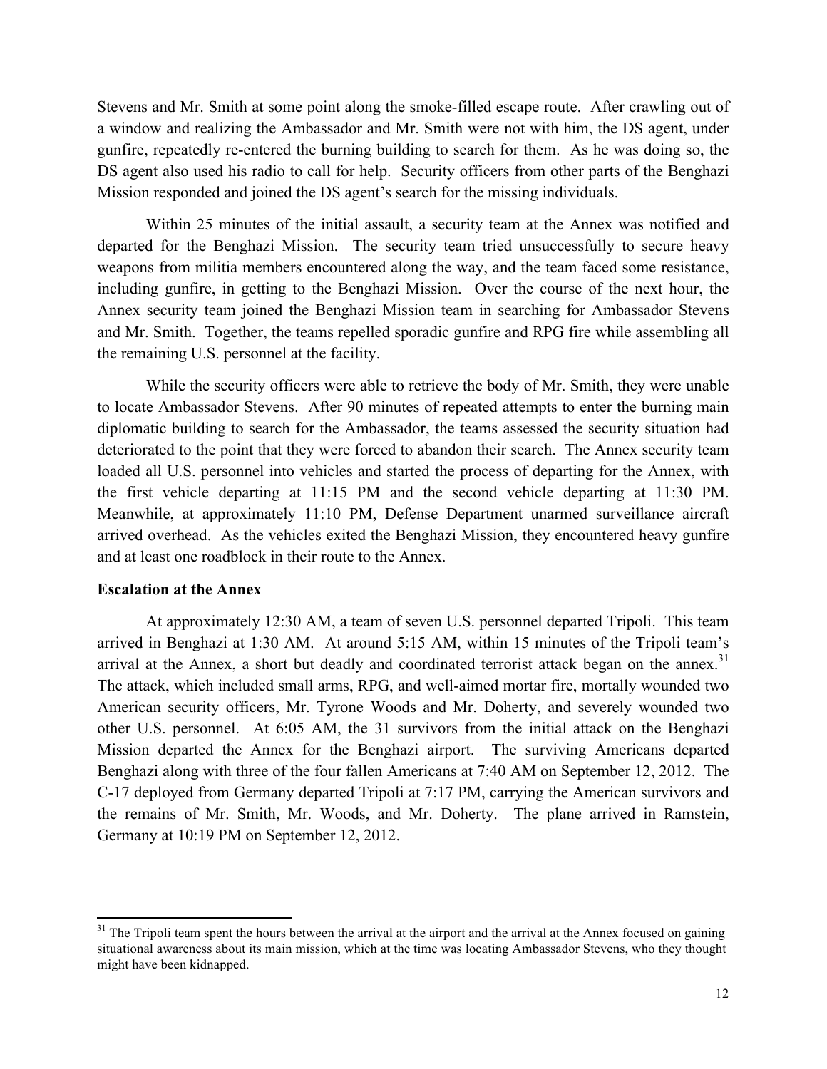Stevens and Mr. Smith at some point along the smoke-filled escape route. After crawling out of a window and realizing the Ambassador and Mr. Smith were not with him, the DS agent, under gunfire, repeatedly re-entered the burning building to search for them. As he was doing so, the DS agent also used his radio to call for help. Security officers from other parts of the Benghazi Mission responded and joined the DS agent's search for the missing individuals.

Within 25 minutes of the initial assault, a security team at the Annex was notified and departed for the Benghazi Mission. The security team tried unsuccessfully to secure heavy weapons from militia members encountered along the way, and the team faced some resistance, including gunfire, in getting to the Benghazi Mission. Over the course of the next hour, the Annex security team joined the Benghazi Mission team in searching for Ambassador Stevens and Mr. Smith. Together, the teams repelled sporadic gunfire and RPG fire while assembling all the remaining U.S. personnel at the facility.

While the security officers were able to retrieve the body of Mr. Smith, they were unable to locate Ambassador Stevens. After 90 minutes of repeated attempts to enter the burning main diplomatic building to search for the Ambassador, the teams assessed the security situation had deteriorated to the point that they were forced to abandon their search. The Annex security team loaded all U.S. personnel into vehicles and started the process of departing for the Annex, with the first vehicle departing at 11:15 PM and the second vehicle departing at 11:30 PM. Meanwhile, at approximately 11:10 PM, Defense Department unarmed surveillance aircraft arrived overhead. As the vehicles exited the Benghazi Mission, they encountered heavy gunfire and at least one roadblock in their route to the Annex.

**Escalation at the Annex**

At approximately 12:30 AM, a team of seven U.S. personnel departed Tripoli. This team arrived in Benghazi at 1:30 AM. At around 5:15 AM, within 15 minutes of the Tripoli team's arrival at the Annex, a short but deadly and coordinated terrorist attack began on the annex.[31] The attack, which included small arms, RPG, and well-aimed mortar fire, mortally wounded two American security officers, Mr. Tyrone Woods and Mr. Doherty, and severely wounded two other U.S. personnel. At 6:05 AM, the 31 survivors from the initial attack on the Benghazi Mission departed the Annex for the Benghazi airport. The surviving Americans departed Benghazi along with three of the four fallen Americans at 7:40 AM on September 12, 2012. The C-17 deployed from Germany departed Tripoli at 7:17 PM, carrying the American survivors and the remains of Mr. Smith, Mr. Woods, and Mr. Doherty. The plane arrived in Ramstein, Germany at 10:19 PM on September 12, 2012.

---

[31] The Tripoli team spent the hours between the arrival at the airport and the arrival at the Annex focused on gaining situational awareness about its main mission, which at the time was locating Ambassador Stevens, who they thought might have been kidnapped.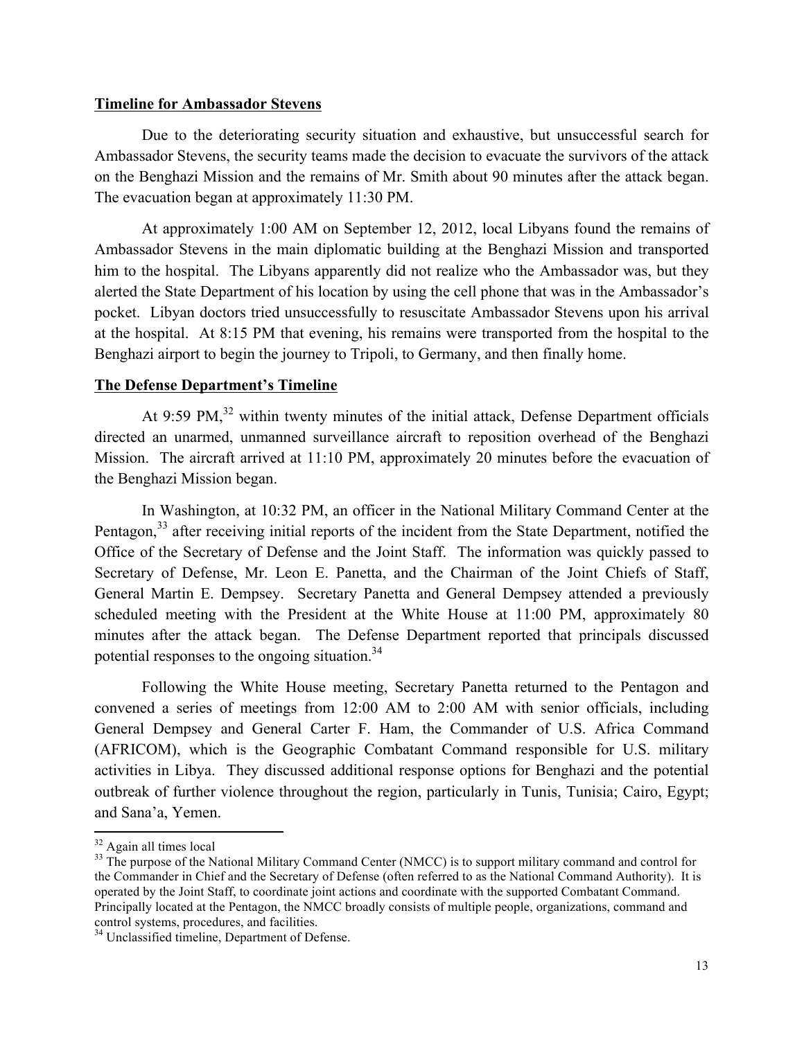**Timeline for Ambassador Stevens**

Due to the deteriorating security situation and exhaustive, but unsuccessful search for Ambassador Stevens, the security teams made the decision to evacuate the survivors of the attack on the Benghazi Mission and the remains of Mr. Smith about 90 minutes after the attack began. The evacuation began at approximately 11:30 PM.

At approximately 1:00 AM on September 12, 2012, local Libyans found the remains of Ambassador Stevens in the main diplomatic building at the Benghazi Mission and transported him to the hospital. The Libyans apparently did not realize who the Ambassador was, but they alerted the State Department of his location by using the cell phone that was in the Ambassador's pocket. Libyan doctors tried unsuccessfully to resuscitate Ambassador Stevens upon his arrival at the hospital. At 8:15 PM that evening, his remains were transported from the hospital to the Benghazi airport to begin the journey to Tripoli, to Germany, and then finally home.

**The Defense Department's Timeline**

At 9:59 PM,[32] within twenty minutes of the initial attack, Defense Department officials directed an unarmed, unmanned surveillance aircraft to reposition overhead of the Benghazi Mission. The aircraft arrived at 11:10 PM, approximately 20 minutes before the evacuation of the Benghazi Mission began.

In Washington, at 10:32 PM, an officer in the National Military Command Center at the Pentagon,[33] after receiving initial reports of the incident from the State Department, notified the Office of the Secretary of Defense and the Joint Staff. The information was quickly passed to Secretary of Defense, Mr. Leon E. Panetta, and the Chairman of the Joint Chiefs of Staff, General Martin E. Dempsey. Secretary Panetta and General Dempsey attended a previously scheduled meeting with the President at the White House at 11:00 PM, approximately 80 minutes after the attack began. The Defense Department reported that principals discussed potential responses to the ongoing situation.[34]

Following the White House meeting, Secretary Panetta returned to the Pentagon and convened a series of meetings from 12:00 AM to 2:00 AM with senior officials, including General Dempsey and General Carter F. Ham, the Commander of U.S. Africa Command (AFRICOM), which is the Geographic Combatant Command responsible for U.S. military activities in Libya. They discussed additional response options for Benghazi and the potential outbreak of further violence throughout the region, particularly in Tunis, Tunisia; Cairo, Egypt; and Sana'a, Yemen.

---

[32] Again all times local

[33] The purpose of the National Military Command Center (NMCC) is to support military command and control for the Commander in Chief and the Secretary of Defense (often referred to as the National Command Authority). It is operated by the Joint Staff, to coordinate joint actions and coordinate with the supported Combatant Command. Principally located at the Pentagon, the NMCC broadly consists of multiple people, organizations, command and control systems, procedures, and facilities.

[34] Unclassified timeline, Department of Defense.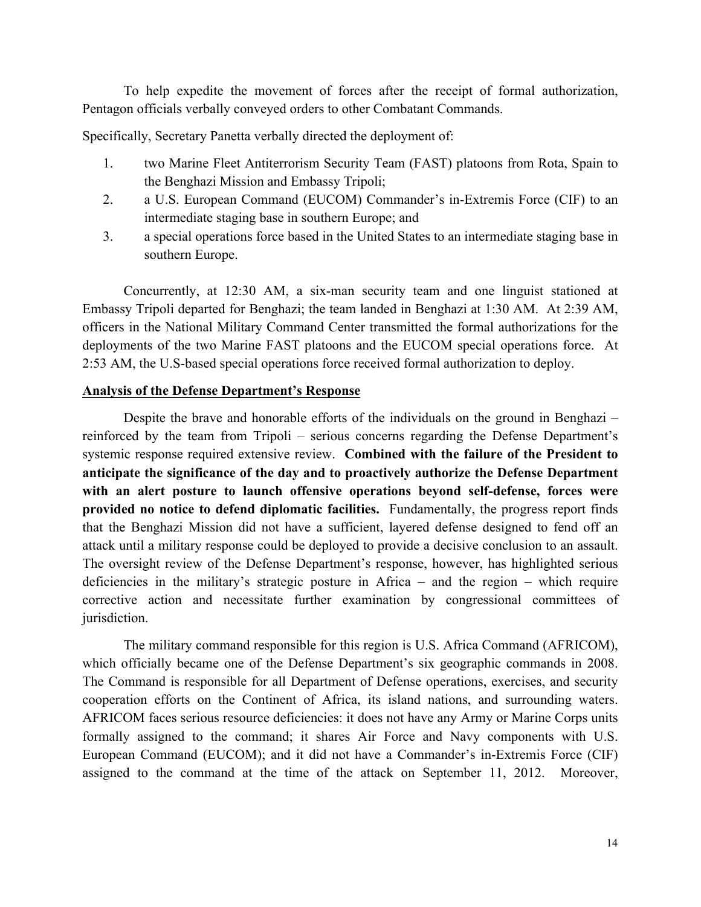To help expedite the movement of forces after the receipt of formal authorization, Pentagon officials verbally conveyed orders to other Combatant Commands.

Specifically, Secretary Panetta verbally directed the deployment of:

1. two Marine Fleet Antiterrorism Security Team (FAST) platoons from Rota, Spain to the Benghazi Mission and Embassy Tripoli;
2. a U.S. European Command (EUCOM) Commander's in-Extremis Force (CIF) to an intermediate staging base in southern Europe; and
3. a special operations force based in the United States to an intermediate staging base in southern Europe.

Concurrently, at 12:30 AM, a six-man security team and one linguist stationed at Embassy Tripoli departed for Benghazi; the team landed in Benghazi at 1:30 AM. At 2:39 AM, officers in the National Military Command Center transmitted the formal authorizations for the deployments of the two Marine FAST platoons and the EUCOM special operations force. At 2:53 AM, the U.S-based special operations force received formal authorization to deploy.

**Analysis of the Defense Department's Response**

Despite the brave and honorable efforts of the individuals on the ground in Benghazi – reinforced by the team from Tripoli – serious concerns regarding the Defense Department's systemic response required extensive review. **Combined with the failure of the President to anticipate the significance of the day and to proactively authorize the Defense Department with an alert posture to launch offensive operations beyond self-defense, forces were provided no notice to defend diplomatic facilities.** Fundamentally, the progress report finds that the Benghazi Mission did not have a sufficient, layered defense designed to fend off an attack until a military response could be deployed to provide a decisive conclusion to an assault. The oversight review of the Defense Department's response, however, has highlighted serious deficiencies in the military's strategic posture in Africa – and the region – which require corrective action and necessitate further examination by congressional committees of jurisdiction.

The military command responsible for this region is U.S. Africa Command (AFRICOM), which officially became one of the Defense Department's six geographic commands in 2008. The Command is responsible for all Department of Defense operations, exercises, and security cooperation efforts on the Continent of Africa, its island nations, and surrounding waters. AFRICOM faces serious resource deficiencies: it does not have any Army or Marine Corps units formally assigned to the command; it shares Air Force and Navy components with U.S. European Command (EUCOM); and it did not have a Commander's in-Extremis Force (CIF) assigned to the command at the time of the attack on September 11, 2012. Moreover,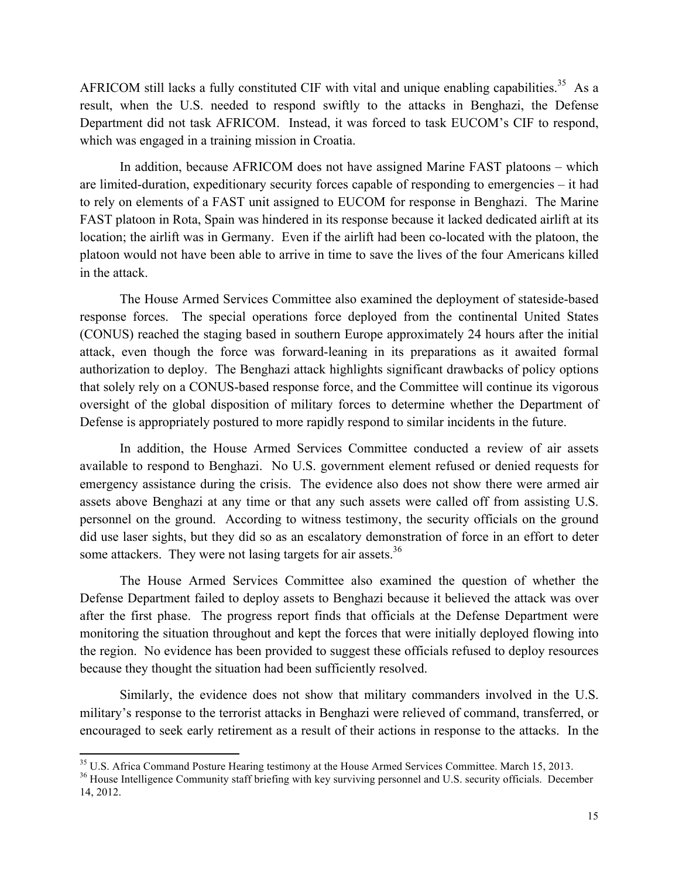AFRICOM still lacks a fully constituted CIF with vital and unique enabling capabilities.[35] As a result, when the U.S. needed to respond swiftly to the attacks in Benghazi, the Defense Department did not task AFRICOM. Instead, it was forced to task EUCOM's CIF to respond, which was engaged in a training mission in Croatia.

In addition, because AFRICOM does not have assigned Marine FAST platoons – which are limited-duration, expeditionary security forces capable of responding to emergencies – it had to rely on elements of a FAST unit assigned to EUCOM for response in Benghazi. The Marine FAST platoon in Rota, Spain was hindered in its response because it lacked dedicated airlift at its location; the airlift was in Germany. Even if the airlift had been co-located with the platoon, the platoon would not have been able to arrive in time to save the lives of the four Americans killed in the attack.

The House Armed Services Committee also examined the deployment of stateside-based response forces. The special operations force deployed from the continental United States (CONUS) reached the staging based in southern Europe approximately 24 hours after the initial attack, even though the force was forward-leaning in its preparations as it awaited formal authorization to deploy. The Benghazi attack highlights significant drawbacks of policy options that solely rely on a CONUS-based response force, and the Committee will continue its vigorous oversight of the global disposition of military forces to determine whether the Department of Defense is appropriately postured to more rapidly respond to similar incidents in the future.

In addition, the House Armed Services Committee conducted a review of air assets available to respond to Benghazi. No U.S. government element refused or denied requests for emergency assistance during the crisis. The evidence also does not show there were armed air assets above Benghazi at any time or that any such assets were called off from assisting U.S. personnel on the ground. According to witness testimony, the security officials on the ground did use laser sights, but they did so as an escalatory demonstration of force in an effort to deter some attackers. They were not lasing targets for air assets.[36]

The House Armed Services Committee also examined the question of whether the Defense Department failed to deploy assets to Benghazi because it believed the attack was over after the first phase. The progress report finds that officials at the Defense Department were monitoring the situation throughout and kept the forces that were initially deployed flowing into the region. No evidence has been provided to suggest these officials refused to deploy resources because they thought the situation had been sufficiently resolved.

Similarly, the evidence does not show that military commanders involved in the U.S. military's response to the terrorist attacks in Benghazi were relieved of command, transferred, or encouraged to seek early retirement as a result of their actions in response to the attacks. In the

[35] U.S. Africa Command Posture Hearing testimony at the House Armed Services Committee. March 15, 2013.

[36] House Intelligence Community staff briefing with key surviving personnel and U.S. security officials. December 14, 2012.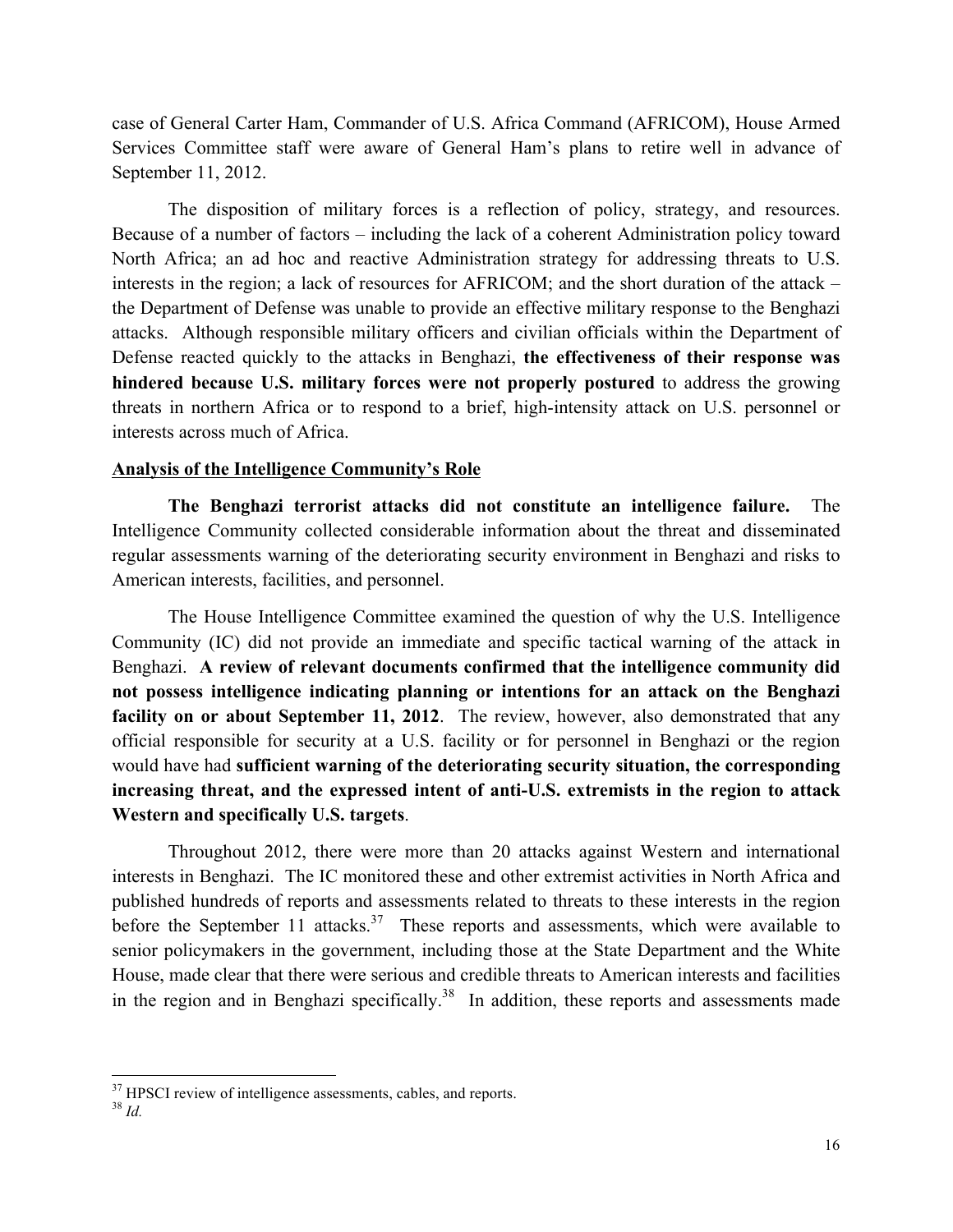case of General Carter Ham, Commander of U.S. Africa Command (AFRICOM), House Armed Services Committee staff were aware of General Ham's plans to retire well in advance of September 11, 2012.

The disposition of military forces is a reflection of policy, strategy, and resources. Because of a number of factors – including the lack of a coherent Administration policy toward North Africa; an ad hoc and reactive Administration strategy for addressing threats to U.S. interests in the region; a lack of resources for AFRICOM; and the short duration of the attack – the Department of Defense was unable to provide an effective military response to the Benghazi attacks. Although responsible military officers and civilian officials within the Department of Defense reacted quickly to the attacks in Benghazi, **the effectiveness of their response was hindered because U.S. military forces were not properly postured** to address the growing threats in northern Africa or to respond to a brief, high-intensity attack on U.S. personnel or interests across much of Africa.

## Analysis of the Intelligence Community's Role

**The Benghazi terrorist attacks did not constitute an intelligence failure.** The Intelligence Community collected considerable information about the threat and disseminated regular assessments warning of the deteriorating security environment in Benghazi and risks to American interests, facilities, and personnel.

The House Intelligence Committee examined the question of why the U.S. Intelligence Community (IC) did not provide an immediate and specific tactical warning of the attack in Benghazi. **A review of relevant documents confirmed that the intelligence community did not possess intelligence indicating planning or intentions for an attack on the Benghazi facility on or about September 11, 2012**. The review, however, also demonstrated that any official responsible for security at a U.S. facility or for personnel in Benghazi or the region would have had **sufficient warning of the deteriorating security situation, the corresponding increasing threat, and the expressed intent of anti-U.S. extremists in the region to attack Western and specifically U.S. targets**.

Throughout 2012, there were more than 20 attacks against Western and international interests in Benghazi. The IC monitored these and other extremist activities in North Africa and published hundreds of reports and assessments related to threats to these interests in the region before the September 11 attacks.[37] These reports and assessments, which were available to senior policymakers in the government, including those at the State Department and the White House, made clear that there were serious and credible threats to American interests and facilities in the region and in Benghazi specifically.[38] In addition, these reports and assessments made

[37] HPSCI review of intelligence assessments, cables, and reports.
[38] *Id.*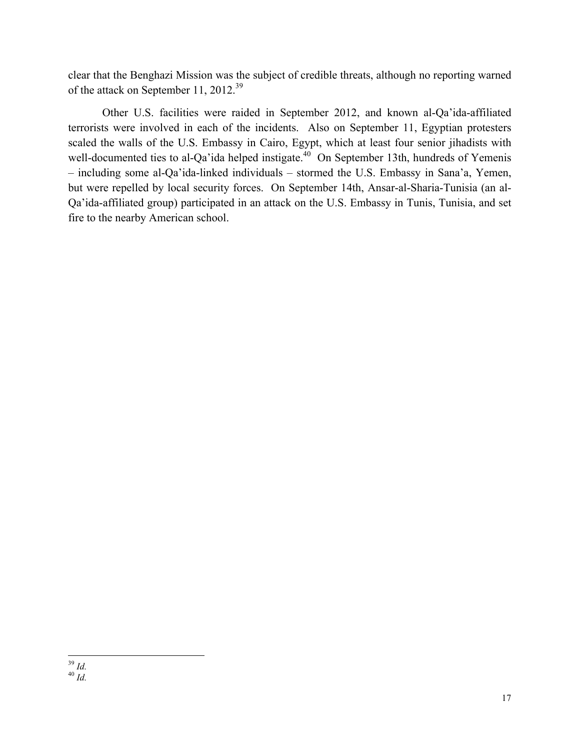clear that the Benghazi Mission was the subject of credible threats, although no reporting warned of the attack on September 11, 2012.[39]

Other U.S. facilities were raided in September 2012, and known al-Qa'ida-affiliated terrorists were involved in each of the incidents. Also on September 11, Egyptian protesters scaled the walls of the U.S. Embassy in Cairo, Egypt, which at least four senior jihadists with well-documented ties to al-Qa'ida helped instigate.[40] On September 13th, hundreds of Yemenis – including some al-Qa'ida-linked individuals – stormed the U.S. Embassy in Sana'a, Yemen, but were repelled by local security forces. On September 14th, Ansar-al-Sharia-Tunisia (an al-Qa'ida-affiliated group) participated in an attack on the U.S. Embassy in Tunis, Tunisia, and set fire to the nearby American school.

---

[39] *Id.*

[40] *Id.*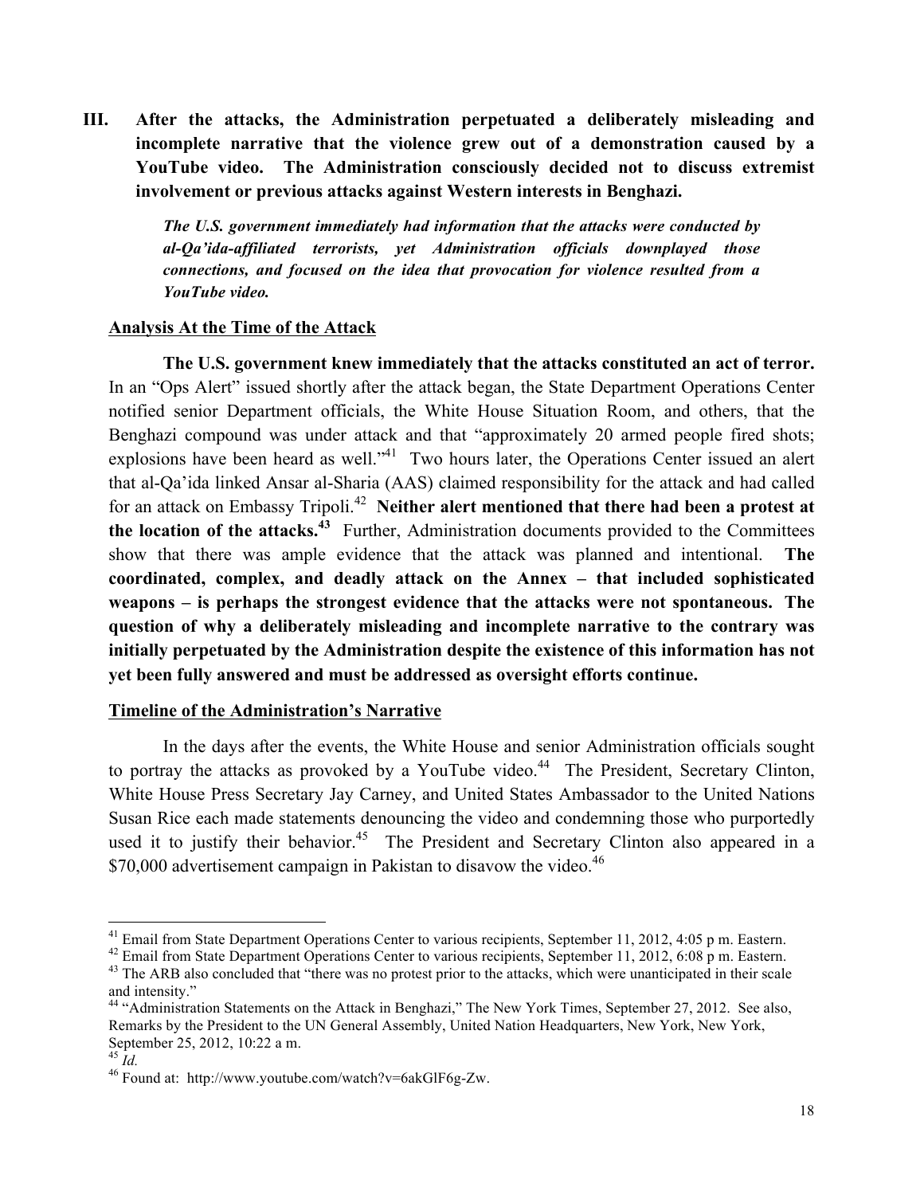## III. After the attacks, the Administration perpetuated a deliberately misleading and incomplete narrative that the violence grew out of a demonstration caused by a YouTube video. The Administration consciously decided not to discuss extremist involvement or previous attacks against Western interests in Benghazi.

> ***The U.S. government immediately had information that the attacks were conducted by al-Qa'ida-affiliated terrorists, yet Administration officials downplayed those connections, and focused on the idea that provocation for violence resulted from a YouTube video.***

### Analysis At the Time of the Attack

**The U.S. government knew immediately that the attacks constituted an act of terror.** In an "Ops Alert" issued shortly after the attack began, the State Department Operations Center notified senior Department officials, the White House Situation Room, and others, that the Benghazi compound was under attack and that "approximately 20 armed people fired shots; explosions have been heard as well."[41] Two hours later, the Operations Center issued an alert that al-Qa'ida linked Ansar al-Sharia (AAS) claimed responsibility for the attack and had called for an attack on Embassy Tripoli.[42] **Neither alert mentioned that there had been a protest at the location of the attacks.[43]** Further, Administration documents provided to the Committees show that there was ample evidence that the attack was planned and intentional. **The coordinated, complex, and deadly attack on the Annex – that included sophisticated weapons – is perhaps the strongest evidence that the attacks were not spontaneous. The question of why a deliberately misleading and incomplete narrative to the contrary was initially perpetuated by the Administration despite the existence of this information has not yet been fully answered and must be addressed as oversight efforts continue.**

### Timeline of the Administration's Narrative

In the days after the events, the White House and senior Administration officials sought to portray the attacks as provoked by a YouTube video.[44] The President, Secretary Clinton, White House Press Secretary Jay Carney, and United States Ambassador to the United Nations Susan Rice each made statements denouncing the video and condemning those who purportedly used it to justify their behavior.[45] The President and Secretary Clinton also appeared in a $70,000 advertisement campaign in Pakistan to disavow the video.[46]

---

[41] Email from State Department Operations Center to various recipients, September 11, 2012, 4:05 p m. Eastern.

[42] Email from State Department Operations Center to various recipients, September 11, 2012, 6:08 p m. Eastern.

[43] The ARB also concluded that "there was no protest prior to the attacks, which were unanticipated in their scale and intensity."

[44] "Administration Statements on the Attack in Benghazi," The New York Times, September 27, 2012. See also, Remarks by the President to the UN General Assembly, United Nation Headquarters, New York, New York, September 25, 2012, 10:22 a m.

[45] *Id.*

[46] Found at: http://www.youtube.com/watch?v=6akGlF6g-Zw.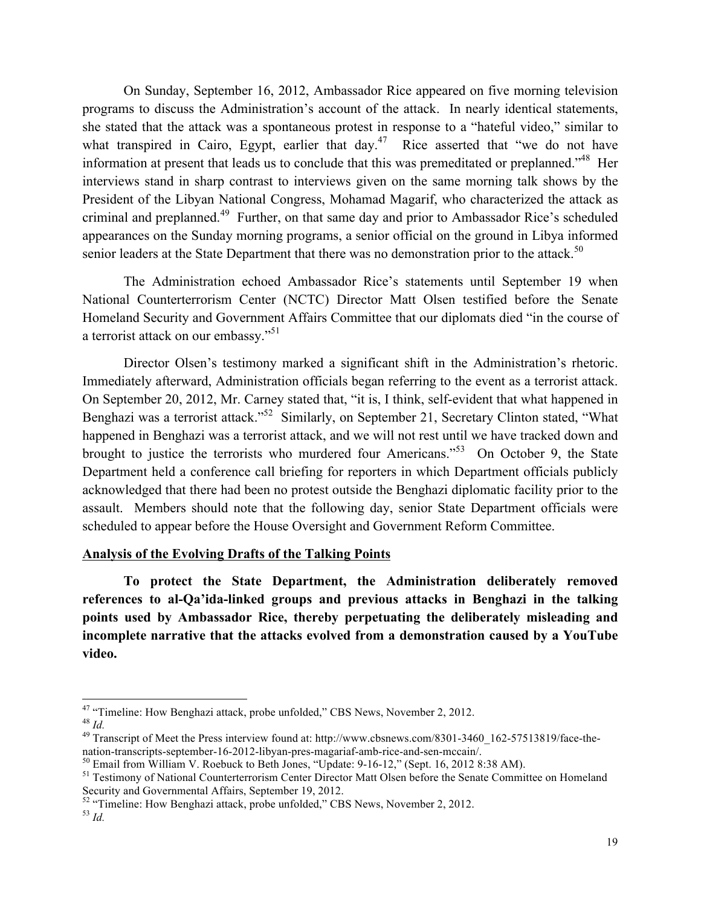On Sunday, September 16, 2012, Ambassador Rice appeared on five morning television programs to discuss the Administration's account of the attack. In nearly identical statements, she stated that the attack was a spontaneous protest in response to a "hateful video," similar to what transpired in Cairo, Egypt, earlier that day.[47] Rice asserted that "we do not have information at present that leads us to conclude that this was premeditated or preplanned."[48] Her interviews stand in sharp contrast to interviews given on the same morning talk shows by the President of the Libyan National Congress, Mohamad Magarif, who characterized the attack as criminal and preplanned.[49] Further, on that same day and prior to Ambassador Rice's scheduled appearances on the Sunday morning programs, a senior official on the ground in Libya informed senior leaders at the State Department that there was no demonstration prior to the attack.[50]

The Administration echoed Ambassador Rice's statements until September 19 when National Counterterrorism Center (NCTC) Director Matt Olsen testified before the Senate Homeland Security and Government Affairs Committee that our diplomats died "in the course of a terrorist attack on our embassy."[51]

Director Olsen's testimony marked a significant shift in the Administration's rhetoric. Immediately afterward, Administration officials began referring to the event as a terrorist attack. On September 20, 2012, Mr. Carney stated that, "it is, I think, self-evident that what happened in Benghazi was a terrorist attack."[52] Similarly, on September 21, Secretary Clinton stated, "What happened in Benghazi was a terrorist attack, and we will not rest until we have tracked down and brought to justice the terrorists who murdered four Americans."[53] On October 9, the State Department held a conference call briefing for reporters in which Department officials publicly acknowledged that there had been no protest outside the Benghazi diplomatic facility prior to the assault. Members should note that the following day, senior State Department officials were scheduled to appear before the House Oversight and Government Reform Committee.

**Analysis of the Evolving Drafts of the Talking Points**

**To protect the State Department, the Administration deliberately removed references to al-Qa'ida-linked groups and previous attacks in Benghazi in the talking points used by Ambassador Rice, thereby perpetuating the deliberately misleading and incomplete narrative that the attacks evolved from a demonstration caused by a YouTube video.**

---

[47] "Timeline: How Benghazi attack, probe unfolded," CBS News, November 2, 2012.

[48] *Id.*

[49] Transcript of Meet the Press interview found at: http://www.cbsnews.com/8301-3460_162-57513819/face-the-nation-transcripts-september-16-2012-libyan-pres-magariaf-amb-rice-and-sen-mccain/.

[50] Email from William V. Roebuck to Beth Jones, "Update: 9-16-12," (Sept. 16, 2012 8:38 AM).

[51] Testimony of National Counterterrorism Center Director Matt Olsen before the Senate Committee on Homeland Security and Governmental Affairs, September 19, 2012.

[52] "Timeline: How Benghazi attack, probe unfolded," CBS News, November 2, 2012.

[53] *Id.*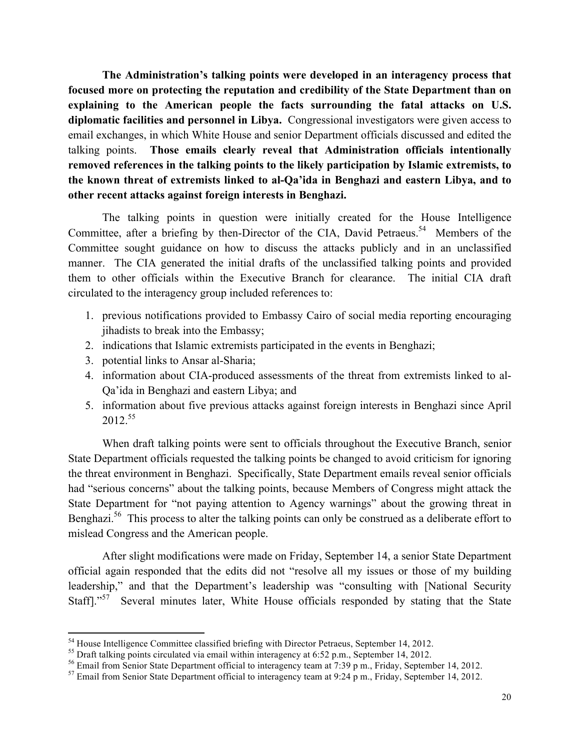**The Administration's talking points were developed in an interagency process that focused more on protecting the reputation and credibility of the State Department than on explaining to the American people the facts surrounding the fatal attacks on U.S. diplomatic facilities and personnel in Libya.** Congressional investigators were given access to email exchanges, in which White House and senior Department officials discussed and edited the talking points. **Those emails clearly reveal that Administration officials intentionally removed references in the talking points to the likely participation by Islamic extremists, to the known threat of extremists linked to al-Qa'ida in Benghazi and eastern Libya, and to other recent attacks against foreign interests in Benghazi.**

The talking points in question were initially created for the House Intelligence Committee, after a briefing by then-Director of the CIA, David Petraeus.[54] Members of the Committee sought guidance on how to discuss the attacks publicly and in an unclassified manner. The CIA generated the initial drafts of the unclassified talking points and provided them to other officials within the Executive Branch for clearance. The initial CIA draft circulated to the interagency group included references to:

1. previous notifications provided to Embassy Cairo of social media reporting encouraging jihadists to break into the Embassy;
2. indications that Islamic extremists participated in the events in Benghazi;
3. potential links to Ansar al-Sharia;
4. information about CIA-produced assessments of the threat from extremists linked to al-Qa'ida in Benghazi and eastern Libya; and
5. information about five previous attacks against foreign interests in Benghazi since April 2012.[55]

When draft talking points were sent to officials throughout the Executive Branch, senior State Department officials requested the talking points be changed to avoid criticism for ignoring the threat environment in Benghazi. Specifically, State Department emails reveal senior officials had "serious concerns" about the talking points, because Members of Congress might attack the State Department for "not paying attention to Agency warnings" about the growing threat in Benghazi.[56] This process to alter the talking points can only be construed as a deliberate effort to mislead Congress and the American people.

After slight modifications were made on Friday, September 14, a senior State Department official again responded that the edits did not "resolve all my issues or those of my building leadership," and that the Department's leadership was "consulting with [National Security Staff]."[57] Several minutes later, White House officials responded by stating that the State

---

[54] House Intelligence Committee classified briefing with Director Petraeus, September 14, 2012.

[55] Draft talking points circulated via email within interagency at 6:52 p.m., September 14, 2012.

[56] Email from Senior State Department official to interagency team at 7:39 p m., Friday, September 14, 2012.

[57] Email from Senior State Department official to interagency team at 9:24 p m., Friday, September 14, 2012.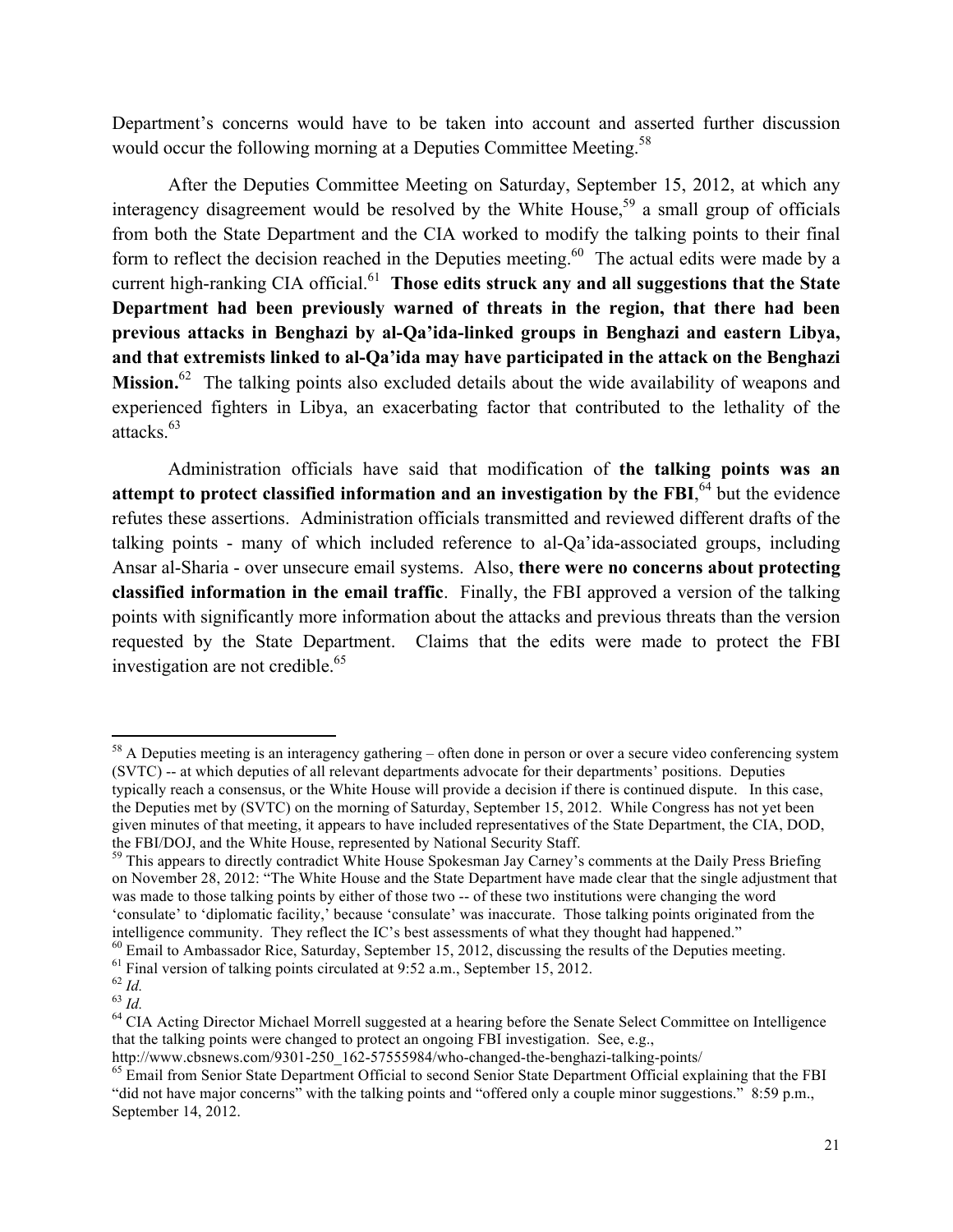Department's concerns would have to be taken into account and asserted further discussion would occur the following morning at a Deputies Committee Meeting.[58]

After the Deputies Committee Meeting on Saturday, September 15, 2012, at which any interagency disagreement would be resolved by the White House,[59] a small group of officials from both the State Department and the CIA worked to modify the talking points to their final form to reflect the decision reached in the Deputies meeting.[60] The actual edits were made by a current high-ranking CIA official.[61] **Those edits struck any and all suggestions that the State Department had been previously warned of threats in the region, that there had been previous attacks in Benghazi by al-Qa'ida-linked groups in Benghazi and eastern Libya, and that extremists linked to al-Qa'ida may have participated in the attack on the Benghazi Mission.**[62] The talking points also excluded details about the wide availability of weapons and experienced fighters in Libya, an exacerbating factor that contributed to the lethality of the attacks.[63]

Administration officials have said that modification of **the talking points was an attempt to protect classified information and an investigation by the FBI**,[64] but the evidence refutes these assertions. Administration officials transmitted and reviewed different drafts of the talking points - many of which included reference to al-Qa'ida-associated groups, including Ansar al-Sharia - over unsecure email systems. Also, **there were no concerns about protecting classified information in the email traffic**. Finally, the FBI approved a version of the talking points with significantly more information about the attacks and previous threats than the version requested by the State Department. Claims that the edits were made to protect the FBI investigation are not credible.[65]

---

[58] A Deputies meeting is an interagency gathering – often done in person or over a secure video conferencing system (SVTC) -- at which deputies of all relevant departments advocate for their departments' positions. Deputies typically reach a consensus, or the White House will provide a decision if there is continued dispute. In this case, the Deputies met by (SVTC) on the morning of Saturday, September 15, 2012. While Congress has not yet been given minutes of that meeting, it appears to have included representatives of the State Department, the CIA, DOD, the FBI/DOJ, and the White House, represented by National Security Staff.

[59] This appears to directly contradict White House Spokesman Jay Carney's comments at the Daily Press Briefing on November 28, 2012: "The White House and the State Department have made clear that the single adjustment that was made to those talking points by either of those two -- of these two institutions were changing the word 'consulate' to 'diplomatic facility,' because 'consulate' was inaccurate. Those talking points originated from the intelligence community. They reflect the IC's best assessments of what they thought had happened."

[60] Email to Ambassador Rice, Saturday, September 15, 2012, discussing the results of the Deputies meeting.

[61] Final version of talking points circulated at 9:52 a.m., September 15, 2012.

[62] *Id.*

[63] *Id.*

[64] CIA Acting Director Michael Morrell suggested at a hearing before the Senate Select Committee on Intelligence that the talking points were changed to protect an ongoing FBI investigation. See, e.g., http://www.cbsnews.com/9301-250_162-57555984/who-changed-the-benghazi-talking-points/

[65] Email from Senior State Department Official to second Senior State Department Official explaining that the FBI "did not have major concerns" with the talking points and "offered only a couple minor suggestions." 8:59 p.m., September 14, 2012.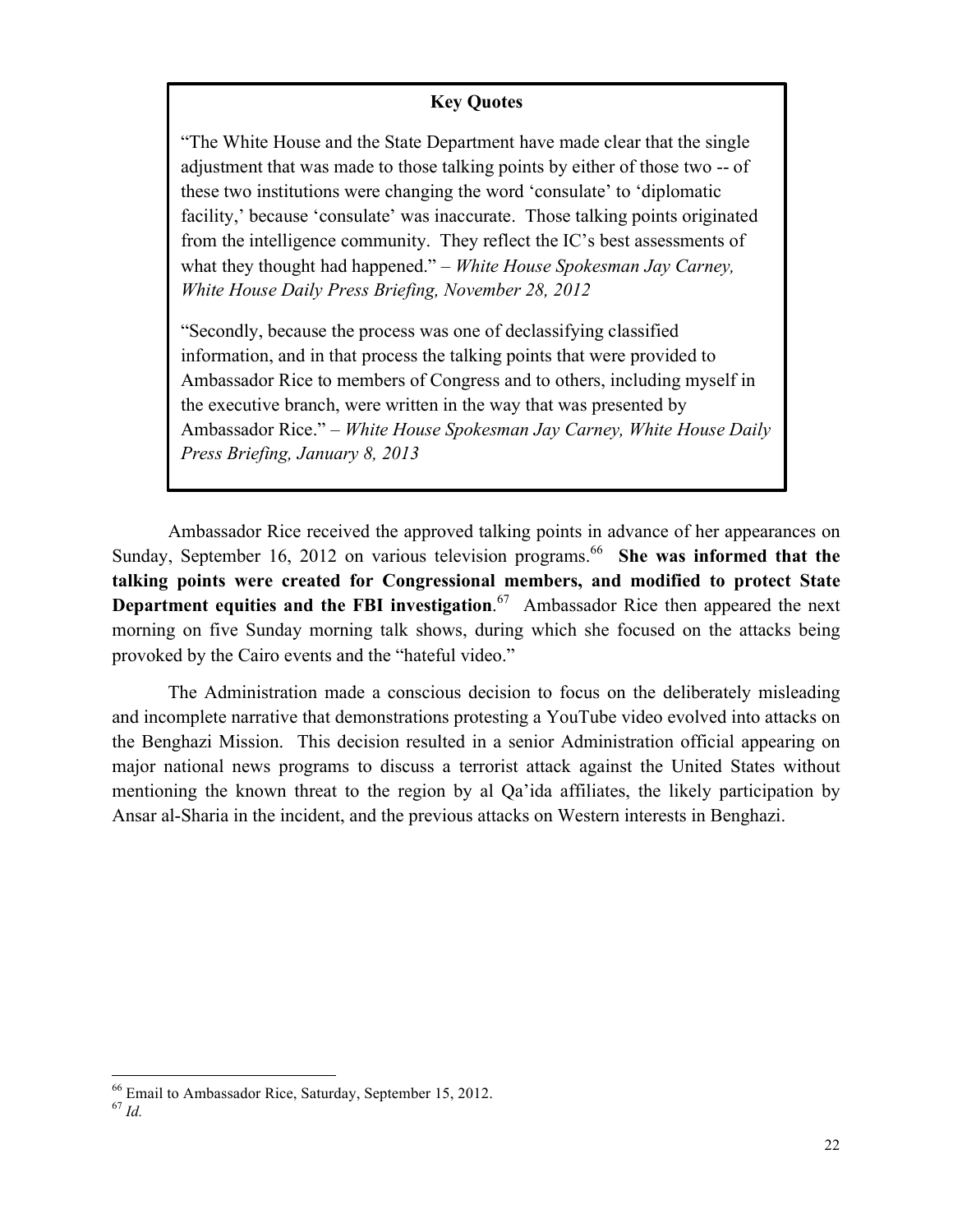**Key Quotes**

"The White House and the State Department have made clear that the single adjustment that was made to those talking points by either of those two -- of these two institutions were changing the word 'consulate' to 'diplomatic facility,' because 'consulate' was inaccurate. Those talking points originated from the intelligence community. They reflect the IC's best assessments of what they thought had happened." – *White House Spokesman Jay Carney, White House Daily Press Briefing, November 28, 2012*

"Secondly, because the process was one of declassifying classified information, and in that process the talking points that were provided to Ambassador Rice to members of Congress and to others, including myself in the executive branch, were written in the way that was presented by Ambassador Rice." – *White House Spokesman Jay Carney, White House Daily Press Briefing, January 8, 2013*

Ambassador Rice received the approved talking points in advance of her appearances on Sunday, September 16, 2012 on various television programs.[66] **She was informed that the talking points were created for Congressional members, and modified to protect State Department equities and the FBI investigation**.[67] Ambassador Rice then appeared the next morning on five Sunday morning talk shows, during which she focused on the attacks being provoked by the Cairo events and the "hateful video."

The Administration made a conscious decision to focus on the deliberately misleading and incomplete narrative that demonstrations protesting a YouTube video evolved into attacks on the Benghazi Mission. This decision resulted in a senior Administration official appearing on major national news programs to discuss a terrorist attack against the United States without mentioning the known threat to the region by al Qa'ida affiliates, the likely participation by Ansar al-Sharia in the incident, and the previous attacks on Western interests in Benghazi.

---

[66] Email to Ambassador Rice, Saturday, September 15, 2012.

[67] *Id.*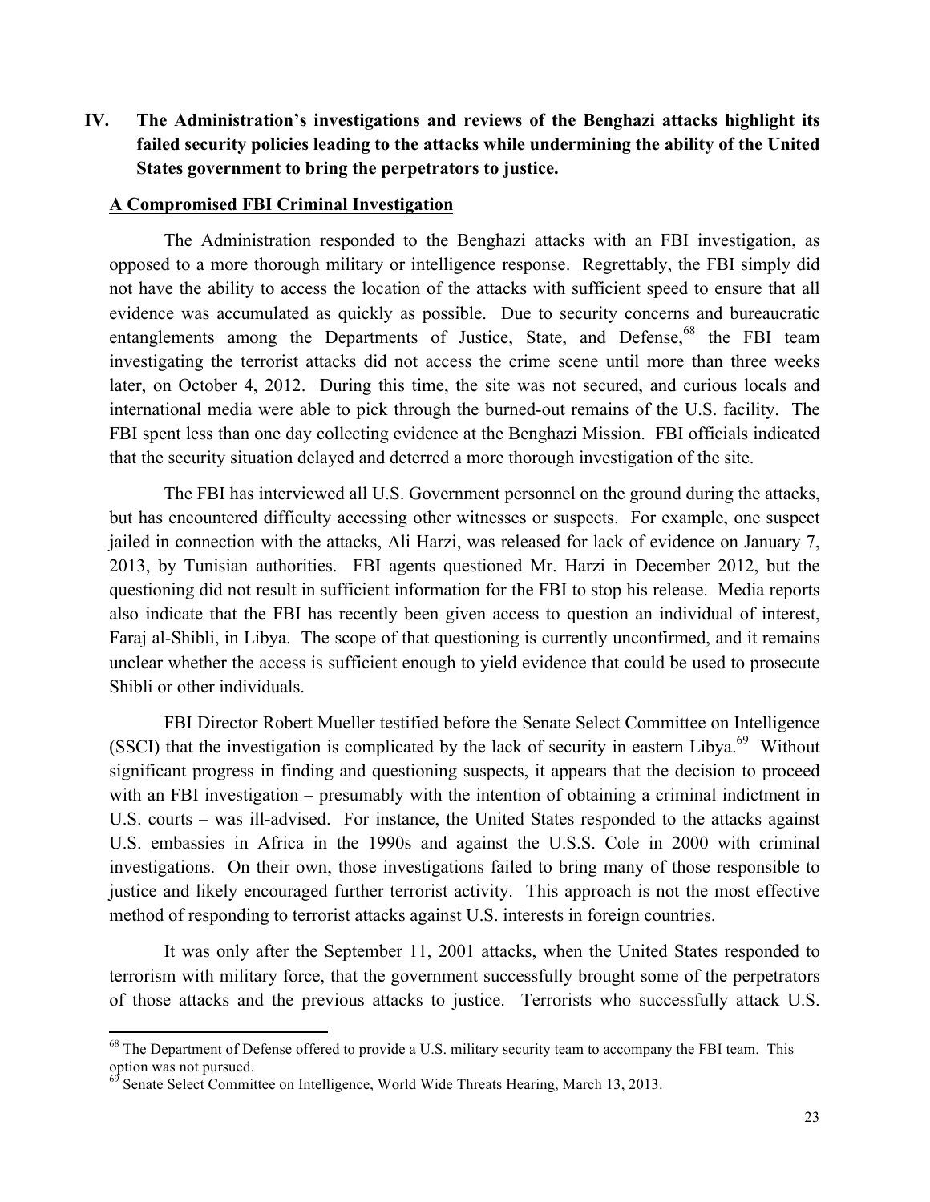## IV. The Administration's investigations and reviews of the Benghazi attacks highlight its failed security policies leading to the attacks while undermining the ability of the United States government to bring the perpetrators to justice.

**A Compromised FBI Criminal Investigation**

The Administration responded to the Benghazi attacks with an FBI investigation, as opposed to a more thorough military or intelligence response. Regrettably, the FBI simply did not have the ability to access the location of the attacks with sufficient speed to ensure that all evidence was accumulated as quickly as possible. Due to security concerns and bureaucratic entanglements among the Departments of Justice, State, and Defense,[68] the FBI team investigating the terrorist attacks did not access the crime scene until more than three weeks later, on October 4, 2012. During this time, the site was not secured, and curious locals and international media were able to pick through the burned-out remains of the U.S. facility. The FBI spent less than one day collecting evidence at the Benghazi Mission. FBI officials indicated that the security situation delayed and deterred a more thorough investigation of the site.

The FBI has interviewed all U.S. Government personnel on the ground during the attacks, but has encountered difficulty accessing other witnesses or suspects. For example, one suspect jailed in connection with the attacks, Ali Harzi, was released for lack of evidence on January 7, 2013, by Tunisian authorities. FBI agents questioned Mr. Harzi in December 2012, but the questioning did not result in sufficient information for the FBI to stop his release. Media reports also indicate that the FBI has recently been given access to question an individual of interest, Faraj al-Shibli, in Libya. The scope of that questioning is currently unconfirmed, and it remains unclear whether the access is sufficient enough to yield evidence that could be used to prosecute Shibli or other individuals.

FBI Director Robert Mueller testified before the Senate Select Committee on Intelligence (SSCI) that the investigation is complicated by the lack of security in eastern Libya.[69] Without significant progress in finding and questioning suspects, it appears that the decision to proceed with an FBI investigation – presumably with the intention of obtaining a criminal indictment in U.S. courts – was ill-advised. For instance, the United States responded to the attacks against U.S. embassies in Africa in the 1990s and against the U.S.S. Cole in 2000 with criminal investigations. On their own, those investigations failed to bring many of those responsible to justice and likely encouraged further terrorist activity. This approach is not the most effective method of responding to terrorist attacks against U.S. interests in foreign countries.

It was only after the September 11, 2001 attacks, when the United States responded to terrorism with military force, that the government successfully brought some of the perpetrators of those attacks and the previous attacks to justice. Terrorists who successfully attack U.S.

---

[68] The Department of Defense offered to provide a U.S. military security team to accompany the FBI team. This option was not pursued.

[69] Senate Select Committee on Intelligence, World Wide Threats Hearing, March 13, 2013.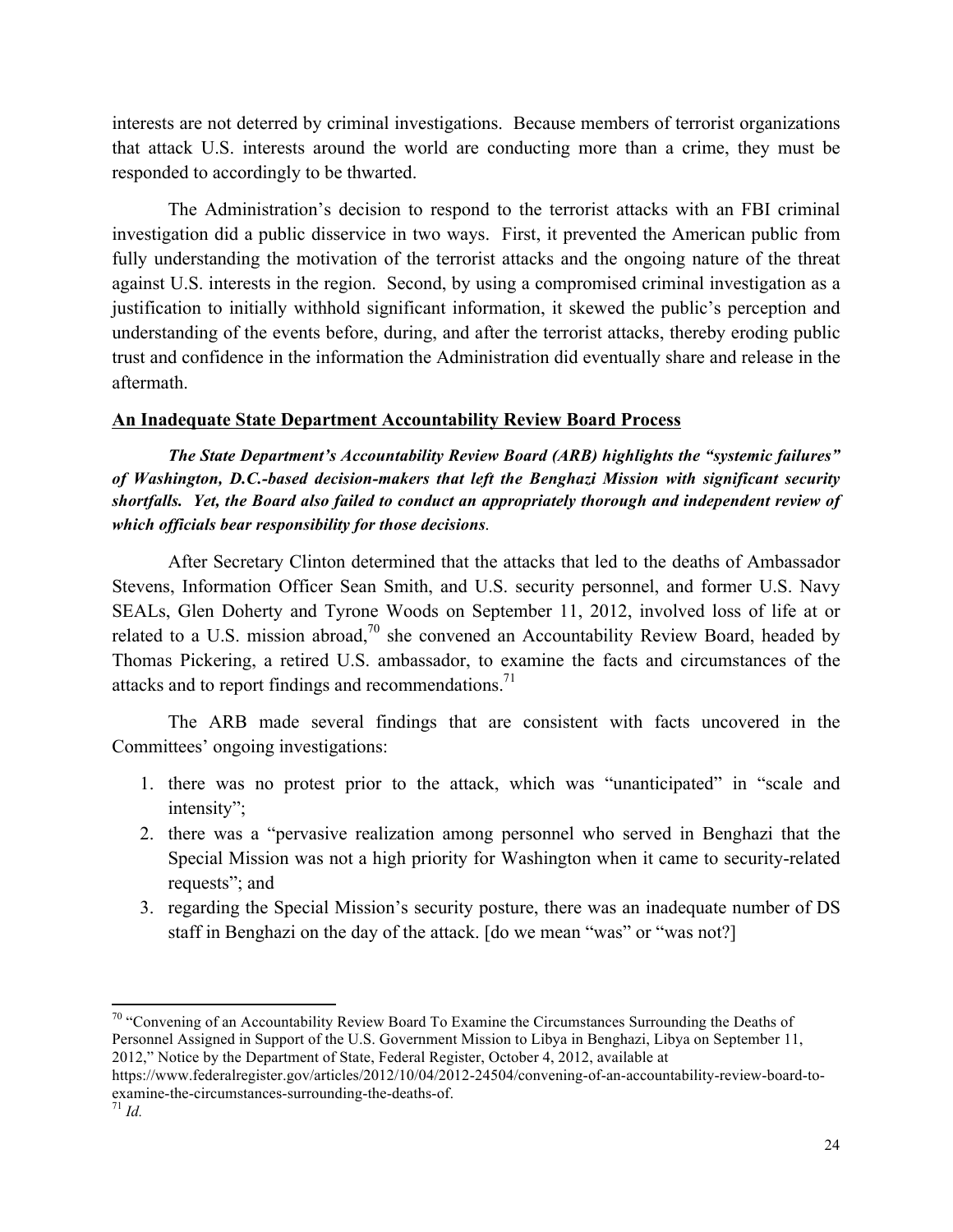interests are not deterred by criminal investigations. Because members of terrorist organizations that attack U.S. interests around the world are conducting more than a crime, they must be responded to accordingly to be thwarted.

The Administration's decision to respond to the terrorist attacks with an FBI criminal investigation did a public disservice in two ways. First, it prevented the American public from fully understanding the motivation of the terrorist attacks and the ongoing nature of the threat against U.S. interests in the region. Second, by using a compromised criminal investigation as a justification to initially withhold significant information, it skewed the public's perception and understanding of the events before, during, and after the terrorist attacks, thereby eroding public trust and confidence in the information the Administration did eventually share and release in the aftermath.

**An Inadequate State Department Accountability Review Board Process**

***The State Department's Accountability Review Board (ARB) highlights the "systemic failures" of Washington, D.C.-based decision-makers that left the Benghazi Mission with significant security shortfalls. Yet, the Board also failed to conduct an appropriately thorough and independent review of which officials bear responsibility for those decisions*.**

After Secretary Clinton determined that the attacks that led to the deaths of Ambassador Stevens, Information Officer Sean Smith, and U.S. security personnel, and former U.S. Navy SEALs, Glen Doherty and Tyrone Woods on September 11, 2012, involved loss of life at or related to a U.S. mission abroad,[70] she convened an Accountability Review Board, headed by Thomas Pickering, a retired U.S. ambassador, to examine the facts and circumstances of the attacks and to report findings and recommendations.[71]

The ARB made several findings that are consistent with facts uncovered in the Committees' ongoing investigations:

1. there was no protest prior to the attack, which was "unanticipated" in "scale and intensity";
2. there was a "pervasive realization among personnel who served in Benghazi that the Special Mission was not a high priority for Washington when it came to security-related requests"; and
3. regarding the Special Mission's security posture, there was an inadequate number of DS staff in Benghazi on the day of the attack. [do we mean "was" or "was not?]

---

[70] "Convening of an Accountability Review Board To Examine the Circumstances Surrounding the Deaths of Personnel Assigned in Support of the U.S. Government Mission to Libya in Benghazi, Libya on September 11, 2012," Notice by the Department of State, Federal Register, October 4, 2012, available at https://www.federalregister.gov/articles/2012/10/04/2012-24504/convening-of-an-accountability-review-board-to-examine-the-circumstances-surrounding-the-deaths-of.

[71] *Id.*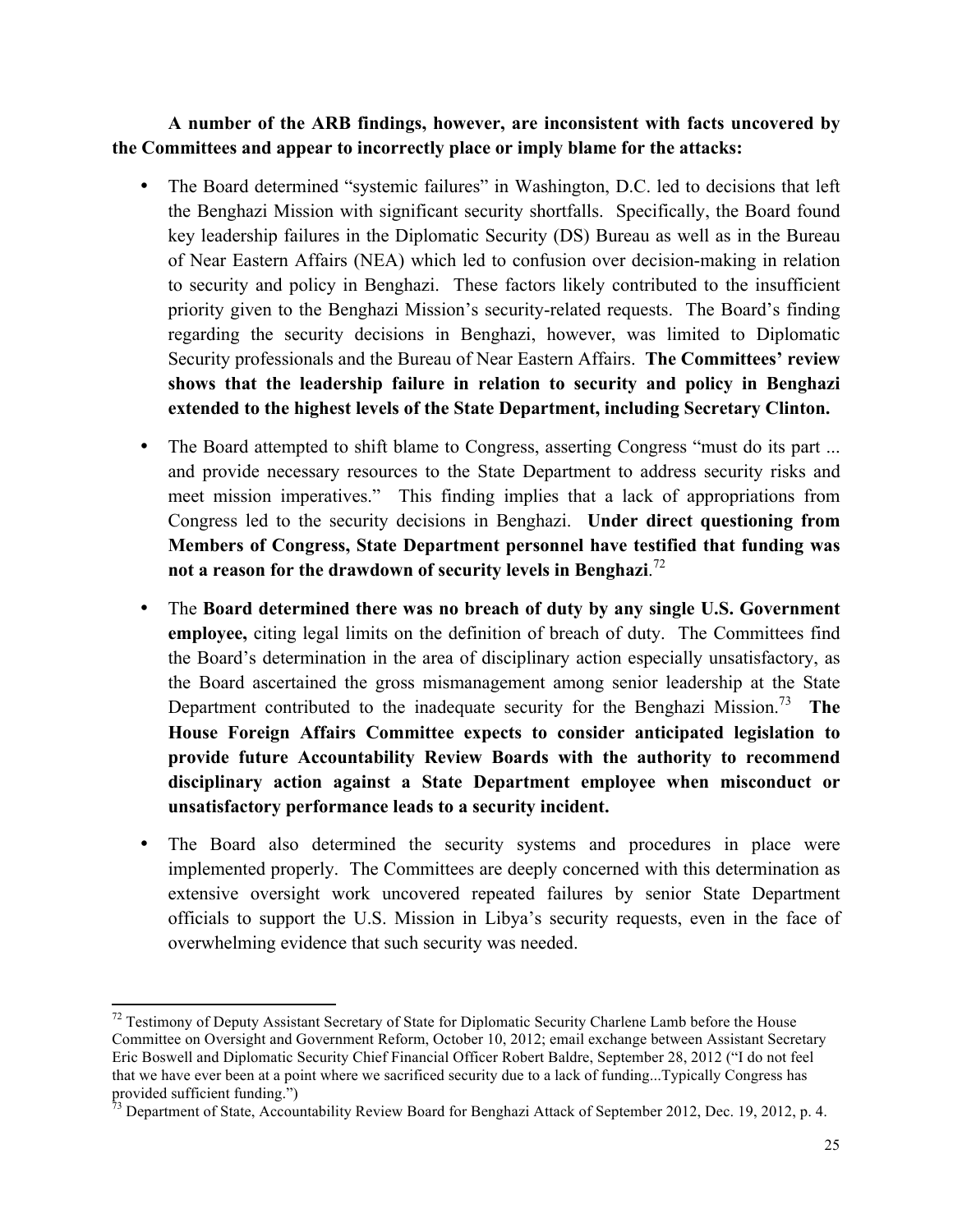**A number of the ARB findings, however, are inconsistent with facts uncovered by the Committees and appear to incorrectly place or imply blame for the attacks:**

- The Board determined "systemic failures" in Washington, D.C. led to decisions that left the Benghazi Mission with significant security shortfalls. Specifically, the Board found key leadership failures in the Diplomatic Security (DS) Bureau as well as in the Bureau of Near Eastern Affairs (NEA) which led to confusion over decision-making in relation to security and policy in Benghazi. These factors likely contributed to the insufficient priority given to the Benghazi Mission's security-related requests. The Board's finding regarding the security decisions in Benghazi, however, was limited to Diplomatic Security professionals and the Bureau of Near Eastern Affairs. **The Committees' review shows that the leadership failure in relation to security and policy in Benghazi extended to the highest levels of the State Department, including Secretary Clinton.**

- The Board attempted to shift blame to Congress, asserting Congress "must do its part ... and provide necessary resources to the State Department to address security risks and meet mission imperatives." This finding implies that a lack of appropriations from Congress led to the security decisions in Benghazi. **Under direct questioning from Members of Congress, State Department personnel have testified that funding was not a reason for the drawdown of security levels in Benghazi**.[72]

- The **Board determined there was no breach of duty by any single U.S. Government employee,** citing legal limits on the definition of breach of duty. The Committees find the Board's determination in the area of disciplinary action especially unsatisfactory, as the Board ascertained the gross mismanagement among senior leadership at the State Department contributed to the inadequate security for the Benghazi Mission.[73] **The House Foreign Affairs Committee expects to consider anticipated legislation to provide future Accountability Review Boards with the authority to recommend disciplinary action against a State Department employee when misconduct or unsatisfactory performance leads to a security incident.**

- The Board also determined the security systems and procedures in place were implemented properly. The Committees are deeply concerned with this determination as extensive oversight work uncovered repeated failures by senior State Department officials to support the U.S. Mission in Libya's security requests, even in the face of overwhelming evidence that such security was needed.

---

[72] Testimony of Deputy Assistant Secretary of State for Diplomatic Security Charlene Lamb before the House Committee on Oversight and Government Reform, October 10, 2012; email exchange between Assistant Secretary Eric Boswell and Diplomatic Security Chief Financial Officer Robert Baldre, September 28, 2012 ("I do not feel that we have ever been at a point where we sacrificed security due to a lack of funding...Typically Congress has provided sufficient funding.")

[73] Department of State, Accountability Review Board for Benghazi Attack of September 2012, Dec. 19, 2012, p. 4.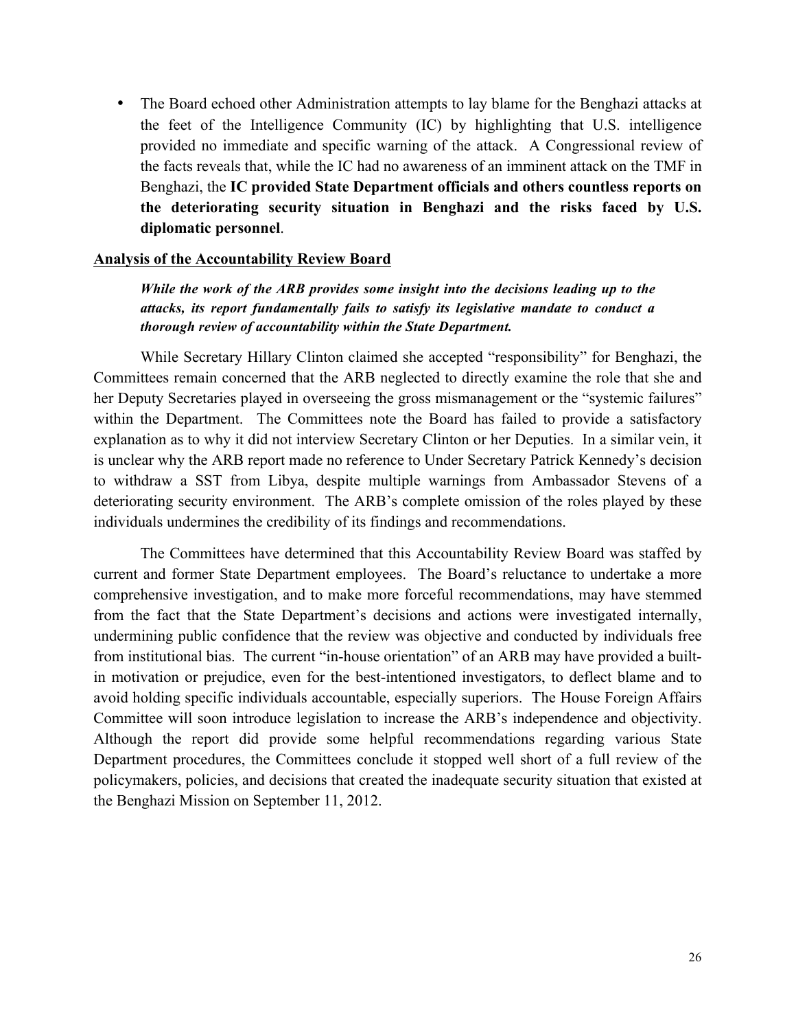- The Board echoed other Administration attempts to lay blame for the Benghazi attacks at the feet of the Intelligence Community (IC) by highlighting that U.S. intelligence provided no immediate and specific warning of the attack. A Congressional review of the facts reveals that, while the IC had no awareness of an imminent attack on the TMF in Benghazi, the **IC provided State Department officials and others countless reports on the deteriorating security situation in Benghazi and the risks faced by U.S. diplomatic personnel**.

<u>**Analysis of the Accountability Review Board**</u>

> ***While the work of the ARB provides some insight into the decisions leading up to the attacks, its report fundamentally fails to satisfy its legislative mandate to conduct a thorough review of accountability within the State Department.***

While Secretary Hillary Clinton claimed she accepted "responsibility" for Benghazi, the Committees remain concerned that the ARB neglected to directly examine the role that she and her Deputy Secretaries played in overseeing the gross mismanagement or the "systemic failures" within the Department. The Committees note the Board has failed to provide a satisfactory explanation as to why it did not interview Secretary Clinton or her Deputies. In a similar vein, it is unclear why the ARB report made no reference to Under Secretary Patrick Kennedy's decision to withdraw a SST from Libya, despite multiple warnings from Ambassador Stevens of a deteriorating security environment. The ARB's complete omission of the roles played by these individuals undermines the credibility of its findings and recommendations.

The Committees have determined that this Accountability Review Board was staffed by current and former State Department employees. The Board's reluctance to undertake a more comprehensive investigation, and to make more forceful recommendations, may have stemmed from the fact that the State Department's decisions and actions were investigated internally, undermining public confidence that the review was objective and conducted by individuals free from institutional bias. The current "in-house orientation" of an ARB may have provided a built-in motivation or prejudice, even for the best-intentioned investigators, to deflect blame and to avoid holding specific individuals accountable, especially superiors. The House Foreign Affairs Committee will soon introduce legislation to increase the ARB's independence and objectivity. Although the report did provide some helpful recommendations regarding various State Department procedures, the Committees conclude it stopped well short of a full review of the policymakers, policies, and decisions that created the inadequate security situation that existed at the Benghazi Mission on September 11, 2012.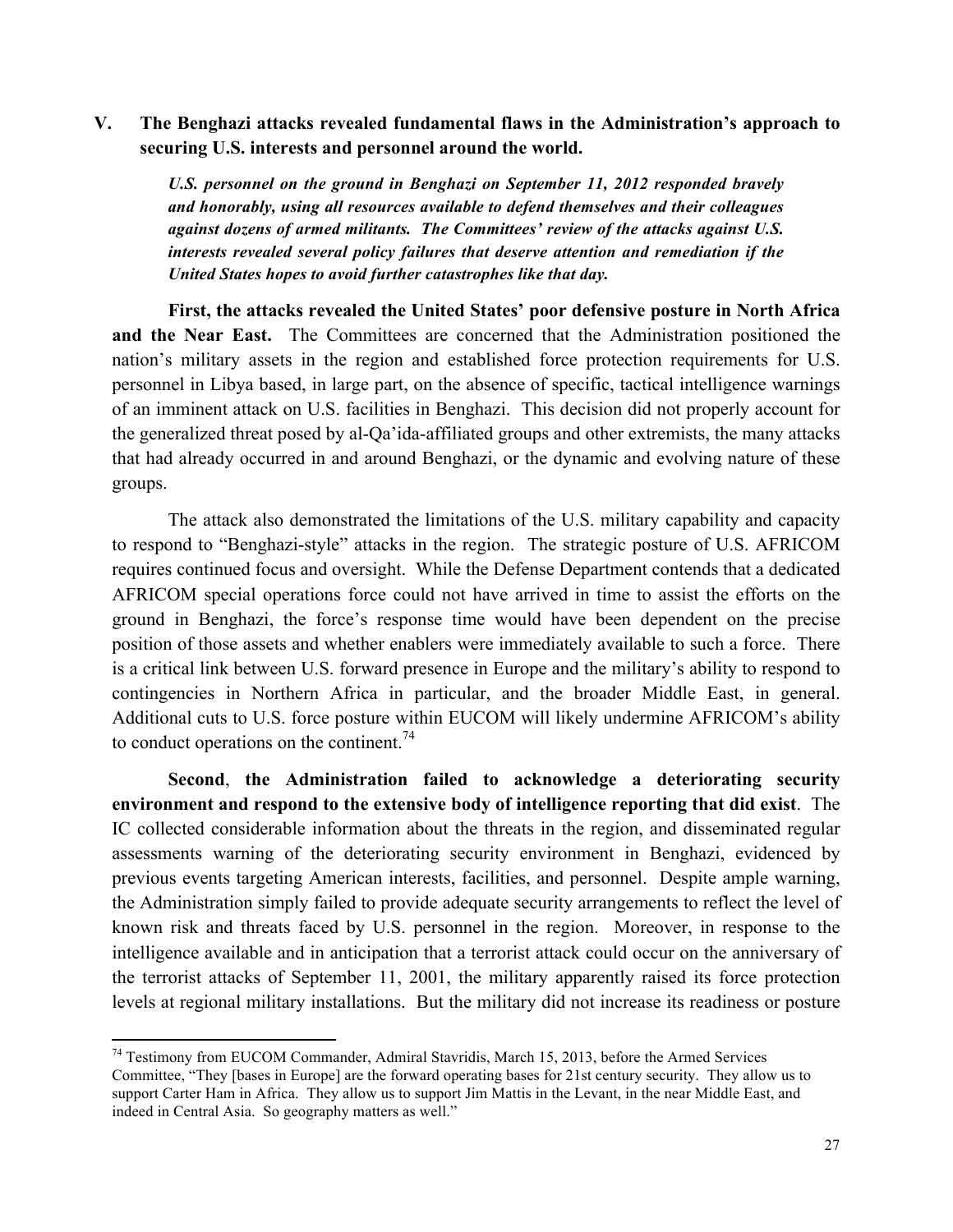## V. The Benghazi attacks revealed fundamental flaws in the Administration's approach to securing U.S. interests and personnel around the world.

***U.S. personnel on the ground in Benghazi on September 11, 2012 responded bravely and honorably, using all resources available to defend themselves and their colleagues against dozens of armed militants. The Committees' review of the attacks against U.S. interests revealed several policy failures that deserve attention and remediation if the United States hopes to avoid further catastrophes like that day.***

**First, the attacks revealed the United States' poor defensive posture in North Africa and the Near East.** The Committees are concerned that the Administration positioned the nation's military assets in the region and established force protection requirements for U.S. personnel in Libya based, in large part, on the absence of specific, tactical intelligence warnings of an imminent attack on U.S. facilities in Benghazi. This decision did not properly account for the generalized threat posed by al-Qa'ida-affiliated groups and other extremists, the many attacks that had already occurred in and around Benghazi, or the dynamic and evolving nature of these groups.

The attack also demonstrated the limitations of the U.S. military capability and capacity to respond to "Benghazi-style" attacks in the region. The strategic posture of U.S. AFRICOM requires continued focus and oversight. While the Defense Department contends that a dedicated AFRICOM special operations force could not have arrived in time to assist the efforts on the ground in Benghazi, the force's response time would have been dependent on the precise position of those assets and whether enablers were immediately available to such a force. There is a critical link between U.S. forward presence in Europe and the military's ability to respond to contingencies in Northern Africa in particular, and the broader Middle East, in general. Additional cuts to U.S. force posture within EUCOM will likely undermine AFRICOM's ability to conduct operations on the continent.[74]

**Second**, **the Administration failed to acknowledge a deteriorating security environment and respond to the extensive body of intelligence reporting that did exist**. The IC collected considerable information about the threats in the region, and disseminated regular assessments warning of the deteriorating security environment in Benghazi, evidenced by previous events targeting American interests, facilities, and personnel. Despite ample warning, the Administration simply failed to provide adequate security arrangements to reflect the level of known risk and threats faced by U.S. personnel in the region. Moreover, in response to the intelligence available and in anticipation that a terrorist attack could occur on the anniversary of the terrorist attacks of September 11, 2001, the military apparently raised its force protection levels at regional military installations. But the military did not increase its readiness or posture

---

[74] Testimony from EUCOM Commander, Admiral Stavridis, March 15, 2013, before the Armed Services Committee, "They [bases in Europe] are the forward operating bases for 21st century security. They allow us to support Carter Ham in Africa. They allow us to support Jim Mattis in the Levant, in the near Middle East, and indeed in Central Asia. So geography matters as well."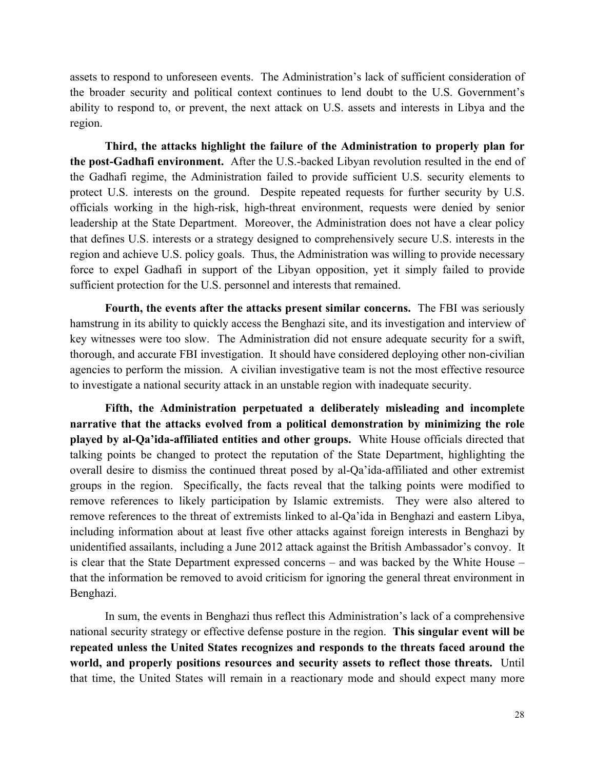assets to respond to unforeseen events. The Administration's lack of sufficient consideration of the broader security and political context continues to lend doubt to the U.S. Government's ability to respond to, or prevent, the next attack on U.S. assets and interests in Libya and the region.

**Third, the attacks highlight the failure of the Administration to properly plan for the post-Gadhafi environment.** After the U.S.-backed Libyan revolution resulted in the end of the Gadhafi regime, the Administration failed to provide sufficient U.S. security elements to protect U.S. interests on the ground. Despite repeated requests for further security by U.S. officials working in the high-risk, high-threat environment, requests were denied by senior leadership at the State Department. Moreover, the Administration does not have a clear policy that defines U.S. interests or a strategy designed to comprehensively secure U.S. interests in the region and achieve U.S. policy goals. Thus, the Administration was willing to provide necessary force to expel Gadhafi in support of the Libyan opposition, yet it simply failed to provide sufficient protection for the U.S. personnel and interests that remained.

**Fourth, the events after the attacks present similar concerns.** The FBI was seriously hamstrung in its ability to quickly access the Benghazi site, and its investigation and interview of key witnesses were too slow. The Administration did not ensure adequate security for a swift, thorough, and accurate FBI investigation. It should have considered deploying other non-civilian agencies to perform the mission. A civilian investigative team is not the most effective resource to investigate a national security attack in an unstable region with inadequate security.

**Fifth, the Administration perpetuated a deliberately misleading and incomplete narrative that the attacks evolved from a political demonstration by minimizing the role played by al-Qa'ida-affiliated entities and other groups.** White House officials directed that talking points be changed to protect the reputation of the State Department, highlighting the overall desire to dismiss the continued threat posed by al-Qa'ida-affiliated and other extremist groups in the region. Specifically, the facts reveal that the talking points were modified to remove references to likely participation by Islamic extremists. They were also altered to remove references to the threat of extremists linked to al-Qa'ida in Benghazi and eastern Libya, including information about at least five other attacks against foreign interests in Benghazi by unidentified assailants, including a June 2012 attack against the British Ambassador's convoy. It is clear that the State Department expressed concerns – and was backed by the White House – that the information be removed to avoid criticism for ignoring the general threat environment in Benghazi.

In sum, the events in Benghazi thus reflect this Administration's lack of a comprehensive national security strategy or effective defense posture in the region. **This singular event will be repeated unless the United States recognizes and responds to the threats faced around the world, and properly positions resources and security assets to reflect those threats.** Until that time, the United States will remain in a reactionary mode and should expect many more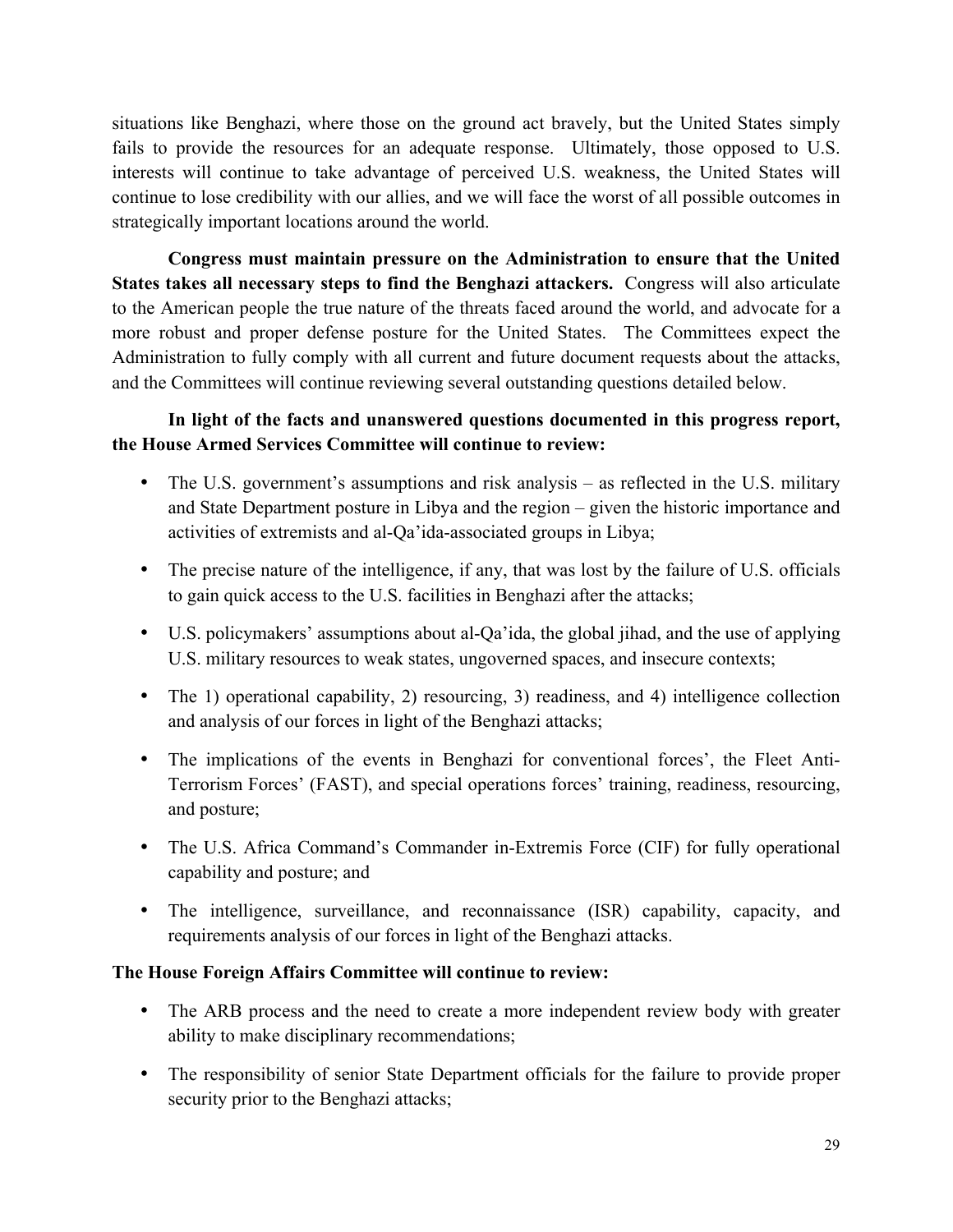situations like Benghazi, where those on the ground act bravely, but the United States simply fails to provide the resources for an adequate response. Ultimately, those opposed to U.S. interests will continue to take advantage of perceived U.S. weakness, the United States will continue to lose credibility with our allies, and we will face the worst of all possible outcomes in strategically important locations around the world.

**Congress must maintain pressure on the Administration to ensure that the United States takes all necessary steps to find the Benghazi attackers.** Congress will also articulate to the American people the true nature of the threats faced around the world, and advocate for a more robust and proper defense posture for the United States. The Committees expect the Administration to fully comply with all current and future document requests about the attacks, and the Committees will continue reviewing several outstanding questions detailed below.

**In light of the facts and unanswered questions documented in this progress report, the House Armed Services Committee will continue to review:**

- The U.S. government's assumptions and risk analysis – as reflected in the U.S. military and State Department posture in Libya and the region – given the historic importance and activities of extremists and al-Qa'ida-associated groups in Libya;
- The precise nature of the intelligence, if any, that was lost by the failure of U.S. officials to gain quick access to the U.S. facilities in Benghazi after the attacks;
- U.S. policymakers' assumptions about al-Qa'ida, the global jihad, and the use of applying U.S. military resources to weak states, ungoverned spaces, and insecure contexts;
- The 1) operational capability, 2) resourcing, 3) readiness, and 4) intelligence collection and analysis of our forces in light of the Benghazi attacks;
- The implications of the events in Benghazi for conventional forces', the Fleet Anti-Terrorism Forces' (FAST), and special operations forces' training, readiness, resourcing, and posture;
- The U.S. Africa Command's Commander in-Extremis Force (CIF) for fully operational capability and posture; and
- The intelligence, surveillance, and reconnaissance (ISR) capability, capacity, and requirements analysis of our forces in light of the Benghazi attacks.

**The House Foreign Affairs Committee will continue to review:**

- The ARB process and the need to create a more independent review body with greater ability to make disciplinary recommendations;
- The responsibility of senior State Department officials for the failure to provide proper security prior to the Benghazi attacks;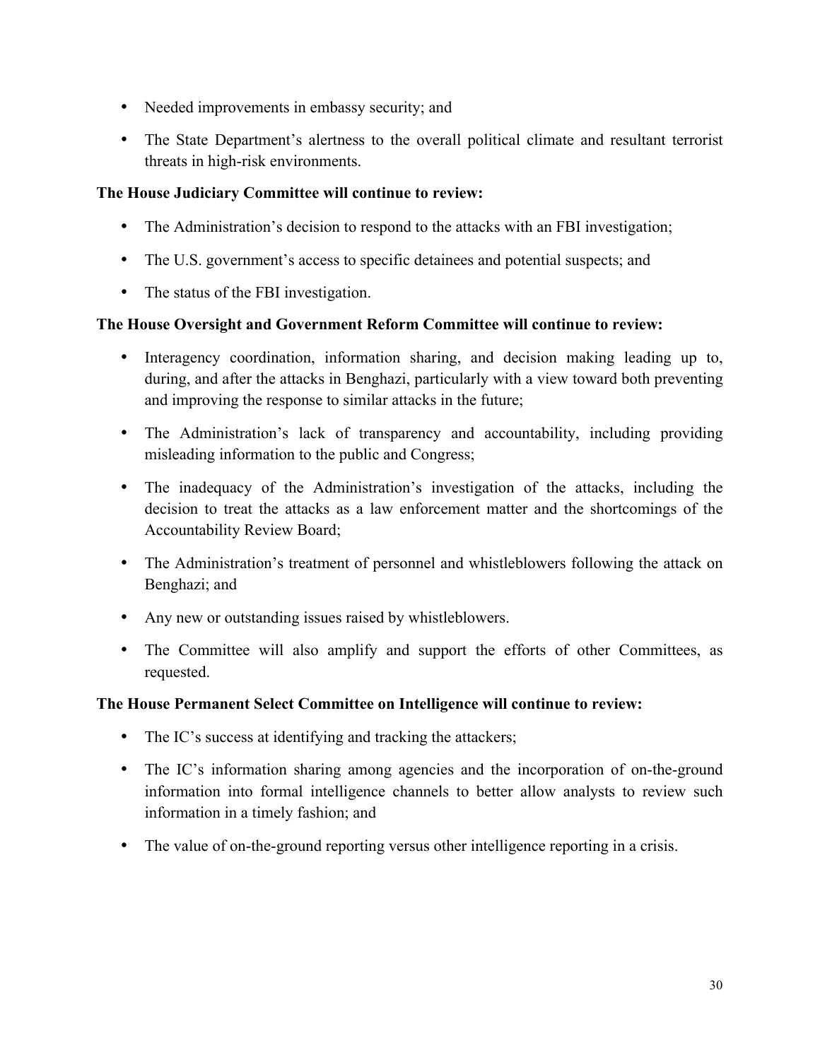- Needed improvements in embassy security; and
- The State Department's alertness to the overall political climate and resultant terrorist threats in high-risk environments.

**The House Judiciary Committee will continue to review:**

- The Administration's decision to respond to the attacks with an FBI investigation;
- The U.S. government's access to specific detainees and potential suspects; and
- The status of the FBI investigation.

**The House Oversight and Government Reform Committee will continue to review:**

- Interagency coordination, information sharing, and decision making leading up to, during, and after the attacks in Benghazi, particularly with a view toward both preventing and improving the response to similar attacks in the future;
- The Administration's lack of transparency and accountability, including providing misleading information to the public and Congress;
- The inadequacy of the Administration's investigation of the attacks, including the decision to treat the attacks as a law enforcement matter and the shortcomings of the Accountability Review Board;
- The Administration's treatment of personnel and whistleblowers following the attack on Benghazi; and
- Any new or outstanding issues raised by whistleblowers.
- The Committee will also amplify and support the efforts of other Committees, as requested.

**The House Permanent Select Committee on Intelligence will continue to review:**

- The IC's success at identifying and tracking the attackers;
- The IC's information sharing among agencies and the incorporation of on-the-ground information into formal intelligence channels to better allow analysts to review such information in a timely fashion; and
- The value of on-the-ground reporting versus other intelligence reporting in a crisis.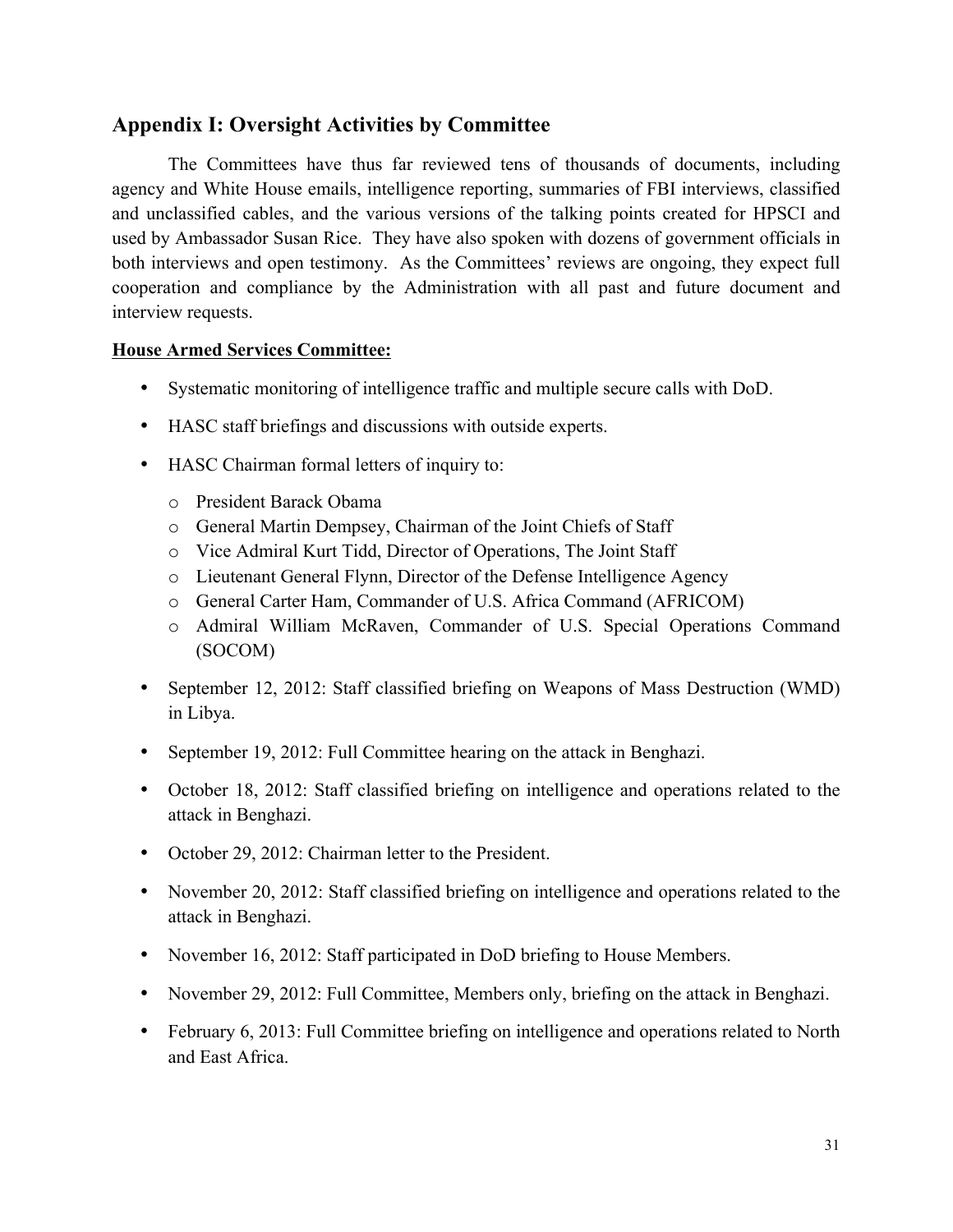## Appendix I: Oversight Activities by Committee

The Committees have thus far reviewed tens of thousands of documents, including agency and White House emails, intelligence reporting, summaries of FBI interviews, classified and unclassified cables, and the various versions of the talking points created for HPSCI and used by Ambassador Susan Rice. They have also spoken with dozens of government officials in both interviews and open testimony. As the Committees' reviews are ongoing, they expect full cooperation and compliance by the Administration with all past and future document and interview requests.

**House Armed Services Committee:**

- Systematic monitoring of intelligence traffic and multiple secure calls with DoD.
- HASC staff briefings and discussions with outside experts.
- HASC Chairman formal letters of inquiry to:
  - President Barack Obama
  - General Martin Dempsey, Chairman of the Joint Chiefs of Staff
  - Vice Admiral Kurt Tidd, Director of Operations, The Joint Staff
  - Lieutenant General Flynn, Director of the Defense Intelligence Agency
  - General Carter Ham, Commander of U.S. Africa Command (AFRICOM)
  - Admiral William McRaven, Commander of U.S. Special Operations Command (SOCOM)
- September 12, 2012: Staff classified briefing on Weapons of Mass Destruction (WMD) in Libya.
- September 19, 2012: Full Committee hearing on the attack in Benghazi.
- October 18, 2012: Staff classified briefing on intelligence and operations related to the attack in Benghazi.
- October 29, 2012: Chairman letter to the President.
- November 20, 2012: Staff classified briefing on intelligence and operations related to the attack in Benghazi.
- November 16, 2012: Staff participated in DoD briefing to House Members.
- November 29, 2012: Full Committee, Members only, briefing on the attack in Benghazi.
- February 6, 2013: Full Committee briefing on intelligence and operations related to North and East Africa.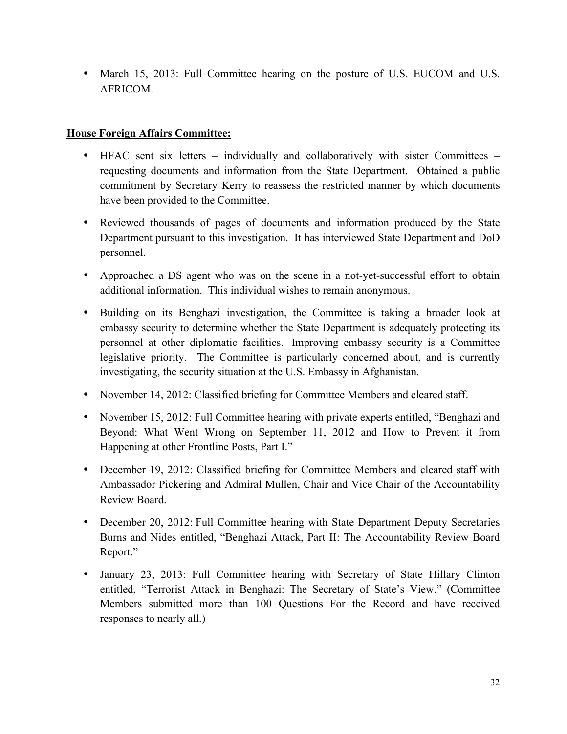- March 15, 2013: Full Committee hearing on the posture of U.S. EUCOM and U.S. AFRICOM.

**House Foreign Affairs Committee:**

- HFAC sent six letters – individually and collaboratively with sister Committees – requesting documents and information from the State Department. Obtained a public commitment by Secretary Kerry to reassess the restricted manner by which documents have been provided to the Committee.
- Reviewed thousands of pages of documents and information produced by the State Department pursuant to this investigation. It has interviewed State Department and DoD personnel.
- Approached a DS agent who was on the scene in a not-yet-successful effort to obtain additional information. This individual wishes to remain anonymous.
- Building on its Benghazi investigation, the Committee is taking a broader look at embassy security to determine whether the State Department is adequately protecting its personnel at other diplomatic facilities. Improving embassy security is a Committee legislative priority. The Committee is particularly concerned about, and is currently investigating, the security situation at the U.S. Embassy in Afghanistan.
- November 14, 2012: Classified briefing for Committee Members and cleared staff.
- November 15, 2012: Full Committee hearing with private experts entitled, "Benghazi and Beyond: What Went Wrong on September 11, 2012 and How to Prevent it from Happening at other Frontline Posts, Part I."
- December 19, 2012: Classified briefing for Committee Members and cleared staff with Ambassador Pickering and Admiral Mullen, Chair and Vice Chair of the Accountability Review Board.
- December 20, 2012: Full Committee hearing with State Department Deputy Secretaries Burns and Nides entitled, "Benghazi Attack, Part II: The Accountability Review Board Report."
- January 23, 2013: Full Committee hearing with Secretary of State Hillary Clinton entitled, "Terrorist Attack in Benghazi: The Secretary of State's View." (Committee Members submitted more than 100 Questions For the Record and have received responses to nearly all.)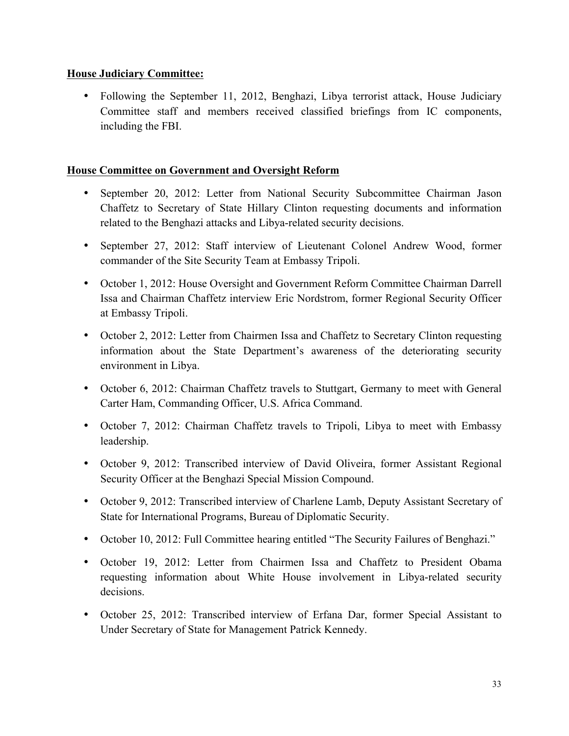**House Judiciary Committee:**

- Following the September 11, 2012, Benghazi, Libya terrorist attack, House Judiciary Committee staff and members received classified briefings from IC components, including the FBI.

**House Committee on Government and Oversight Reform**

- September 20, 2012: Letter from National Security Subcommittee Chairman Jason Chaffetz to Secretary of State Hillary Clinton requesting documents and information related to the Benghazi attacks and Libya-related security decisions.
- September 27, 2012: Staff interview of Lieutenant Colonel Andrew Wood, former commander of the Site Security Team at Embassy Tripoli.
- October 1, 2012: House Oversight and Government Reform Committee Chairman Darrell Issa and Chairman Chaffetz interview Eric Nordstrom, former Regional Security Officer at Embassy Tripoli.
- October 2, 2012: Letter from Chairmen Issa and Chaffetz to Secretary Clinton requesting information about the State Department's awareness of the deteriorating security environment in Libya.
- October 6, 2012: Chairman Chaffetz travels to Stuttgart, Germany to meet with General Carter Ham, Commanding Officer, U.S. Africa Command.
- October 7, 2012: Chairman Chaffetz travels to Tripoli, Libya to meet with Embassy leadership.
- October 9, 2012: Transcribed interview of David Oliveira, former Assistant Regional Security Officer at the Benghazi Special Mission Compound.
- October 9, 2012: Transcribed interview of Charlene Lamb, Deputy Assistant Secretary of State for International Programs, Bureau of Diplomatic Security.
- October 10, 2012: Full Committee hearing entitled "The Security Failures of Benghazi."
- October 19, 2012: Letter from Chairmen Issa and Chaffetz to President Obama requesting information about White House involvement in Libya-related security decisions.
- October 25, 2012: Transcribed interview of Erfana Dar, former Special Assistant to Under Secretary of State for Management Patrick Kennedy.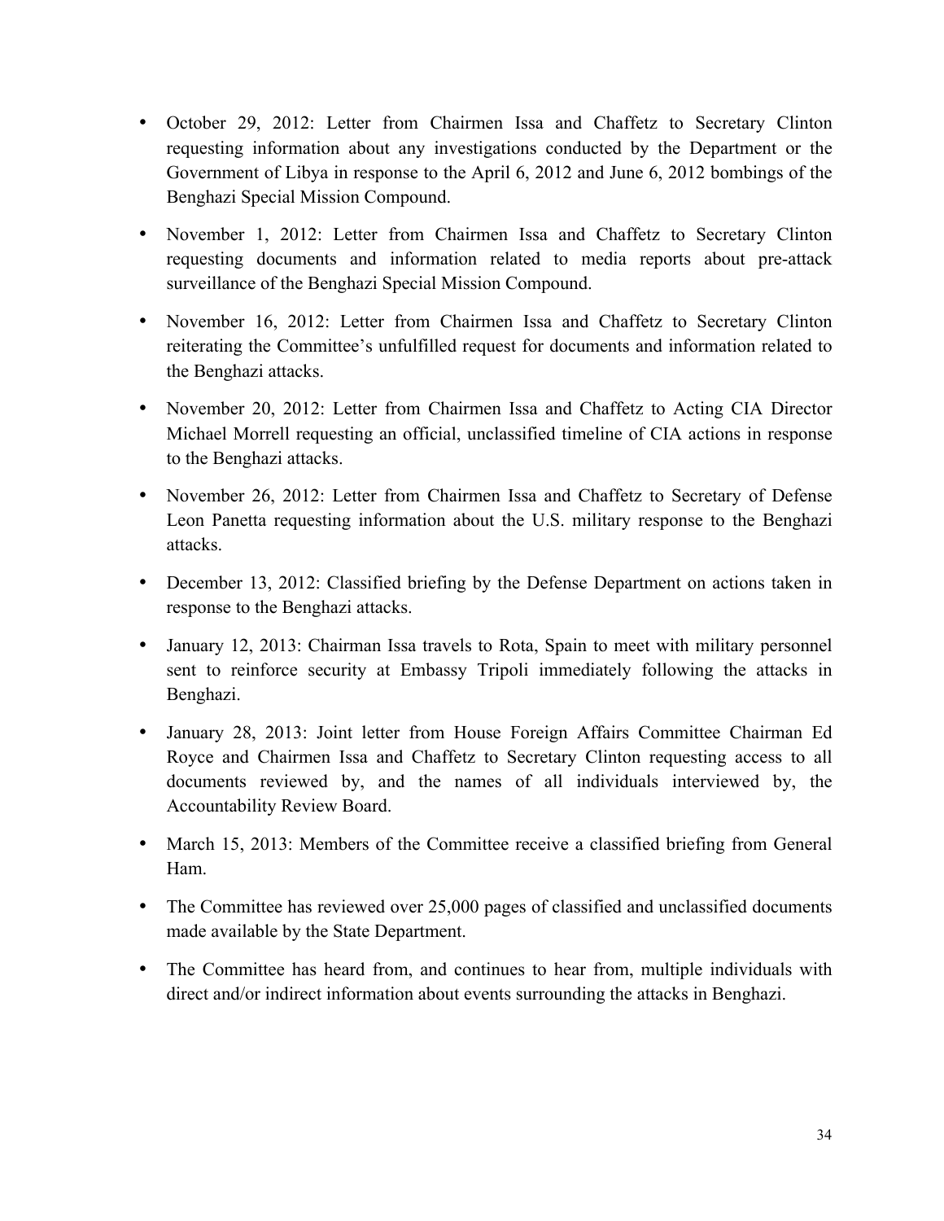- October 29, 2012: Letter from Chairmen Issa and Chaffetz to Secretary Clinton requesting information about any investigations conducted by the Department or the Government of Libya in response to the April 6, 2012 and June 6, 2012 bombings of the Benghazi Special Mission Compound.
- November 1, 2012: Letter from Chairmen Issa and Chaffetz to Secretary Clinton requesting documents and information related to media reports about pre-attack surveillance of the Benghazi Special Mission Compound.
- November 16, 2012: Letter from Chairmen Issa and Chaffetz to Secretary Clinton reiterating the Committee's unfulfilled request for documents and information related to the Benghazi attacks.
- November 20, 2012: Letter from Chairmen Issa and Chaffetz to Acting CIA Director Michael Morrell requesting an official, unclassified timeline of CIA actions in response to the Benghazi attacks.
- November 26, 2012: Letter from Chairmen Issa and Chaffetz to Secretary of Defense Leon Panetta requesting information about the U.S. military response to the Benghazi attacks.
- December 13, 2012: Classified briefing by the Defense Department on actions taken in response to the Benghazi attacks.
- January 12, 2013: Chairman Issa travels to Rota, Spain to meet with military personnel sent to reinforce security at Embassy Tripoli immediately following the attacks in Benghazi.
- January 28, 2013: Joint letter from House Foreign Affairs Committee Chairman Ed Royce and Chairmen Issa and Chaffetz to Secretary Clinton requesting access to all documents reviewed by, and the names of all individuals interviewed by, the Accountability Review Board.
- March 15, 2013: Members of the Committee receive a classified briefing from General Ham.
- The Committee has reviewed over 25,000 pages of classified and unclassified documents made available by the State Department.
- The Committee has heard from, and continues to hear from, multiple individuals with direct and/or indirect information about events surrounding the attacks in Benghazi.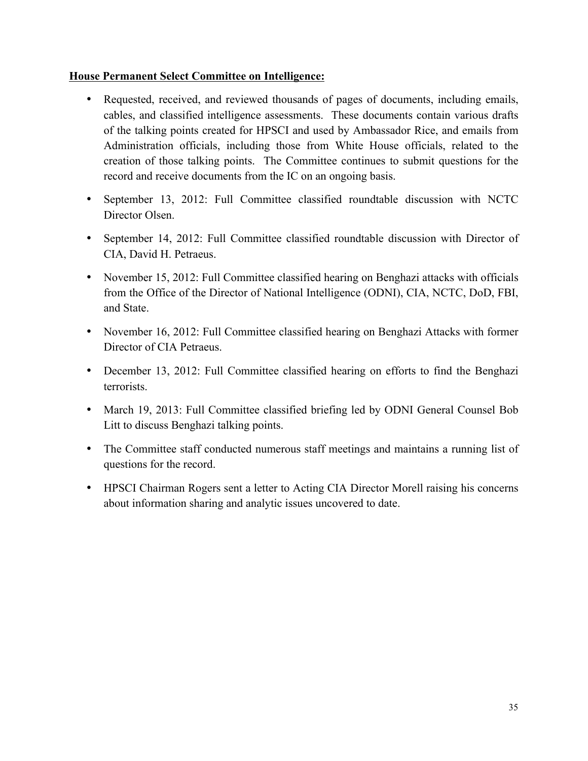**House Permanent Select Committee on Intelligence:**

- Requested, received, and reviewed thousands of pages of documents, including emails, cables, and classified intelligence assessments. These documents contain various drafts of the talking points created for HPSCI and used by Ambassador Rice, and emails from Administration officials, including those from White House officials, related to the creation of those talking points. The Committee continues to submit questions for the record and receive documents from the IC on an ongoing basis.
- September 13, 2012: Full Committee classified roundtable discussion with NCTC Director Olsen.
- September 14, 2012: Full Committee classified roundtable discussion with Director of CIA, David H. Petraeus.
- November 15, 2012: Full Committee classified hearing on Benghazi attacks with officials from the Office of the Director of National Intelligence (ODNI), CIA, NCTC, DoD, FBI, and State.
- November 16, 2012: Full Committee classified hearing on Benghazi Attacks with former Director of CIA Petraeus.
- December 13, 2012: Full Committee classified hearing on efforts to find the Benghazi terrorists.
- March 19, 2013: Full Committee classified briefing led by ODNI General Counsel Bob Litt to discuss Benghazi talking points.
- The Committee staff conducted numerous staff meetings and maintains a running list of questions for the record.
- HPSCI Chairman Rogers sent a letter to Acting CIA Director Morell raising his concerns about information sharing and analytic issues uncovered to date.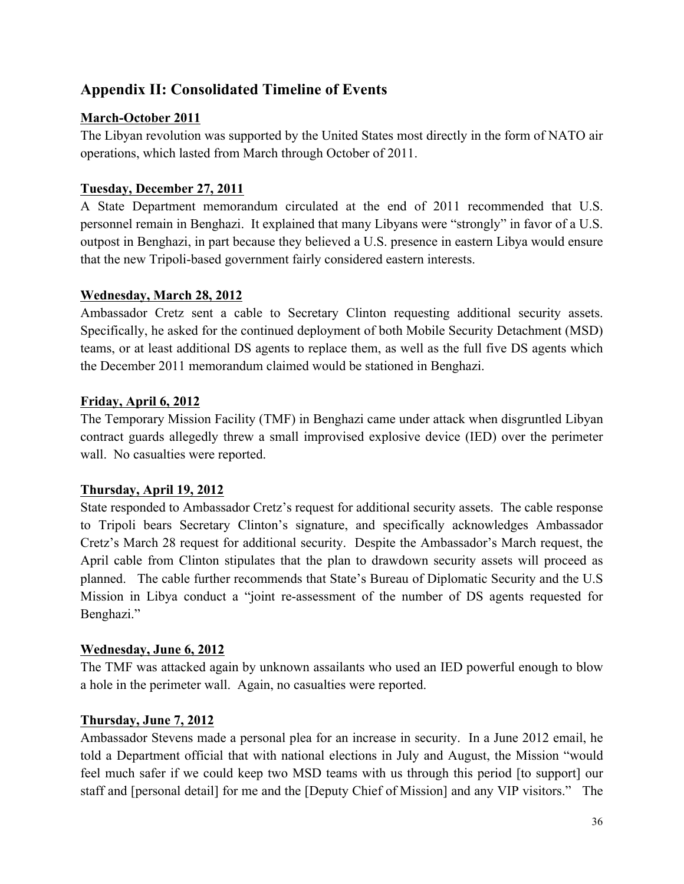## Appendix II: Consolidated Timeline of Events

**March-October 2011**

The Libyan revolution was supported by the United States most directly in the form of NATO air operations, which lasted from March through October of 2011.

**Tuesday, December 27, 2011**

A State Department memorandum circulated at the end of 2011 recommended that U.S. personnel remain in Benghazi. It explained that many Libyans were "strongly" in favor of a U.S. outpost in Benghazi, in part because they believed a U.S. presence in eastern Libya would ensure that the new Tripoli-based government fairly considered eastern interests.

**Wednesday, March 28, 2012**

Ambassador Cretz sent a cable to Secretary Clinton requesting additional security assets. Specifically, he asked for the continued deployment of both Mobile Security Detachment (MSD) teams, or at least additional DS agents to replace them, as well as the full five DS agents which the December 2011 memorandum claimed would be stationed in Benghazi.

**Friday, April 6, 2012**

The Temporary Mission Facility (TMF) in Benghazi came under attack when disgruntled Libyan contract guards allegedly threw a small improvised explosive device (IED) over the perimeter wall. No casualties were reported.

**Thursday, April 19, 2012**

State responded to Ambassador Cretz's request for additional security assets. The cable response to Tripoli bears Secretary Clinton's signature, and specifically acknowledges Ambassador Cretz's March 28 request for additional security. Despite the Ambassador's March request, the April cable from Clinton stipulates that the plan to drawdown security assets will proceed as planned. The cable further recommends that State's Bureau of Diplomatic Security and the U.S Mission in Libya conduct a "joint re-assessment of the number of DS agents requested for Benghazi."

**Wednesday, June 6, 2012**

The TMF was attacked again by unknown assailants who used an IED powerful enough to blow a hole in the perimeter wall. Again, no casualties were reported.

**Thursday, June 7, 2012**

Ambassador Stevens made a personal plea for an increase in security. In a June 2012 email, he told a Department official that with national elections in July and August, the Mission "would feel much safer if we could keep two MSD teams with us through this period [to support] our staff and [personal detail] for me and the [Deputy Chief of Mission] and any VIP visitors." The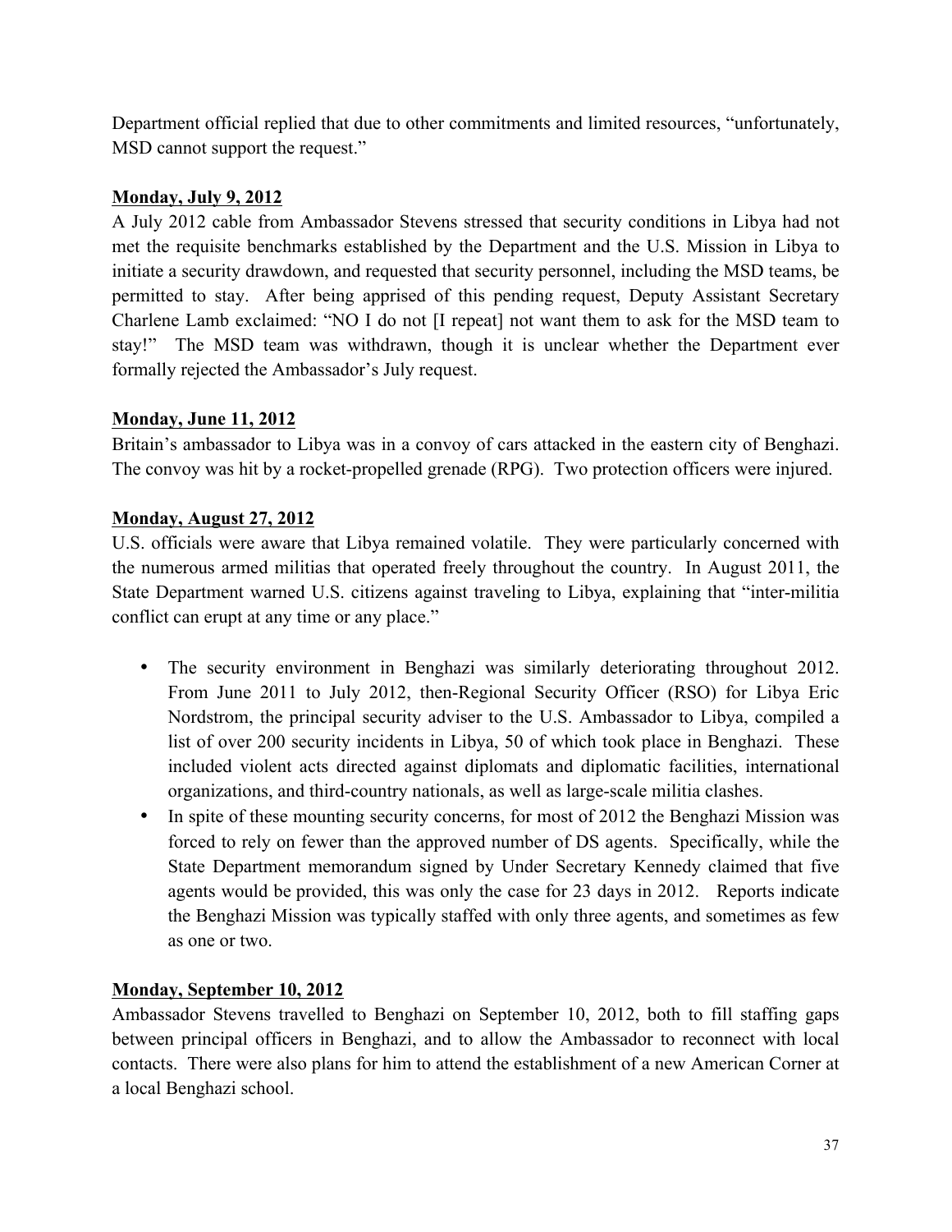Department official replied that due to other commitments and limited resources, "unfortunately, MSD cannot support the request."

**Monday, July 9, 2012**

A July 2012 cable from Ambassador Stevens stressed that security conditions in Libya had not met the requisite benchmarks established by the Department and the U.S. Mission in Libya to initiate a security drawdown, and requested that security personnel, including the MSD teams, be permitted to stay. After being apprised of this pending request, Deputy Assistant Secretary Charlene Lamb exclaimed: "NO I do not [I repeat] not want them to ask for the MSD team to stay!" The MSD team was withdrawn, though it is unclear whether the Department ever formally rejected the Ambassador's July request.

**Monday, June 11, 2012**

Britain's ambassador to Libya was in a convoy of cars attacked in the eastern city of Benghazi. The convoy was hit by a rocket-propelled grenade (RPG). Two protection officers were injured.

**Monday, August 27, 2012**

U.S. officials were aware that Libya remained volatile. They were particularly concerned with the numerous armed militias that operated freely throughout the country. In August 2011, the State Department warned U.S. citizens against traveling to Libya, explaining that "inter-militia conflict can erupt at any time or any place."

- The security environment in Benghazi was similarly deteriorating throughout 2012. From June 2011 to July 2012, then-Regional Security Officer (RSO) for Libya Eric Nordstrom, the principal security adviser to the U.S. Ambassador to Libya, compiled a list of over 200 security incidents in Libya, 50 of which took place in Benghazi. These included violent acts directed against diplomats and diplomatic facilities, international organizations, and third-country nationals, as well as large-scale militia clashes.
- In spite of these mounting security concerns, for most of 2012 the Benghazi Mission was forced to rely on fewer than the approved number of DS agents. Specifically, while the State Department memorandum signed by Under Secretary Kennedy claimed that five agents would be provided, this was only the case for 23 days in 2012. Reports indicate the Benghazi Mission was typically staffed with only three agents, and sometimes as few as one or two.

**Monday, September 10, 2012**

Ambassador Stevens travelled to Benghazi on September 10, 2012, both to fill staffing gaps between principal officers in Benghazi, and to allow the Ambassador to reconnect with local contacts. There were also plans for him to attend the establishment of a new American Corner at a local Benghazi school.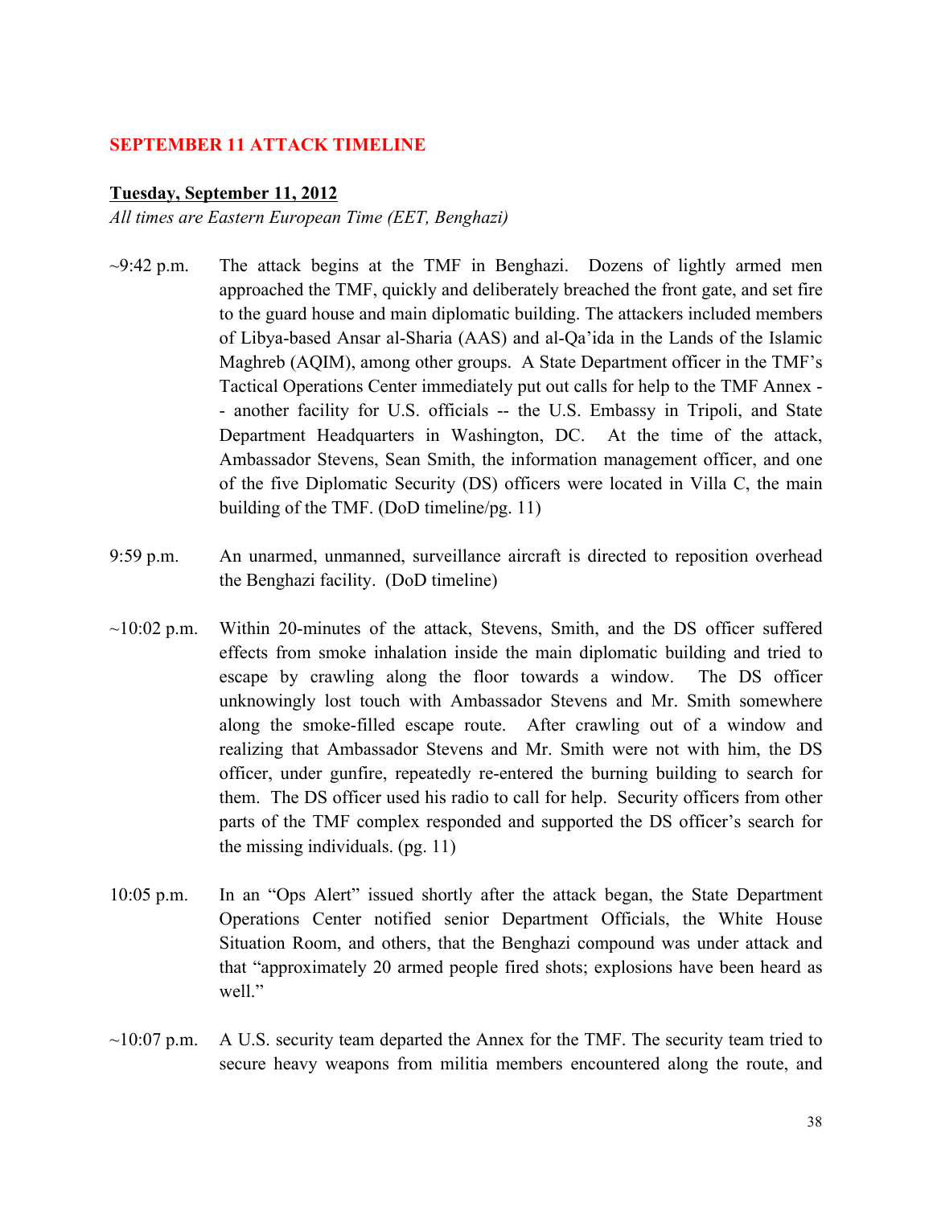## SEPTEMBER 11 ATTACK TIMELINE

**Tuesday, September 11, 2012**

*All times are Eastern European Time (EET, Benghazi)*

~9:42 p.m. The attack begins at the TMF in Benghazi. Dozens of lightly armed men approached the TMF, quickly and deliberately breached the front gate, and set fire to the guard house and main diplomatic building. The attackers included members of Libya-based Ansar al-Sharia (AAS) and al-Qa'ida in the Lands of the Islamic Maghreb (AQIM), among other groups. A State Department officer in the TMF's Tactical Operations Center immediately put out calls for help to the TMF Annex -- another facility for U.S. officials -- the U.S. Embassy in Tripoli, and State Department Headquarters in Washington, DC. At the time of the attack, Ambassador Stevens, Sean Smith, the information management officer, and one of the five Diplomatic Security (DS) officers were located in Villa C, the main building of the TMF. (DoD timeline/pg. 11)

9:59 p.m. An unarmed, unmanned, surveillance aircraft is directed to reposition overhead the Benghazi facility. (DoD timeline)

~10:02 p.m. Within 20-minutes of the attack, Stevens, Smith, and the DS officer suffered effects from smoke inhalation inside the main diplomatic building and tried to escape by crawling along the floor towards a window. The DS officer unknowingly lost touch with Ambassador Stevens and Mr. Smith somewhere along the smoke-filled escape route. After crawling out of a window and realizing that Ambassador Stevens and Mr. Smith were not with him, the DS officer, under gunfire, repeatedly re-entered the burning building to search for them. The DS officer used his radio to call for help. Security officers from other parts of the TMF complex responded and supported the DS officer's search for the missing individuals. (pg. 11)

10:05 p.m. In an "Ops Alert" issued shortly after the attack began, the State Department Operations Center notified senior Department Officials, the White House Situation Room, and others, that the Benghazi compound was under attack and that "approximately 20 armed people fired shots; explosions have been heard as well."

~10:07 p.m. A U.S. security team departed the Annex for the TMF. The security team tried to secure heavy weapons from militia members encountered along the route, and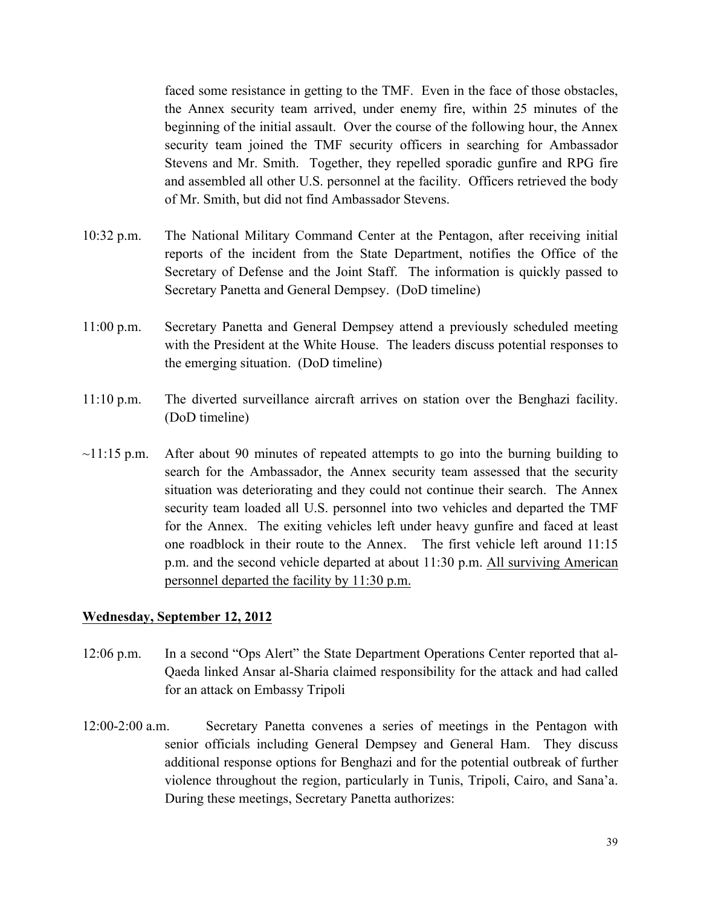faced some resistance in getting to the TMF. Even in the face of those obstacles, the Annex security team arrived, under enemy fire, within 25 minutes of the beginning of the initial assault. Over the course of the following hour, the Annex security team joined the TMF security officers in searching for Ambassador Stevens and Mr. Smith. Together, they repelled sporadic gunfire and RPG fire and assembled all other U.S. personnel at the facility. Officers retrieved the body of Mr. Smith, but did not find Ambassador Stevens.

10:32 p.m. The National Military Command Center at the Pentagon, after receiving initial reports of the incident from the State Department, notifies the Office of the Secretary of Defense and the Joint Staff. The information is quickly passed to Secretary Panetta and General Dempsey. (DoD timeline)

11:00 p.m. Secretary Panetta and General Dempsey attend a previously scheduled meeting with the President at the White House. The leaders discuss potential responses to the emerging situation. (DoD timeline)

11:10 p.m. The diverted surveillance aircraft arrives on station over the Benghazi facility. (DoD timeline)

~11:15 p.m. After about 90 minutes of repeated attempts to go into the burning building to search for the Ambassador, the Annex security team assessed that the security situation was deteriorating and they could not continue their search. The Annex security team loaded all U.S. personnel into two vehicles and departed the TMF for the Annex. The exiting vehicles left under heavy gunfire and faced at least one roadblock in their route to the Annex. The first vehicle left around 11:15 p.m. and the second vehicle departed at about 11:30 p.m. <u>All surviving American personnel departed the facility by 11:30 p.m.</u>

**<u>Wednesday, September 12, 2012</u>**

12:06 p.m. In a second "Ops Alert" the State Department Operations Center reported that al-Qaeda linked Ansar al-Sharia claimed responsibility for the attack and had called for an attack on Embassy Tripoli

12:00-2:00 a.m. Secretary Panetta convenes a series of meetings in the Pentagon with senior officials including General Dempsey and General Ham. They discuss additional response options for Benghazi and for the potential outbreak of further violence throughout the region, particularly in Tunis, Tripoli, Cairo, and Sana'a. During these meetings, Secretary Panetta authorizes: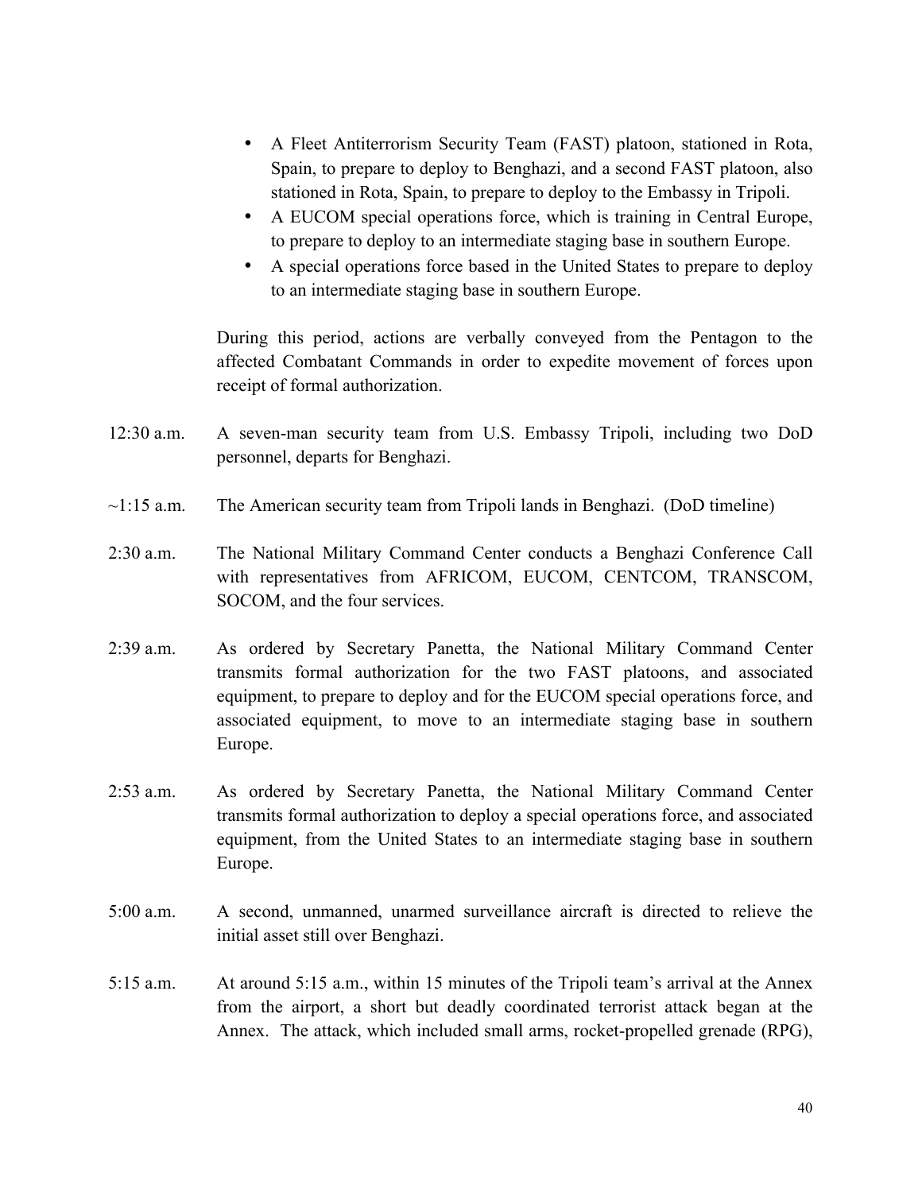- A Fleet Antiterrorism Security Team (FAST) platoon, stationed in Rota, Spain, to prepare to deploy to Benghazi, and a second FAST platoon, also stationed in Rota, Spain, to prepare to deploy to the Embassy in Tripoli.
- A EUCOM special operations force, which is training in Central Europe, to prepare to deploy to an intermediate staging base in southern Europe.
- A special operations force based in the United States to prepare to deploy to an intermediate staging base in southern Europe.

During this period, actions are verbally conveyed from the Pentagon to the affected Combatant Commands in order to expedite movement of forces upon receipt of formal authorization.

12:30 a.m. A seven-man security team from U.S. Embassy Tripoli, including two DoD personnel, departs for Benghazi.

~1:15 a.m. The American security team from Tripoli lands in Benghazi. (DoD timeline)

2:30 a.m. The National Military Command Center conducts a Benghazi Conference Call with representatives from AFRICOM, EUCOM, CENTCOM, TRANSCOM, SOCOM, and the four services.

2:39 a.m. As ordered by Secretary Panetta, the National Military Command Center transmits formal authorization for the two FAST platoons, and associated equipment, to prepare to deploy and for the EUCOM special operations force, and associated equipment, to move to an intermediate staging base in southern Europe.

2:53 a.m. As ordered by Secretary Panetta, the National Military Command Center transmits formal authorization to deploy a special operations force, and associated equipment, from the United States to an intermediate staging base in southern Europe.

5:00 a.m. A second, unmanned, unarmed surveillance aircraft is directed to relieve the initial asset still over Benghazi.

5:15 a.m. At around 5:15 a.m., within 15 minutes of the Tripoli team's arrival at the Annex from the airport, a short but deadly coordinated terrorist attack began at the Annex. The attack, which included small arms, rocket-propelled grenade (RPG),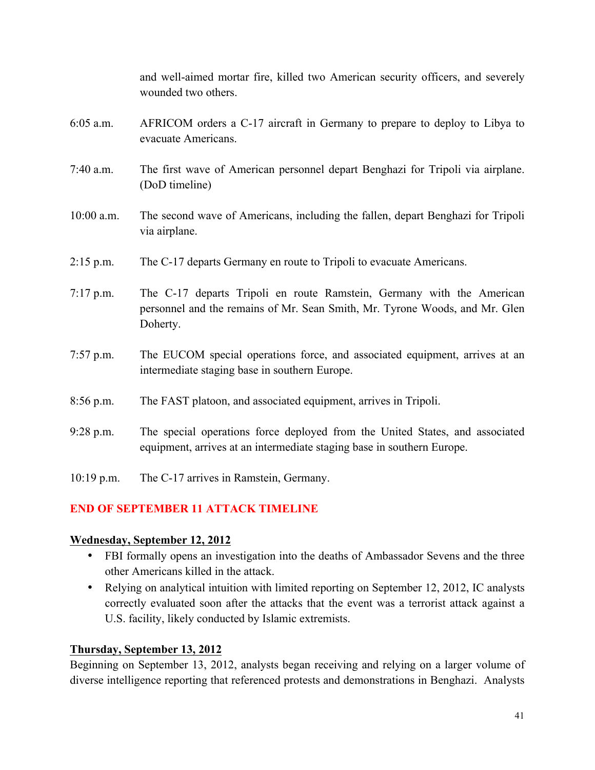and well-aimed mortar fire, killed two American security officers, and severely wounded two others.

6:05 a.m. AFRICOM orders a C-17 aircraft in Germany to prepare to deploy to Libya to evacuate Americans.

7:40 a.m. The first wave of American personnel depart Benghazi for Tripoli via airplane. (DoD timeline)

10:00 a.m. The second wave of Americans, including the fallen, depart Benghazi for Tripoli via airplane.

2:15 p.m. The C-17 departs Germany en route to Tripoli to evacuate Americans.

7:17 p.m. The C-17 departs Tripoli en route Ramstein, Germany with the American personnel and the remains of Mr. Sean Smith, Mr. Tyrone Woods, and Mr. Glen Doherty.

7:57 p.m. The EUCOM special operations force, and associated equipment, arrives at an intermediate staging base in southern Europe.

8:56 p.m. The FAST platoon, and associated equipment, arrives in Tripoli.

9:28 p.m. The special operations force deployed from the United States, and associated equipment, arrives at an intermediate staging base in southern Europe.

10:19 p.m. The C-17 arrives in Ramstein, Germany.

**END OF SEPTEMBER 11 ATTACK TIMELINE**

**Wednesday, September 12, 2012**

- FBI formally opens an investigation into the deaths of Ambassador Sevens and the three other Americans killed in the attack.
- Relying on analytical intuition with limited reporting on September 12, 2012, IC analysts correctly evaluated soon after the attacks that the event was a terrorist attack against a U.S. facility, likely conducted by Islamic extremists.

**Thursday, September 13, 2012**

Beginning on September 13, 2012, analysts began receiving and relying on a larger volume of diverse intelligence reporting that referenced protests and demonstrations in Benghazi. Analysts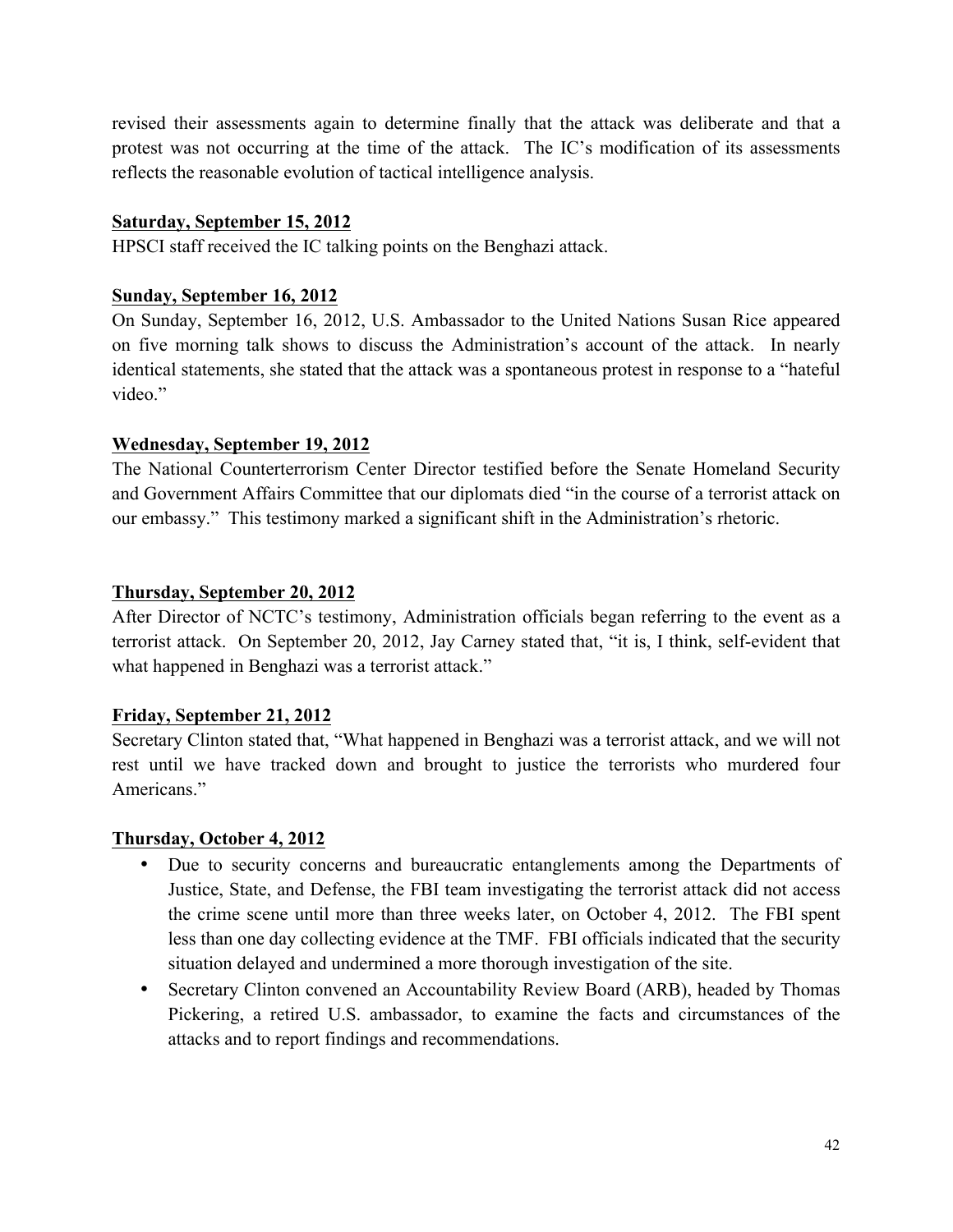revised their assessments again to determine finally that the attack was deliberate and that a protest was not occurring at the time of the attack. The IC's modification of its assessments reflects the reasonable evolution of tactical intelligence analysis.

**<u>Saturday, September 15, 2012</u>**

HPSCI staff received the IC talking points on the Benghazi attack.

**<u>Sunday, September 16, 2012</u>**

On Sunday, September 16, 2012, U.S. Ambassador to the United Nations Susan Rice appeared on five morning talk shows to discuss the Administration's account of the attack. In nearly identical statements, she stated that the attack was a spontaneous protest in response to a "hateful video."

**<u>Wednesday, September 19, 2012</u>**

The National Counterterrorism Center Director testified before the Senate Homeland Security and Government Affairs Committee that our diplomats died "in the course of a terrorist attack on our embassy." This testimony marked a significant shift in the Administration's rhetoric.

**<u>Thursday, September 20, 2012</u>**

After Director of NCTC's testimony, Administration officials began referring to the event as a terrorist attack. On September 20, 2012, Jay Carney stated that, "it is, I think, self-evident that what happened in Benghazi was a terrorist attack."

**<u>Friday, September 21, 2012</u>**

Secretary Clinton stated that, "What happened in Benghazi was a terrorist attack, and we will not rest until we have tracked down and brought to justice the terrorists who murdered four Americans."

**<u>Thursday, October 4, 2012</u>**

- Due to security concerns and bureaucratic entanglements among the Departments of Justice, State, and Defense, the FBI team investigating the terrorist attack did not access the crime scene until more than three weeks later, on October 4, 2012. The FBI spent less than one day collecting evidence at the TMF. FBI officials indicated that the security situation delayed and undermined a more thorough investigation of the site.
- Secretary Clinton convened an Accountability Review Board (ARB), headed by Thomas Pickering, a retired U.S. ambassador, to examine the facts and circumstances of the attacks and to report findings and recommendations.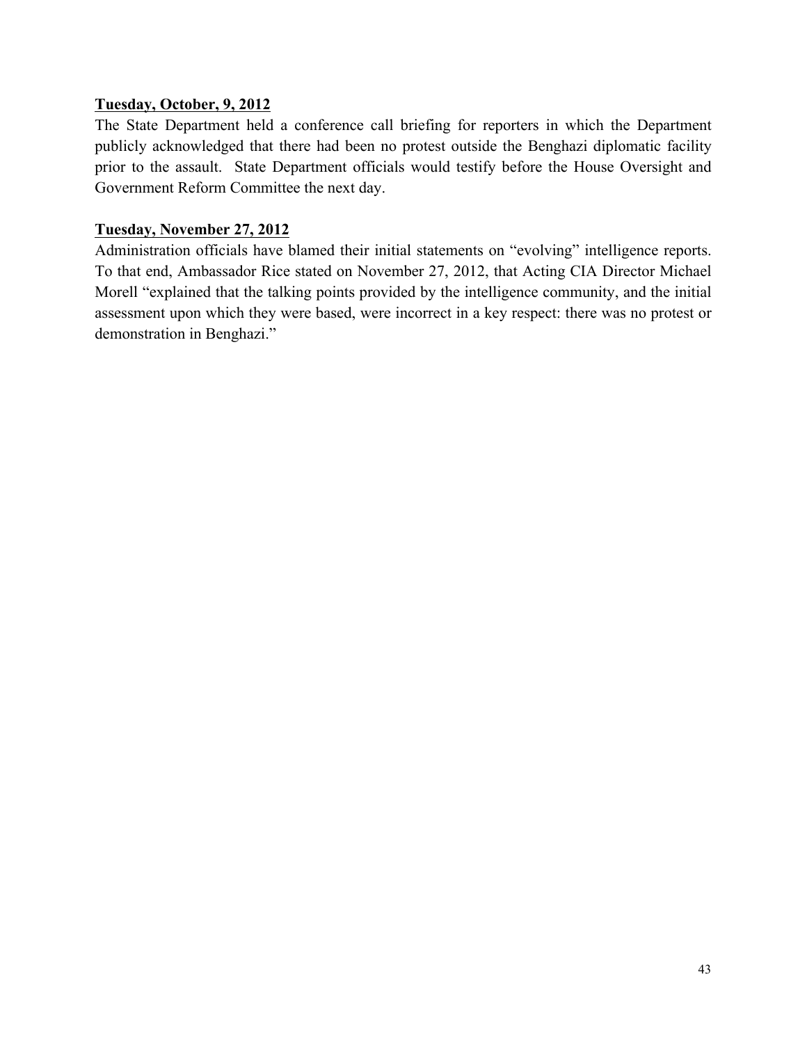**<u>Tuesday, October, 9, 2012</u>**

The State Department held a conference call briefing for reporters in which the Department publicly acknowledged that there had been no protest outside the Benghazi diplomatic facility prior to the assault. State Department officials would testify before the House Oversight and Government Reform Committee the next day.

**<u>Tuesday, November 27, 2012</u>**

Administration officials have blamed their initial statements on "evolving" intelligence reports. To that end, Ambassador Rice stated on November 27, 2012, that Acting CIA Director Michael Morell "explained that the talking points provided by the intelligence community, and the initial assessment upon which they were based, were incorrect in a key respect: there was no protest or demonstration in Benghazi."